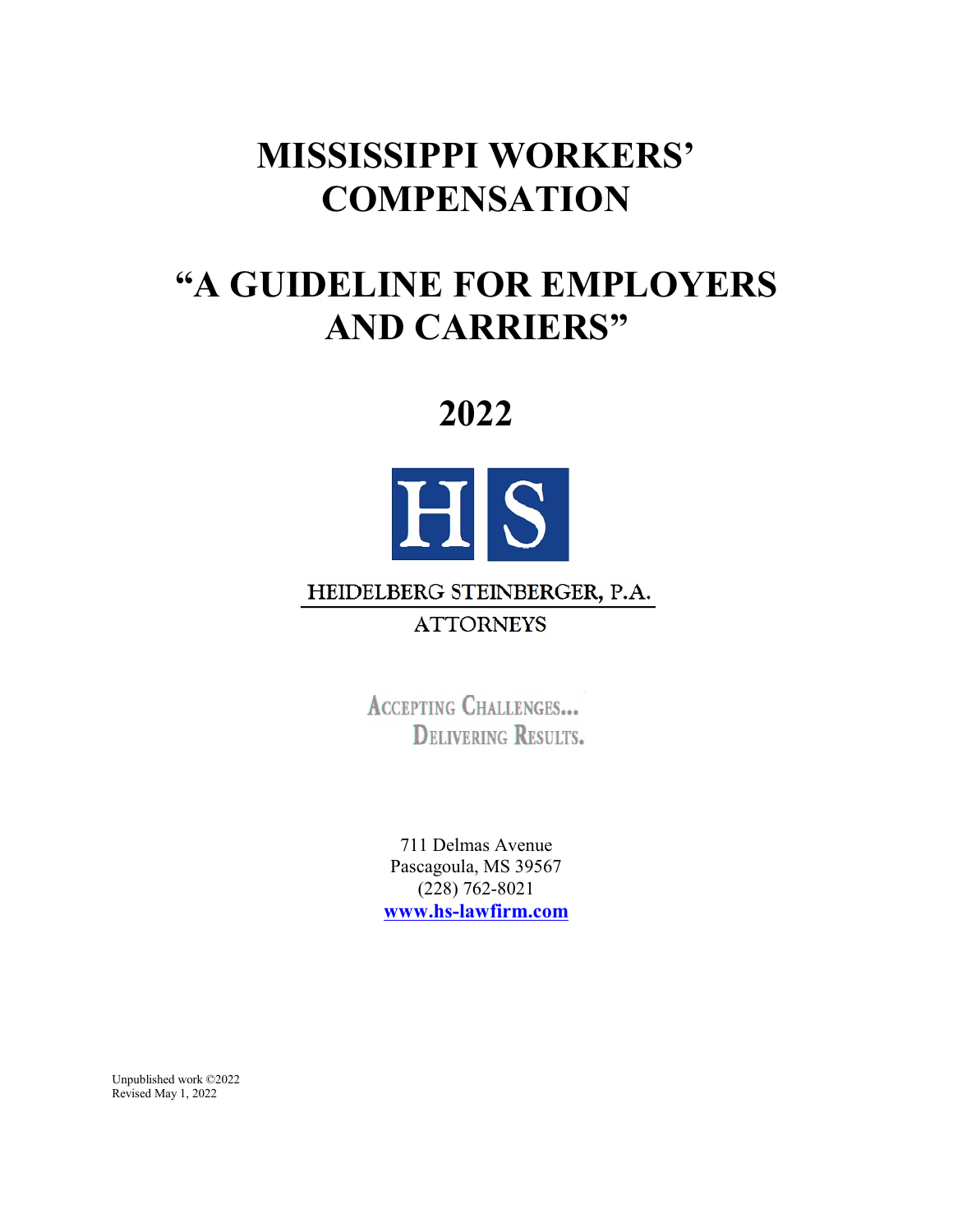# MISSISSIPPI WORKERS' COMPENSATION

# "A GUIDELINE FOR EMPLOYERS AND CARRIERS"

# 2022

HS

HEIDELBERG STEINBERGER, P.A.

ATTORNEYS

ACCEPTING CHALLENGES...
DELIVERING RESULTS.

711 Delmas Avenue
Pascagoula, MS 39567
(228) 762-8021
**www.hs-lawfirm.com**

Unpublished work ©2022
Revised May 1, 2022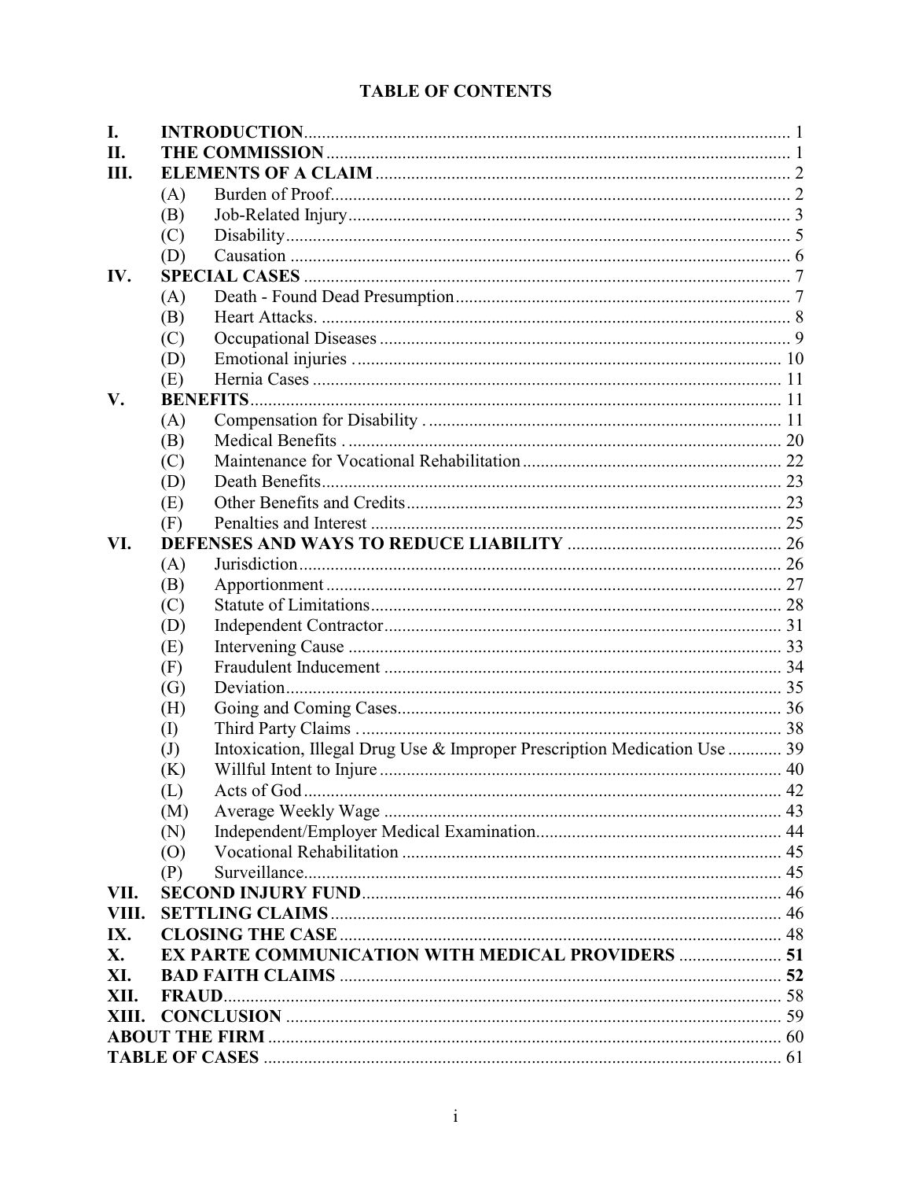# TABLE OF CONTENTS

| | | | |
|---|---|---|---|
| **I.** | **INTRODUCTION** | | 1 |
| **II.** | **THE COMMISSION** | | 1 |
| **III.** | **ELEMENTS OF A CLAIM** | | 2 |
| | (A) | Burden of Proof | 2 |
| | (B) | Job-Related Injury | 3 |
| | (C) | Disability | 5 |
| | (D) | Causation | 6 |
| **IV.** | **SPECIAL CASES** | | 7 |
| | (A) | Death - Found Dead Presumption | 7 |
| | (B) | Heart Attacks. | 8 |
| | (C) | Occupational Diseases | 9 |
| | (D) | Emotional injuries | 10 |
| | (E) | Hernia Cases | 11 |
| **V.** | **BENEFITS** | | 11 |
| | (A) | Compensation for Disability | 11 |
| | (B) | Medical Benefits | 20 |
| | (C) | Maintenance for Vocational Rehabilitation | 22 |
| | (D) | Death Benefits | 23 |
| | (E) | Other Benefits and Credits | 23 |
| | (F) | Penalties and Interest | 25 |
| **VI.** | **DEFENSES AND WAYS TO REDUCE LIABILITY** | | 26 |
| | (A) | Jurisdiction | 26 |
| | (B) | Apportionment | 27 |
| | (C) | Statute of Limitations | 28 |
| | (D) | Independent Contractor | 31 |
| | (E) | Intervening Cause | 33 |
| | (F) | Fraudulent Inducement | 34 |
| | (G) | Deviation | 35 |
| | (H) | Going and Coming Cases | 36 |
| | (I) | Third Party Claims | 38 |
| | (J) | Intoxication, Illegal Drug Use & Improper Prescription Medication Use | 39 |
| | (K) | Willful Intent to Injure | 40 |
| | (L) | Acts of God | 42 |
| | (M) | Average Weekly Wage | 43 |
| | (N) | Independent/Employer Medical Examination | 44 |
| | (O) | Vocational Rehabilitation | 45 |
| | (P) | Surveillance | 45 |
| **VII.** | **SECOND INJURY FUND** | | 46 |
| **VIII.** | **SETTLING CLAIMS** | | 46 |
| **IX.** | **CLOSING THE CASE** | | 48 |
| **X.** | **EX PARTE COMMUNICATION WITH MEDICAL PROVIDERS** | | 51 |
| **XI.** | **BAD FAITH CLAIMS** | | 52 |
| **XII.** | **FRAUD** | | 58 |
| **XIII.** | **CONCLUSION** | | 59 |
| **ABOUT THE FIRM** | | | 60 |
| **TABLE OF CASES** | | | 61 |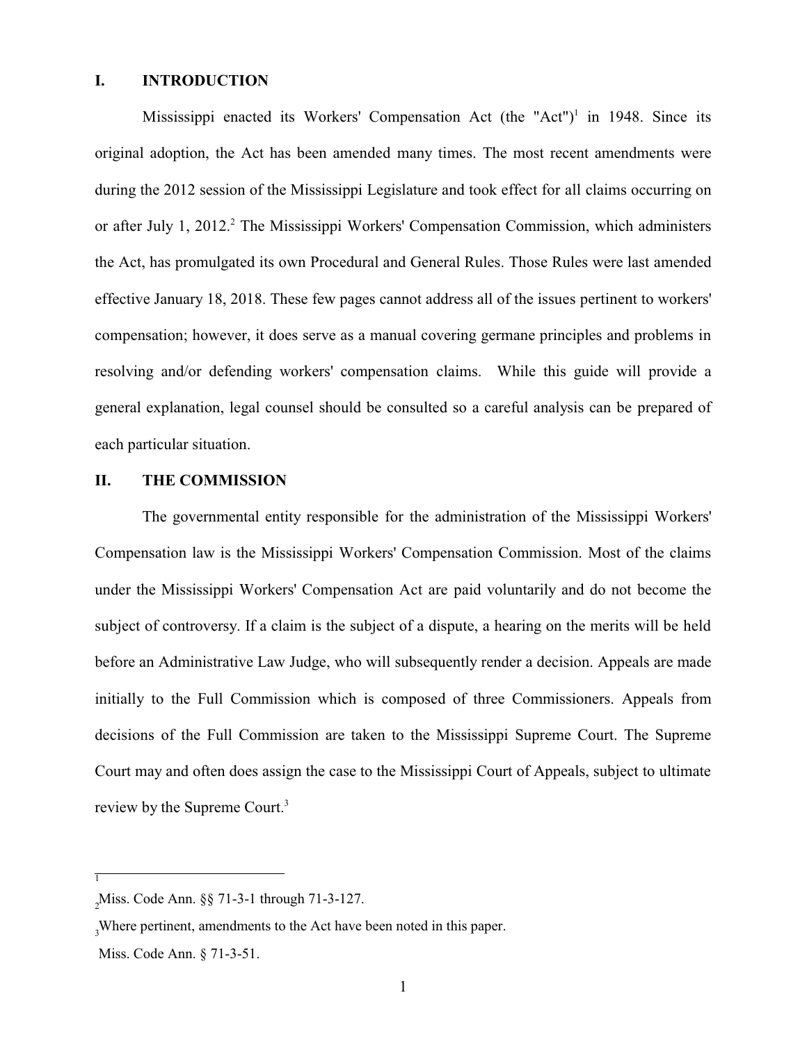## I. INTRODUCTION

Mississippi enacted its Workers' Compensation Act (the "Act")[1] in 1948. Since its original adoption, the Act has been amended many times. The most recent amendments were during the 2012 session of the Mississippi Legislature and took effect for all claims occurring on or after July 1, 2012.[2] The Mississippi Workers' Compensation Commission, which administers the Act, has promulgated its own Procedural and General Rules. Those Rules were last amended effective January 18, 2018. These few pages cannot address all of the issues pertinent to workers' compensation; however, it does serve as a manual covering germane principles and problems in resolving and/or defending workers' compensation claims. While this guide will provide a general explanation, legal counsel should be consulted so a careful analysis can be prepared of each particular situation.

## II. THE COMMISSION

The governmental entity responsible for the administration of the Mississippi Workers' Compensation law is the Mississippi Workers' Compensation Commission. Most of the claims under the Mississippi Workers' Compensation Act are paid voluntarily and do not become the subject of controversy. If a claim is the subject of a dispute, a hearing on the merits will be held before an Administrative Law Judge, who will subsequently render a decision. Appeals are made initially to the Full Commission which is composed of three Commissioners. Appeals from decisions of the Full Commission are taken to the Mississippi Supreme Court. The Supreme Court may and often does assign the case to the Mississippi Court of Appeals, subject to ultimate review by the Supreme Court.[3]

---

[1] Miss. Code Ann. §§ 71-3-1 through 71-3-127.

[2] Where pertinent, amendments to the Act have been noted in this paper.

[3] Miss. Code Ann. § 71-3-51.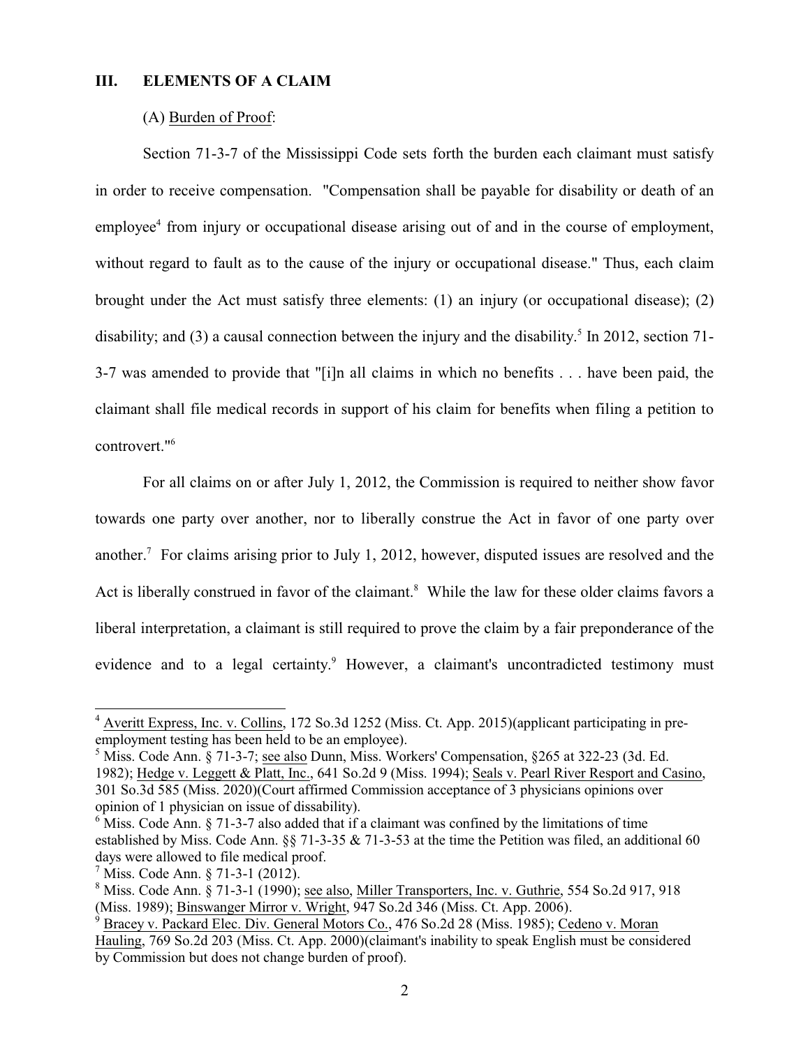## III. ELEMENTS OF A CLAIM

(A) Burden of Proof:

Section 71-3-7 of the Mississippi Code sets forth the burden each claimant must satisfy in order to receive compensation. "Compensation shall be payable for disability or death of an employee[4] from injury or occupational disease arising out of and in the course of employment, without regard to fault as to the cause of the injury or occupational disease." Thus, each claim brought under the Act must satisfy three elements: (1) an injury (or occupational disease); (2) disability; and (3) a causal connection between the injury and the disability.[5] In 2012, section 71-3-7 was amended to provide that "[i]n all claims in which no benefits . . . have been paid, the claimant shall file medical records in support of his claim for benefits when filing a petition to controvert."[6]

For all claims on or after July 1, 2012, the Commission is required to neither show favor towards one party over another, nor to liberally construe the Act in favor of one party over another.[7] For claims arising prior to July 1, 2012, however, disputed issues are resolved and the Act is liberally construed in favor of the claimant.[8] While the law for these older claims favors a liberal interpretation, a claimant is still required to prove the claim by a fair preponderance of the evidence and to a legal certainty.[9] However, a claimant's uncontradicted testimony must

---

[4] Averitt Express, Inc. v. Collins, 172 So.3d 1252 (Miss. Ct. App. 2015)(applicant participating in pre-employment testing has been held to be an employee).

[5] Miss. Code Ann. § 71-3-7; see also Dunn, Miss. Workers' Compensation, §265 at 322-23 (3d. Ed. 1982); Hedge v. Leggett & Platt, Inc., 641 So.2d 9 (Miss. 1994); Seals v. Pearl River Resport and Casino, 301 So.3d 585 (Miss. 2020)(Court affirmed Commission acceptance of 3 physicians opinions over opinion of 1 physician on issue of dissability).

[6] Miss. Code Ann. § 71-3-7 also added that if a claimant was confined by the limitations of time established by Miss. Code Ann. §§ 71-3-35 & 71-3-53 at the time the Petition was filed, an additional 60 days were allowed to file medical proof.

[7] Miss. Code Ann. § 71-3-1 (2012).

[8] Miss. Code Ann. § 71-3-1 (1990); see also, Miller Transporters, Inc. v. Guthrie, 554 So.2d 917, 918 (Miss. 1989); Binswanger Mirror v. Wright, 947 So.2d 346 (Miss. Ct. App. 2006).

[9] Bracey v. Packard Elec. Div. General Motors Co., 476 So.2d 28 (Miss. 1985); Cedeno v. Moran Hauling, 769 So.2d 203 (Miss. Ct. App. 2000)(claimant's inability to speak English must be considered by Commission but does not change burden of proof).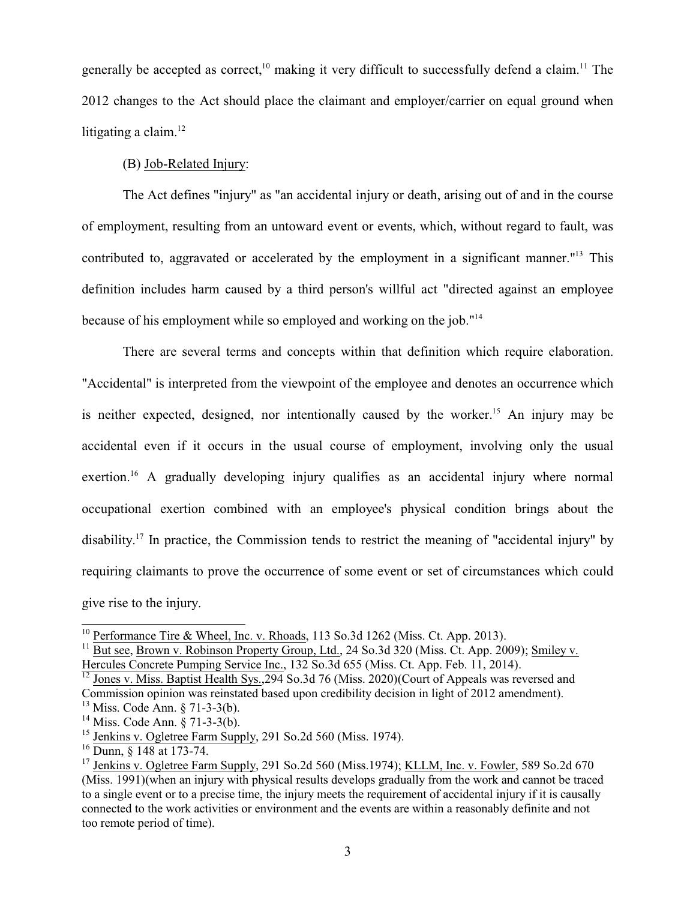generally be accepted as correct,[10] making it very difficult to successfully defend a claim.[11] The 2012 changes to the Act should place the claimant and employer/carrier on equal ground when litigating a claim.[12]

(B) Job-Related Injury:

The Act defines "injury" as "an accidental injury or death, arising out of and in the course of employment, resulting from an untoward event or events, which, without regard to fault, was contributed to, aggravated or accelerated by the employment in a significant manner."[13] This definition includes harm caused by a third person's willful act "directed against an employee because of his employment while so employed and working on the job."[14]

There are several terms and concepts within that definition which require elaboration. "Accidental" is interpreted from the viewpoint of the employee and denotes an occurrence which is neither expected, designed, nor intentionally caused by the worker.[15] An injury may be accidental even if it occurs in the usual course of employment, involving only the usual exertion.[16] A gradually developing injury qualifies as an accidental injury where normal occupational exertion combined with an employee's physical condition brings about the disability.[17] In practice, the Commission tends to restrict the meaning of "accidental injury" by requiring claimants to prove the occurrence of some event or set of circumstances which could give rise to the injury.

---

[10] Performance Tire & Wheel, Inc. v. Rhoads, 113 So.3d 1262 (Miss. Ct. App. 2013).

[11] But see, Brown v. Robinson Property Group, Ltd., 24 So.3d 320 (Miss. Ct. App. 2009); Smiley v. Hercules Concrete Pumping Service Inc., 132 So.3d 655 (Miss. Ct. App. Feb. 11, 2014).

[12] Jones v. Miss. Baptist Health Sys.,294 So.3d 76 (Miss. 2020)(Court of Appeals was reversed and Commission opinion was reinstated based upon credibility decision in light of 2012 amendment).

[13] Miss. Code Ann. § 71-3-3(b).

[14] Miss. Code Ann. § 71-3-3(b).

[15] Jenkins v. Ogletree Farm Supply, 291 So.2d 560 (Miss. 1974).

[16] Dunn, § 148 at 173-74.

[17] Jenkins v. Ogletree Farm Supply, 291 So.2d 560 (Miss.1974); KLLM, Inc. v. Fowler, 589 So.2d 670 (Miss. 1991)(when an injury with physical results develops gradually from the work and cannot be traced to a single event or to a precise time, the injury meets the requirement of accidental injury if it is causally connected to the work activities or environment and the events are within a reasonably definite and not too remote period of time).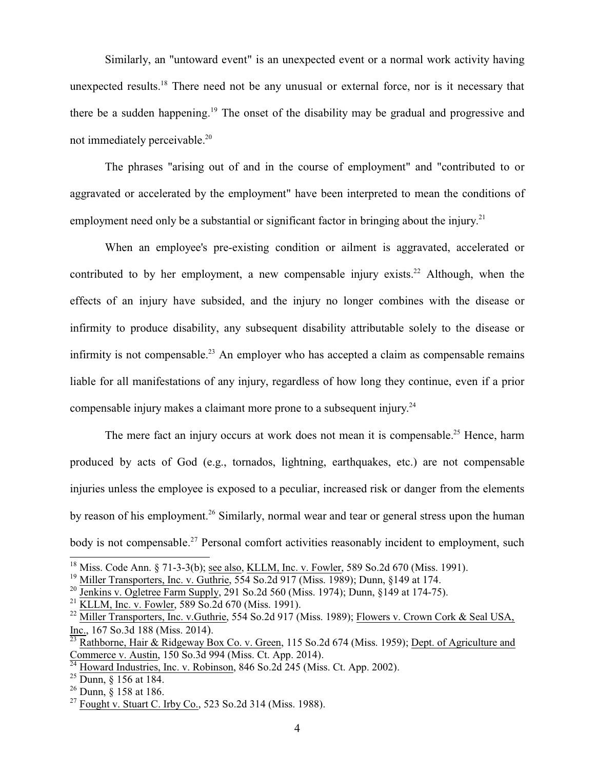Similarly, an "untoward event" is an unexpected event or a normal work activity having unexpected results.[18] There need not be any unusual or external force, nor is it necessary that there be a sudden happening.[19] The onset of the disability may be gradual and progressive and not immediately perceivable.[20]

The phrases "arising out of and in the course of employment" and "contributed to or aggravated or accelerated by the employment" have been interpreted to mean the conditions of employment need only be a substantial or significant factor in bringing about the injury.[21]

When an employee's pre-existing condition or ailment is aggravated, accelerated or contributed to by her employment, a new compensable injury exists.[22] Although, when the effects of an injury have subsided, and the injury no longer combines with the disease or infirmity to produce disability, any subsequent disability attributable solely to the disease or infirmity is not compensable.[23] An employer who has accepted a claim as compensable remains liable for all manifestations of any injury, regardless of how long they continue, even if a prior compensable injury makes a claimant more prone to a subsequent injury.[24]

The mere fact an injury occurs at work does not mean it is compensable.[25] Hence, harm produced by acts of God (e.g., tornados, lightning, earthquakes, etc.) are not compensable injuries unless the employee is exposed to a peculiar, increased risk or danger from the elements by reason of his employment.[26] Similarly, normal wear and tear or general stress upon the human body is not compensable.[27] Personal comfort activities reasonably incident to employment, such

---

[18] Miss. Code Ann. § 71-3-3(b); see also, KLLM, Inc. v. Fowler, 589 So.2d 670 (Miss. 1991).

[19] Miller Transporters, Inc. v. Guthrie, 554 So.2d 917 (Miss. 1989); Dunn, §149 at 174.

[20] Jenkins v. Ogletree Farm Supply, 291 So.2d 560 (Miss. 1974); Dunn, §149 at 174-75).

[21] KLLM, Inc. v. Fowler, 589 So.2d 670 (Miss. 1991).

[22] Miller Transporters, Inc. v.Guthrie, 554 So.2d 917 (Miss. 1989); Flowers v. Crown Cork & Seal USA, Inc., 167 So.3d 188 (Miss. 2014).

[23] Rathborne, Hair & Ridgeway Box Co. v. Green, 115 So.2d 674 (Miss. 1959); Dept. of Agriculture and Commerce v. Austin, 150 So.3d 994 (Miss. Ct. App. 2014).

[24] Howard Industries, Inc. v. Robinson, 846 So.2d 245 (Miss. Ct. App. 2002).

[25] Dunn, § 156 at 184.

[26] Dunn, § 158 at 186.

[27] Fought v. Stuart C. Irby Co., 523 So.2d 314 (Miss. 1988).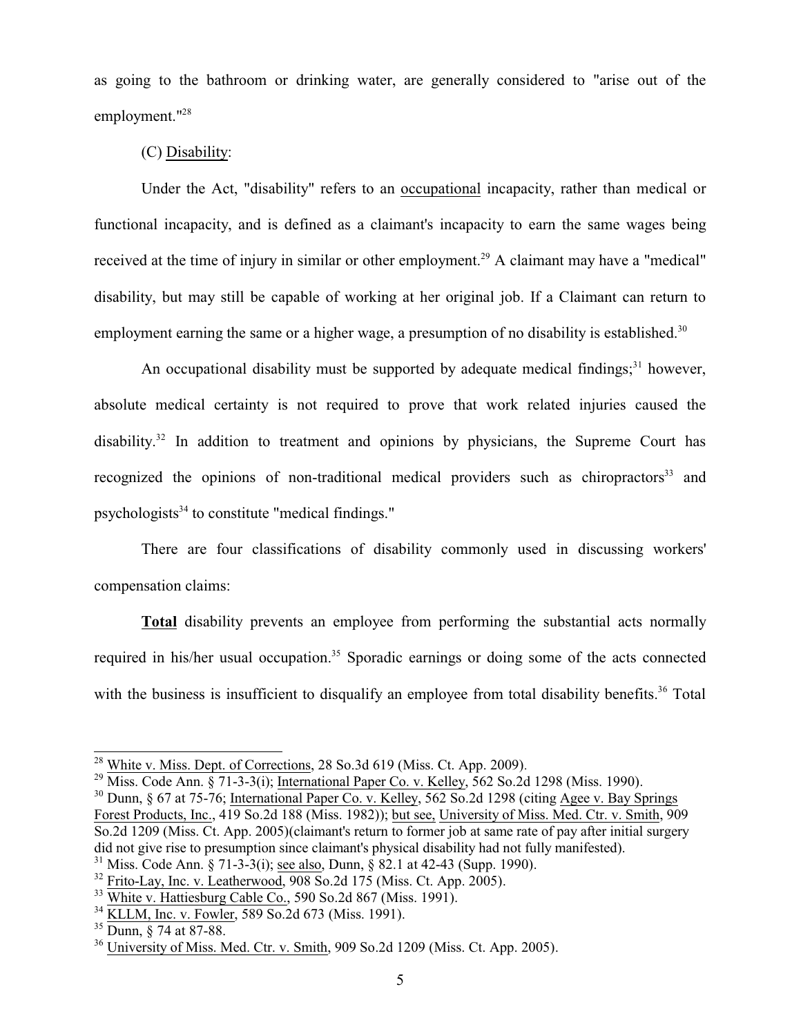as going to the bathroom or drinking water, are generally considered to "arise out of the employment."[28]

(C) Disability:

Under the Act, "disability" refers to an occupational incapacity, rather than medical or functional incapacity, and is defined as a claimant's incapacity to earn the same wages being received at the time of injury in similar or other employment.[29] A claimant may have a "medical" disability, but may still be capable of working at her original job. If a Claimant can return to employment earning the same or a higher wage, a presumption of no disability is established.[30]

An occupational disability must be supported by adequate medical findings;[31] however, absolute medical certainty is not required to prove that work related injuries caused the disability.[32] In addition to treatment and opinions by physicians, the Supreme Court has recognized the opinions of non-traditional medical providers such as chiropractors[33] and psychologists[34] to constitute "medical findings."

There are four classifications of disability commonly used in discussing workers' compensation claims:

**Total** disability prevents an employee from performing the substantial acts normally required in his/her usual occupation.[35] Sporadic earnings or doing some of the acts connected with the business is insufficient to disqualify an employee from total disability benefits.[36] Total

---

[28] White v. Miss. Dept. of Corrections, 28 So.3d 619 (Miss. Ct. App. 2009).

[29] Miss. Code Ann. § 71-3-3(i); International Paper Co. v. Kelley, 562 So.2d 1298 (Miss. 1990).

[30] Dunn, § 67 at 75-76; International Paper Co. v. Kelley, 562 So.2d 1298 (citing Agee v. Bay Springs Forest Products, Inc., 419 So.2d 188 (Miss. 1982)); but see, University of Miss. Med. Ctr. v. Smith, 909 So.2d 1209 (Miss. Ct. App. 2005)(claimant's return to former job at same rate of pay after initial surgery did not give rise to presumption since claimant's physical disability had not fully manifested).

[31] Miss. Code Ann. § 71-3-3(i); see also, Dunn, § 82.1 at 42-43 (Supp. 1990).

[32] Frito-Lay, Inc. v. Leatherwood, 908 So.2d 175 (Miss. Ct. App. 2005).

[33] White v. Hattiesburg Cable Co., 590 So.2d 867 (Miss. 1991).

[34] KLLM, Inc. v. Fowler, 589 So.2d 673 (Miss. 1991).

[35] Dunn, § 74 at 87-88.

[36] University of Miss. Med. Ctr. v. Smith, 909 So.2d 1209 (Miss. Ct. App. 2005).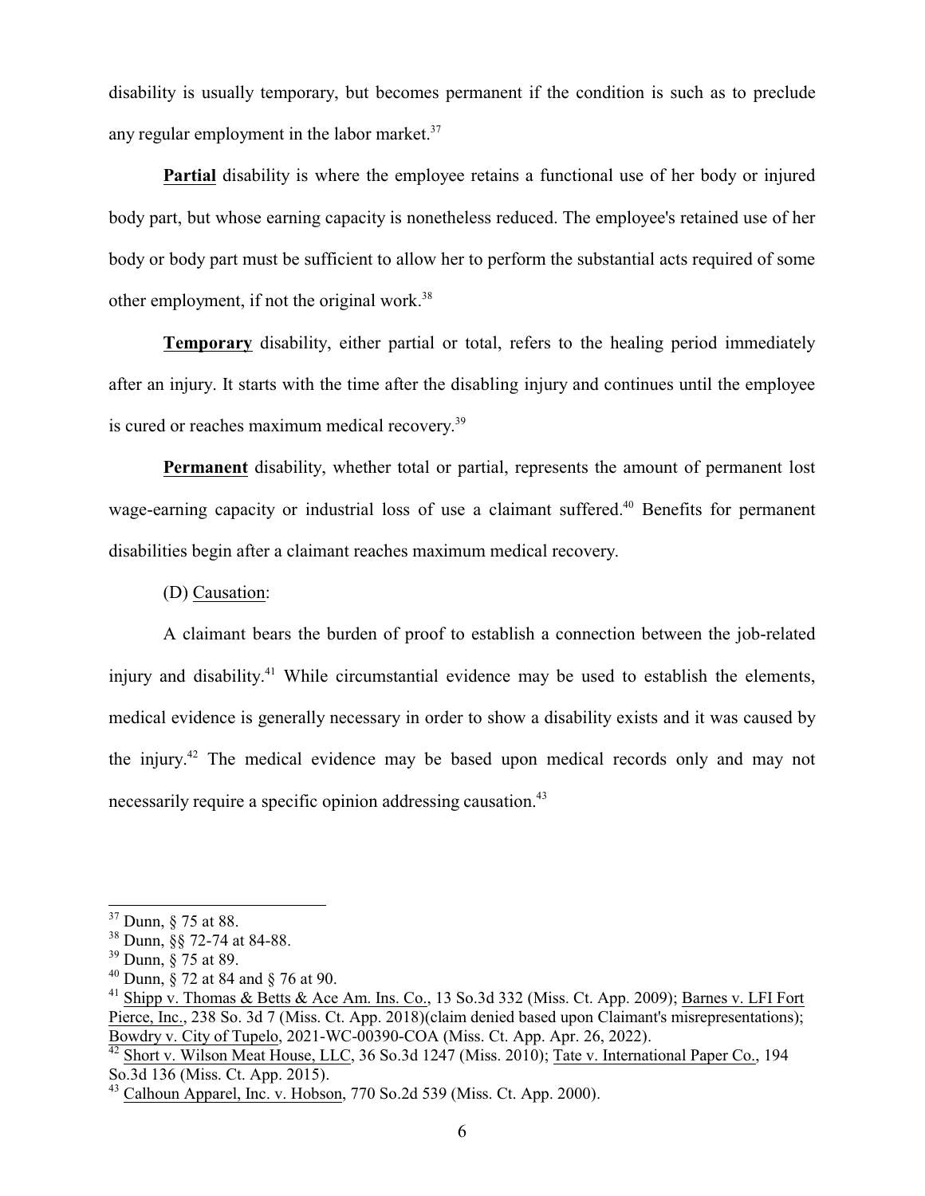disability is usually temporary, but becomes permanent if the condition is such as to preclude any regular employment in the labor market.[37]

**Partial** disability is where the employee retains a functional use of her body or injured body part, but whose earning capacity is nonetheless reduced. The employee's retained use of her body or body part must be sufficient to allow her to perform the substantial acts required of some other employment, if not the original work.[38]

**Temporary** disability, either partial or total, refers to the healing period immediately after an injury. It starts with the time after the disabling injury and continues until the employee is cured or reaches maximum medical recovery.[39]

**Permanent** disability, whether total or partial, represents the amount of permanent lost wage-earning capacity or industrial loss of use a claimant suffered.[40] Benefits for permanent disabilities begin after a claimant reaches maximum medical recovery.

(D) Causation:

A claimant bears the burden of proof to establish a connection between the job-related injury and disability.[41] While circumstantial evidence may be used to establish the elements, medical evidence is generally necessary in order to show a disability exists and it was caused by the injury.[42] The medical evidence may be based upon medical records only and may not necessarily require a specific opinion addressing causation.[43]

---

[37] Dunn, § 75 at 88.

[38] Dunn, §§ 72-74 at 84-88.

[39] Dunn, § 75 at 89.

[40] Dunn, § 72 at 84 and § 76 at 90.

[41] Shipp v. Thomas & Betts & Ace Am. Ins. Co., 13 So.3d 332 (Miss. Ct. App. 2009); Barnes v. LFI Fort Pierce, Inc., 238 So. 3d 7 (Miss. Ct. App. 2018)(claim denied based upon Claimant's misrepresentations); Bowdry v. City of Tupelo, 2021-WC-00390-COA (Miss. Ct. App. Apr. 26, 2022).

[42] Short v. Wilson Meat House, LLC, 36 So.3d 1247 (Miss. 2010); Tate v. International Paper Co., 194 So.3d 136 (Miss. Ct. App. 2015).

[43] Calhoun Apparel, Inc. v. Hobson, 770 So.2d 539 (Miss. Ct. App. 2000).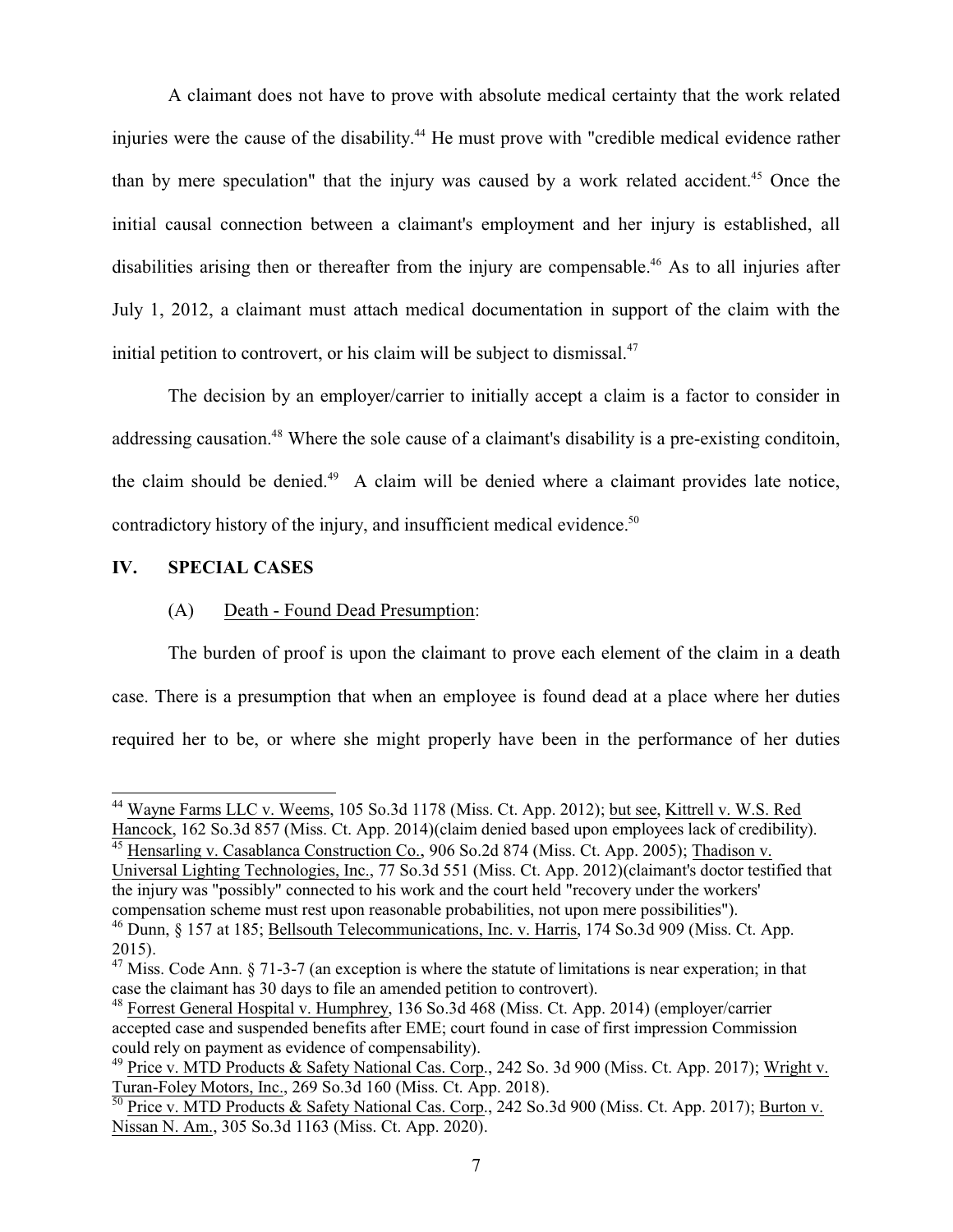A claimant does not have to prove with absolute medical certainty that the work related injuries were the cause of the disability.[44] He must prove with "credible medical evidence rather than by mere speculation" that the injury was caused by a work related accident.[45] Once the initial causal connection between a claimant's employment and her injury is established, all disabilities arising then or thereafter from the injury are compensable.[46] As to all injuries after July 1, 2012, a claimant must attach medical documentation in support of the claim with the initial petition to controvert, or his claim will be subject to dismissal.[47]

The decision by an employer/carrier to initially accept a claim is a factor to consider in addressing causation.[48] Where the sole cause of a claimant's disability is a pre-existing conditoin, the claim should be denied.[49] A claim will be denied where a claimant provides late notice, contradictory history of the injury, and insufficient medical evidence.[50]

## IV. SPECIAL CASES

### (A) Death - Found Dead Presumption:

The burden of proof is upon the claimant to prove each element of the claim in a death case. There is a presumption that when an employee is found dead at a place where her duties required her to be, or where she might properly have been in the performance of her duties

---

[44] Wayne Farms LLC v. Weems, 105 So.3d 1178 (Miss. Ct. App. 2012); but see, Kittrell v. W.S. Red Hancock, 162 So.3d 857 (Miss. Ct. App. 2014)(claim denied based upon employees lack of credibility).

[45] Hensarling v. Casablanca Construction Co., 906 So.2d 874 (Miss. Ct. App. 2005); Thadison v. Universal Lighting Technologies, Inc., 77 So.3d 551 (Miss. Ct. App. 2012)(claimant's doctor testified that the injury was "possibly" connected to his work and the court held "recovery under the workers' compensation scheme must rest upon reasonable probabilities, not upon mere possibilities").

[46] Dunn, § 157 at 185; Bellsouth Telecommunications, Inc. v. Harris, 174 So.3d 909 (Miss. Ct. App. 2015).

[47] Miss. Code Ann. § 71-3-7 (an exception is where the statute of limitations is near experation; in that case the claimant has 30 days to file an amended petition to controvert).

[48] Forrest General Hospital v. Humphrey, 136 So.3d 468 (Miss. Ct. App. 2014) (employer/carrier accepted case and suspended benefits after EME; court found in case of first impression Commission could rely on payment as evidence of compensability).

[49] Price v. MTD Products & Safety National Cas. Corp., 242 So. 3d 900 (Miss. Ct. App. 2017); Wright v. Turan-Foley Motors, Inc., 269 So.3d 160 (Miss. Ct. App. 2018).

[50] Price v. MTD Products & Safety National Cas. Corp., 242 So.3d 900 (Miss. Ct. App. 2017); Burton v. Nissan N. Am., 305 So.3d 1163 (Miss. Ct. App. 2020).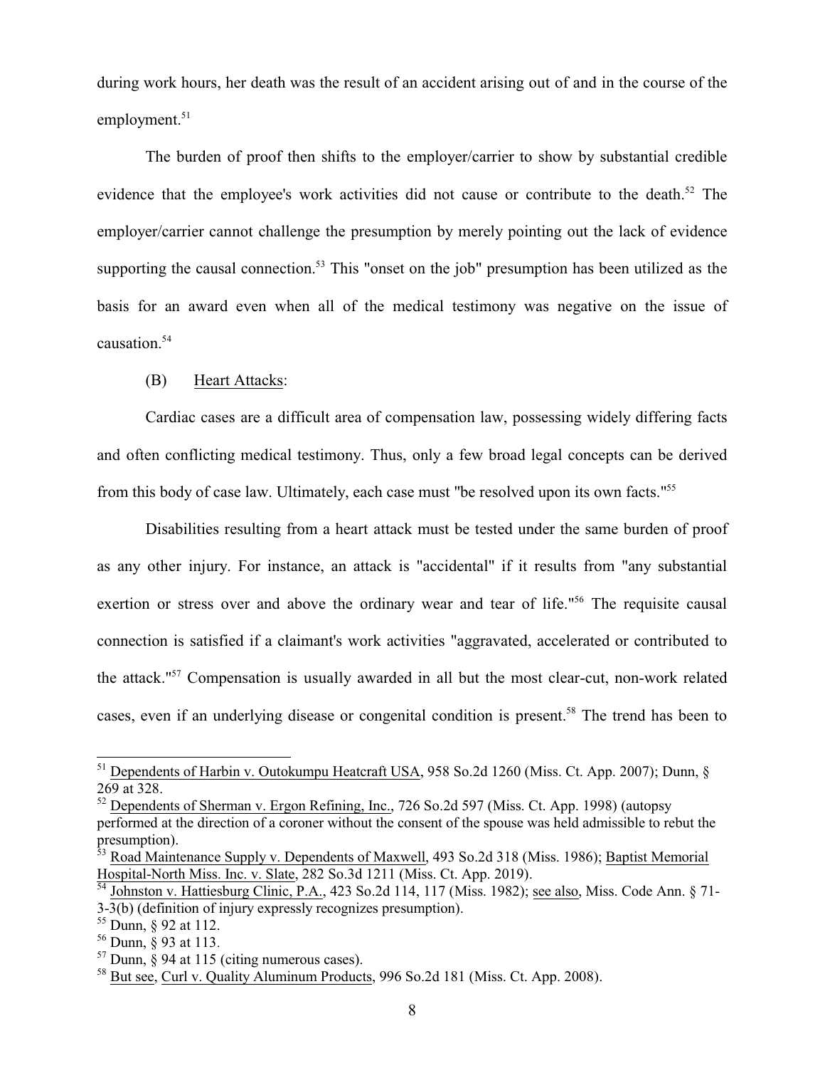during work hours, her death was the result of an accident arising out of and in the course of the employment.[51]

The burden of proof then shifts to the employer/carrier to show by substantial credible evidence that the employee's work activities did not cause or contribute to the death.[52] The employer/carrier cannot challenge the presumption by merely pointing out the lack of evidence supporting the causal connection.[53] This "onset on the job" presumption has been utilized as the basis for an award even when all of the medical testimony was negative on the issue of causation.[54]

(B) Heart Attacks:

Cardiac cases are a difficult area of compensation law, possessing widely differing facts and often conflicting medical testimony. Thus, only a few broad legal concepts can be derived from this body of case law. Ultimately, each case must "be resolved upon its own facts."[55]

Disabilities resulting from a heart attack must be tested under the same burden of proof as any other injury. For instance, an attack is "accidental" if it results from "any substantial exertion or stress over and above the ordinary wear and tear of life."[56] The requisite causal connection is satisfied if a claimant's work activities "aggravated, accelerated or contributed to the attack."[57] Compensation is usually awarded in all but the most clear-cut, non-work related cases, even if an underlying disease or congenital condition is present.[58] The trend has been to

---

[51] Dependents of Harbin v. Outokumpu Heatcraft USA, 958 So.2d 1260 (Miss. Ct. App. 2007); Dunn, § 269 at 328.

[52] Dependents of Sherman v. Ergon Refining, Inc., 726 So.2d 597 (Miss. Ct. App. 1998) (autopsy performed at the direction of a coroner without the consent of the spouse was held admissible to rebut the presumption).

[53] Road Maintenance Supply v. Dependents of Maxwell, 493 So.2d 318 (Miss. 1986); Baptist Memorial Hospital-North Miss. Inc. v. Slate, 282 So.3d 1211 (Miss. Ct. App. 2019).

[54] Johnston v. Hattiesburg Clinic, P.A., 423 So.2d 114, 117 (Miss. 1982); see also, Miss. Code Ann. § 71-3-3(b) (definition of injury expressly recognizes presumption).

[55] Dunn, § 92 at 112.

[56] Dunn, § 93 at 113.

[57] Dunn, § 94 at 115 (citing numerous cases).

[58] But see, Curl v. Quality Aluminum Products, 996 So.2d 181 (Miss. Ct. App. 2008).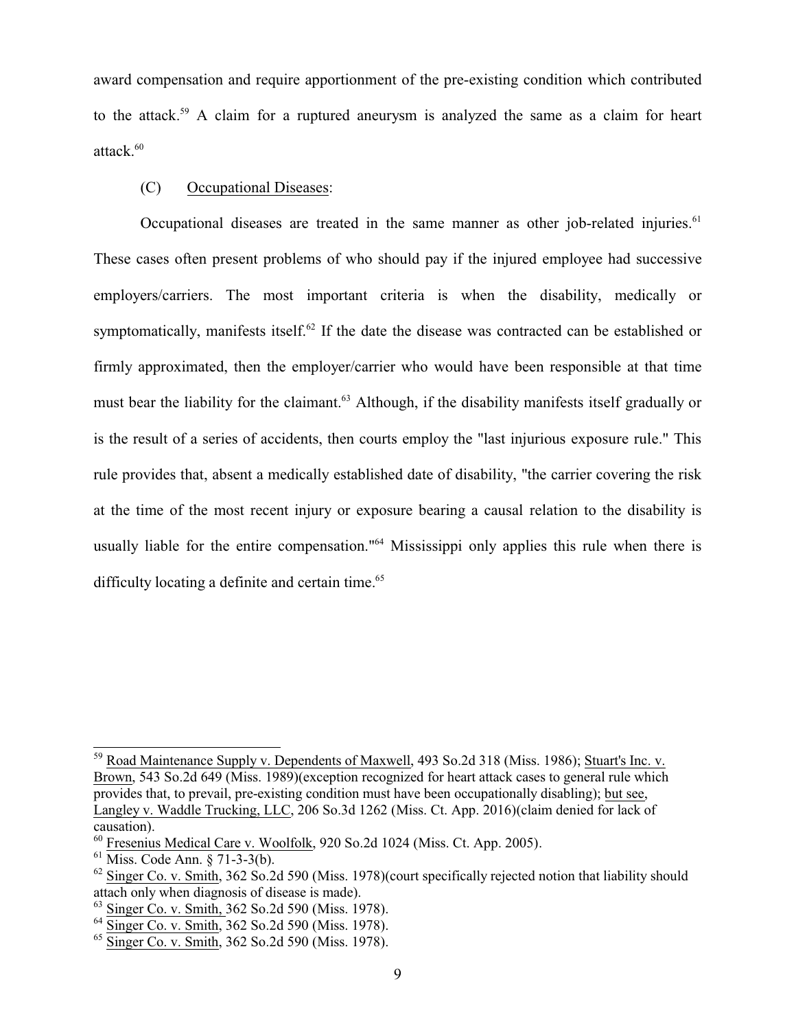award compensation and require apportionment of the pre-existing condition which contributed to the attack.[59] A claim for a ruptured aneurysm is analyzed the same as a claim for heart attack.[60]

(C) Occupational Diseases:

Occupational diseases are treated in the same manner as other job-related injuries.[61] These cases often present problems of who should pay if the injured employee had successive employers/carriers. The most important criteria is when the disability, medically or symptomatically, manifests itself.[62] If the date the disease was contracted can be established or firmly approximated, then the employer/carrier who would have been responsible at that time must bear the liability for the claimant.[63] Although, if the disability manifests itself gradually or is the result of a series of accidents, then courts employ the "last injurious exposure rule." This rule provides that, absent a medically established date of disability, "the carrier covering the risk at the time of the most recent injury or exposure bearing a causal relation to the disability is usually liable for the entire compensation."[64] Mississippi only applies this rule when there is difficulty locating a definite and certain time.[65]

---

[59] Road Maintenance Supply v. Dependents of Maxwell, 493 So.2d 318 (Miss. 1986); Stuart's Inc. v. Brown, 543 So.2d 649 (Miss. 1989)(exception recognized for heart attack cases to general rule which provides that, to prevail, pre-existing condition must have been occupationally disabling); but see, Langley v. Waddle Trucking, LLC, 206 So.3d 1262 (Miss. Ct. App. 2016)(claim denied for lack of causation).

[60] Fresenius Medical Care v. Woolfolk, 920 So.2d 1024 (Miss. Ct. App. 2005).

[61] Miss. Code Ann. § 71-3-3(b).

[62] Singer Co. v. Smith, 362 So.2d 590 (Miss. 1978)(court specifically rejected notion that liability should attach only when diagnosis of disease is made).

[63] Singer Co. v. Smith, 362 So.2d 590 (Miss. 1978).

[64] Singer Co. v. Smith, 362 So.2d 590 (Miss. 1978).

[65] Singer Co. v. Smith, 362 So.2d 590 (Miss. 1978).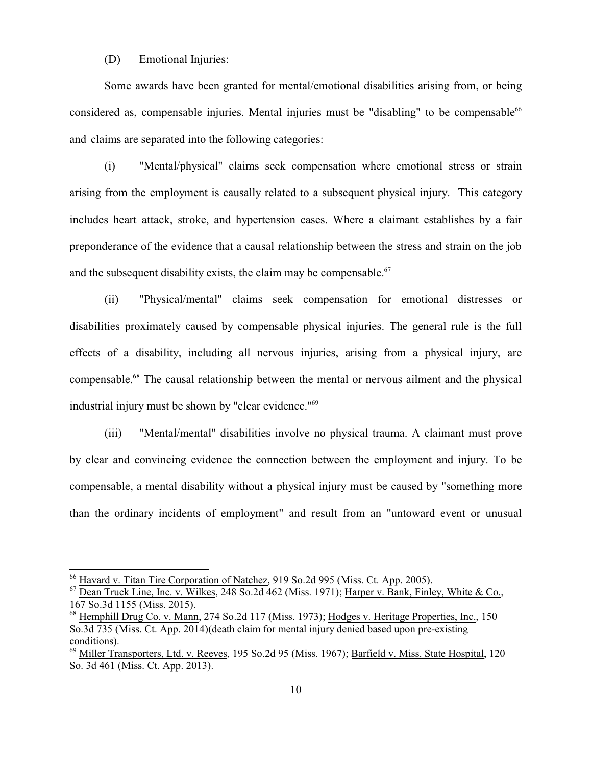(D) Emotional Injuries:

Some awards have been granted for mental/emotional disabilities arising from, or being considered as, compensable injuries. Mental injuries must be "disabling" to be compensable[66] and claims are separated into the following categories:

(i) "Mental/physical" claims seek compensation where emotional stress or strain arising from the employment is causally related to a subsequent physical injury. This category includes heart attack, stroke, and hypertension cases. Where a claimant establishes by a fair preponderance of the evidence that a causal relationship between the stress and strain on the job and the subsequent disability exists, the claim may be compensable.[67]

(ii) "Physical/mental" claims seek compensation for emotional distresses or disabilities proximately caused by compensable physical injuries. The general rule is the full effects of a disability, including all nervous injuries, arising from a physical injury, are compensable.[68] The causal relationship between the mental or nervous ailment and the physical industrial injury must be shown by "clear evidence."[69]

(iii) "Mental/mental" disabilities involve no physical trauma. A claimant must prove by clear and convincing evidence the connection between the employment and injury. To be compensable, a mental disability without a physical injury must be caused by "something more than the ordinary incidents of employment" and result from an "untoward event or unusual

---

[66] Havard v. Titan Tire Corporation of Natchez, 919 So.2d 995 (Miss. Ct. App. 2005).

[67] Dean Truck Line, Inc. v. Wilkes, 248 So.2d 462 (Miss. 1971); Harper v. Bank, Finley, White & Co., 167 So.3d 1155 (Miss. 2015).

[68] Hemphill Drug Co. v. Mann, 274 So.2d 117 (Miss. 1973); Hodges v. Heritage Properties, Inc., 150 So.3d 735 (Miss. Ct. App. 2014)(death claim for mental injury denied based upon pre-existing conditions).

[69] Miller Transporters, Ltd. v. Reeves, 195 So.2d 95 (Miss. 1967); Barfield v. Miss. State Hospital, 120 So. 3d 461 (Miss. Ct. App. 2013).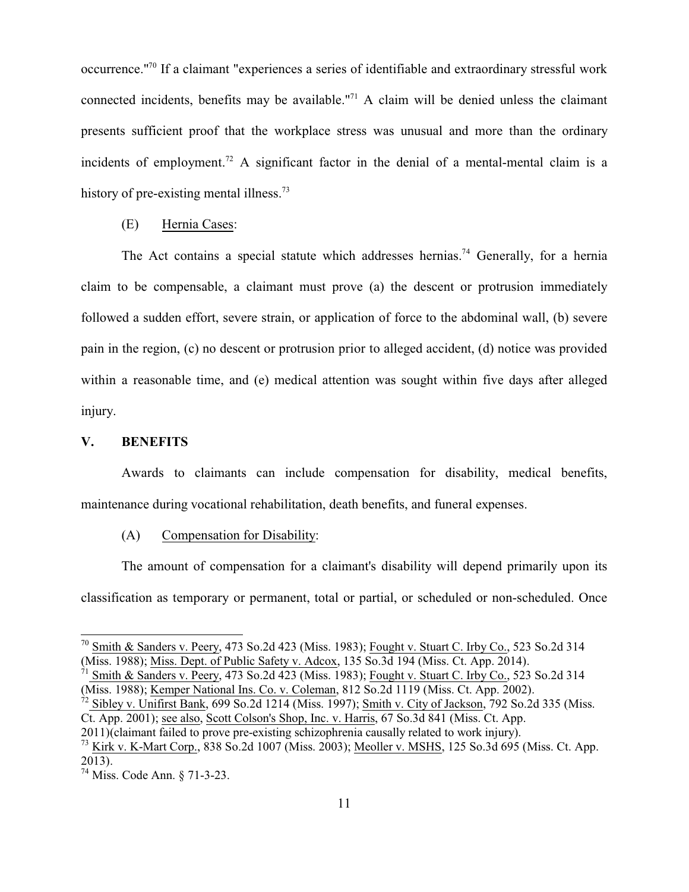occurrence."[70] If a claimant "experiences a series of identifiable and extraordinary stressful work connected incidents, benefits may be available."[71] A claim will be denied unless the claimant presents sufficient proof that the workplace stress was unusual and more than the ordinary incidents of employment.[72] A significant factor in the denial of a mental-mental claim is a history of pre-existing mental illness.[73]

(E) Hernia Cases:

The Act contains a special statute which addresses hernias.[74] Generally, for a hernia claim to be compensable, a claimant must prove (a) the descent or protrusion immediately followed a sudden effort, severe strain, or application of force to the abdominal wall, (b) severe pain in the region, (c) no descent or protrusion prior to alleged accident, (d) notice was provided within a reasonable time, and (e) medical attention was sought within five days after alleged injury.

## V. BENEFITS

Awards to claimants can include compensation for disability, medical benefits, maintenance during vocational rehabilitation, death benefits, and funeral expenses.

(A) Compensation for Disability:

The amount of compensation for a claimant's disability will depend primarily upon its classification as temporary or permanent, total or partial, or scheduled or non-scheduled. Once

---

[70] Smith & Sanders v. Peery, 473 So.2d 423 (Miss. 1983); Fought v. Stuart C. Irby Co., 523 So.2d 314 (Miss. 1988); Miss. Dept. of Public Safety v. Adcox, 135 So.3d 194 (Miss. Ct. App. 2014).

[71] Smith & Sanders v. Peery, 473 So.2d 423 (Miss. 1983); Fought v. Stuart C. Irby Co., 523 So.2d 314 (Miss. 1988); Kemper National Ins. Co. v. Coleman, 812 So.2d 1119 (Miss. Ct. App. 2002).

[72] Sibley v. Unifirst Bank, 699 So.2d 1214 (Miss. 1997); Smith v. City of Jackson, 792 So.2d 335 (Miss. Ct. App. 2001); see also, Scott Colson's Shop, Inc. v. Harris, 67 So.3d 841 (Miss. Ct. App. 2011)(claimant failed to prove pre-existing schizophrenia causally related to work injury).

[73] Kirk v. K-Mart Corp., 838 So.2d 1007 (Miss. 2003); Meoller v. MSHS, 125 So.3d 695 (Miss. Ct. App. 2013).

[74] Miss. Code Ann. § 71-3-23.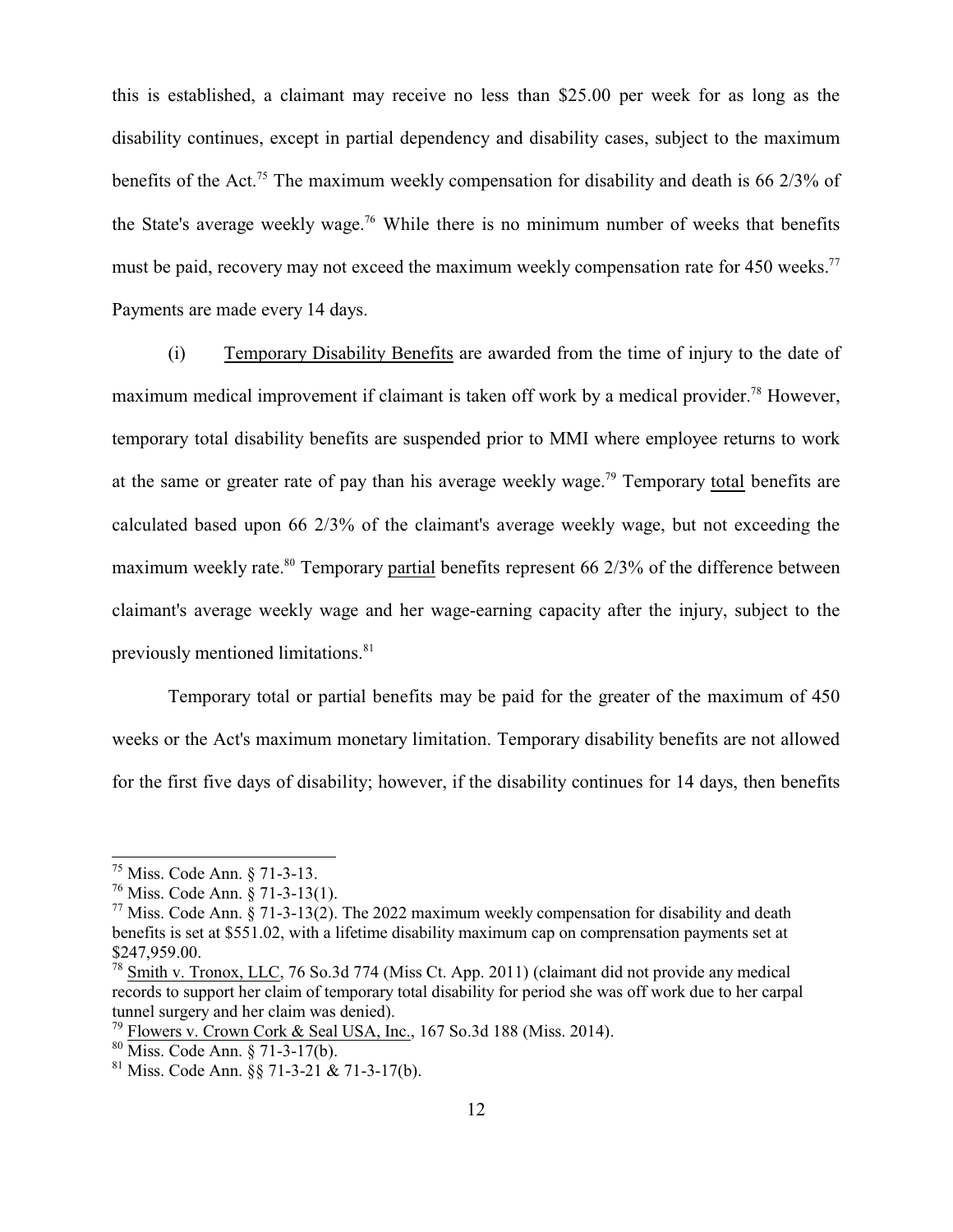this is established, a claimant may receive no less than $25.00 per week for as long as the disability continues, except in partial dependency and disability cases, subject to the maximum benefits of the Act.[75] The maximum weekly compensation for disability and death is 66 2/3% of the State's average weekly wage.[76] While there is no minimum number of weeks that benefits must be paid, recovery may not exceed the maximum weekly compensation rate for 450 weeks.[77] Payments are made every 14 days.

(i) Temporary Disability Benefits are awarded from the time of injury to the date of maximum medical improvement if claimant is taken off work by a medical provider.[78] However, temporary total disability benefits are suspended prior to MMI where employee returns to work at the same or greater rate of pay than his average weekly wage.[79] Temporary total benefits are calculated based upon 66 2/3% of the claimant's average weekly wage, but not exceeding the maximum weekly rate.[80] Temporary partial benefits represent 66 2/3% of the difference between claimant's average weekly wage and her wage-earning capacity after the injury, subject to the previously mentioned limitations.[81]

Temporary total or partial benefits may be paid for the greater of the maximum of 450 weeks or the Act's maximum monetary limitation. Temporary disability benefits are not allowed for the first five days of disability; however, if the disability continues for 14 days, then benefits

---

[75] Miss. Code Ann. § 71-3-13.

[76] Miss. Code Ann. § 71-3-13(1).

[77] Miss. Code Ann. § 71-3-13(2). The 2022 maximum weekly compensation for disability and death benefits is set at $551.02, with a lifetime disability maximum cap on comprensation payments set at $247,959.00.

[78] Smith v. Tronox, LLC, 76 So.3d 774 (Miss Ct. App. 2011) (claimant did not provide any medical records to support her claim of temporary total disability for period she was off work due to her carpal tunnel surgery and her claim was denied).

[79] Flowers v. Crown Cork & Seal USA, Inc., 167 So.3d 188 (Miss. 2014).

[80] Miss. Code Ann. § 71-3-17(b).

[81] Miss. Code Ann. §§ 71-3-21 & 71-3-17(b).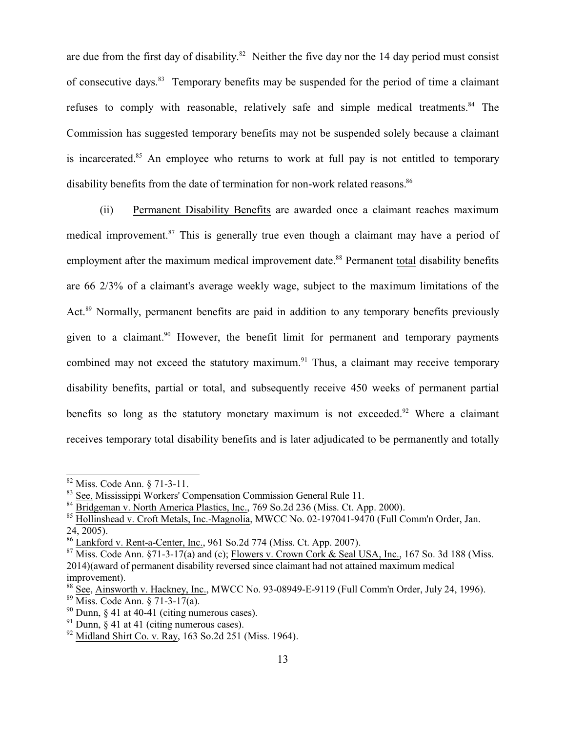are due from the first day of disability.[82] Neither the five day nor the 14 day period must consist of consecutive days.[83] Temporary benefits may be suspended for the period of time a claimant refuses to comply with reasonable, relatively safe and simple medical treatments.[84] The Commission has suggested temporary benefits may not be suspended solely because a claimant is incarcerated.[85] An employee who returns to work at full pay is not entitled to temporary disability benefits from the date of termination for non-work related reasons.[86]

(ii) Permanent Disability Benefits are awarded once a claimant reaches maximum medical improvement.[87] This is generally true even though a claimant may have a period of employment after the maximum medical improvement date.[88] Permanent total disability benefits are 66 2/3% of a claimant's average weekly wage, subject to the maximum limitations of the Act.[89] Normally, permanent benefits are paid in addition to any temporary benefits previously given to a claimant.[90] However, the benefit limit for permanent and temporary payments combined may not exceed the statutory maximum.[91] Thus, a claimant may receive temporary disability benefits, partial or total, and subsequently receive 450 weeks of permanent partial benefits so long as the statutory monetary maximum is not exceeded.[92] Where a claimant receives temporary total disability benefits and is later adjudicated to be permanently and totally

---

[82] Miss. Code Ann. § 71-3-11.

[83] See, Mississippi Workers' Compensation Commission General Rule 11.

[84] Bridgeman v. North America Plastics, Inc., 769 So.2d 236 (Miss. Ct. App. 2000).

[85] Hollinshead v. Croft Metals, Inc.-Magnolia, MWCC No. 02-197041-9470 (Full Comm'n Order, Jan. 24, 2005).

[86] Lankford v. Rent-a-Center, Inc., 961 So.2d 774 (Miss. Ct. App. 2007).

[87] Miss. Code Ann. §71-3-17(a) and (c); Flowers v. Crown Cork & Seal USA, Inc., 167 So. 3d 188 (Miss. 2014)(award of permanent disability reversed since claimant had not attained maximum medical improvement).

[88] See, Ainsworth v. Hackney, Inc., MWCC No. 93-08949-E-9119 (Full Comm'n Order, July 24, 1996).

[89] Miss. Code Ann. § 71-3-17(a).

[90] Dunn, § 41 at 40-41 (citing numerous cases).

[91] Dunn, § 41 at 41 (citing numerous cases).

[92] Midland Shirt Co. v. Ray, 163 So.2d 251 (Miss. 1964).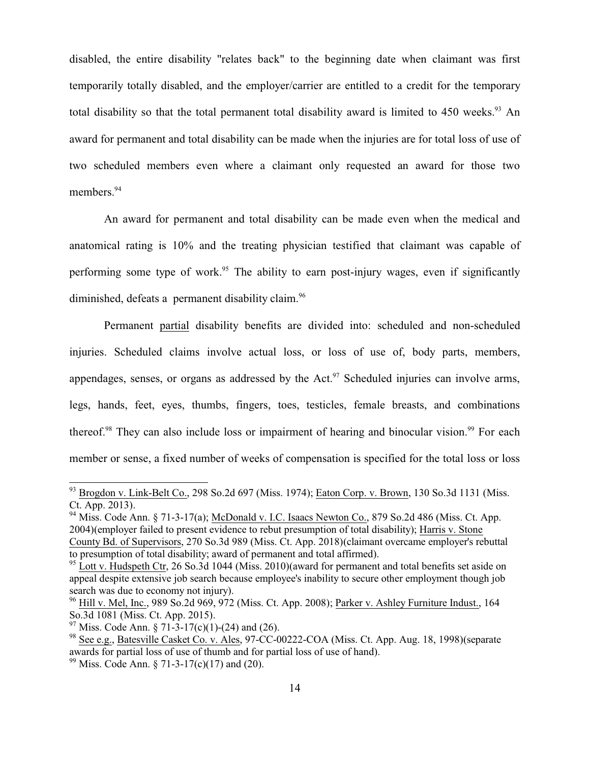disabled, the entire disability "relates back" to the beginning date when claimant was first temporarily totally disabled, and the employer/carrier are entitled to a credit for the temporary total disability so that the total permanent total disability award is limited to 450 weeks.[93] An award for permanent and total disability can be made when the injuries are for total loss of use of two scheduled members even where a claimant only requested an award for those two members.[94]

An award for permanent and total disability can be made even when the medical and anatomical rating is 10% and the treating physician testified that claimant was capable of performing some type of work.[95] The ability to earn post-injury wages, even if significantly diminished, defeats a permanent disability claim.[96]

Permanent partial disability benefits are divided into: scheduled and non-scheduled injuries. Scheduled claims involve actual loss, or loss of use of, body parts, members, appendages, senses, or organs as addressed by the Act.[97] Scheduled injuries can involve arms, legs, hands, feet, eyes, thumbs, fingers, toes, testicles, female breasts, and combinations thereof.[98] They can also include loss or impairment of hearing and binocular vision.[99] For each member or sense, a fixed number of weeks of compensation is specified for the total loss or loss

---

[93] Brogdon v. Link-Belt Co., 298 So.2d 697 (Miss. 1974); Eaton Corp. v. Brown, 130 So.3d 1131 (Miss. Ct. App. 2013).

[94] Miss. Code Ann. § 71-3-17(a); McDonald v. I.C. Isaacs Newton Co., 879 So.2d 486 (Miss. Ct. App. 2004)(employer failed to present evidence to rebut presumption of total disability); Harris v. Stone County Bd. of Supervisors, 270 So.3d 989 (Miss. Ct. App. 2018)(claimant overcame employer's rebuttal to presumption of total disability; award of permanent and total affirmed).

[95] Lott v. Hudspeth Ctr, 26 So.3d 1044 (Miss. 2010)(award for permanent and total benefits set aside on appeal despite extensive job search because employee's inability to secure other employment though job search was due to economy not injury).

[96] Hill v. Mel, Inc., 989 So.2d 969, 972 (Miss. Ct. App. 2008); Parker v. Ashley Furniture Indust., 164 So.3d 1081 (Miss. Ct. App. 2015).

[97] Miss. Code Ann. § 71-3-17(c)(1)-(24) and (26).

[98] See e.g., Batesville Casket Co. v. Ales, 97-CC-00222-COA (Miss. Ct. App. Aug. 18, 1998)(separate awards for partial loss of use of thumb and for partial loss of use of hand).

[99] Miss. Code Ann. § 71-3-17(c)(17) and (20).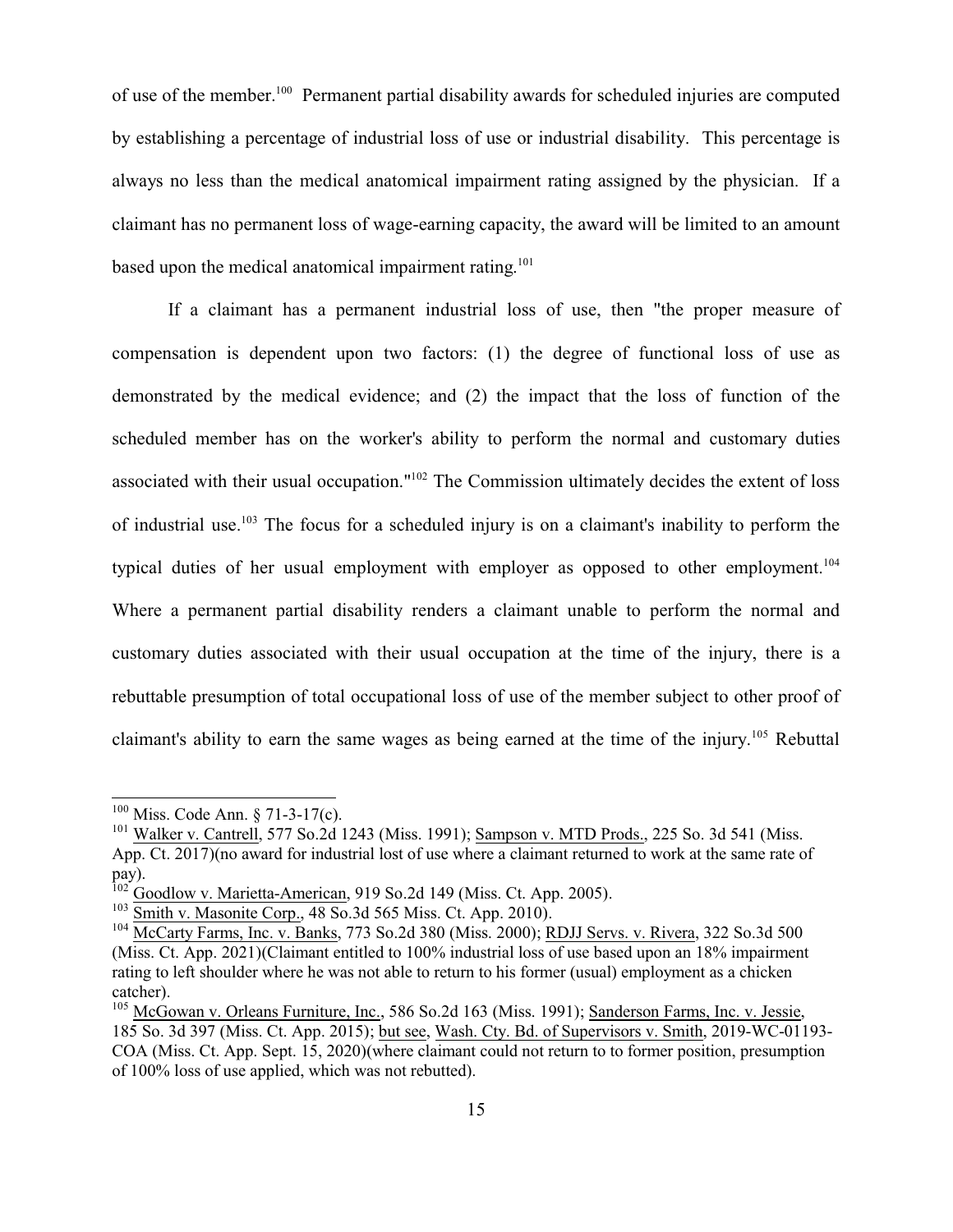of use of the member.[100] Permanent partial disability awards for scheduled injuries are computed by establishing a percentage of industrial loss of use or industrial disability. This percentage is always no less than the medical anatomical impairment rating assigned by the physician. If a claimant has no permanent loss of wage-earning capacity, the award will be limited to an amount based upon the medical anatomical impairment rating.[101]

If a claimant has a permanent industrial loss of use, then "the proper measure of compensation is dependent upon two factors: (1) the degree of functional loss of use as demonstrated by the medical evidence; and (2) the impact that the loss of function of the scheduled member has on the worker's ability to perform the normal and customary duties associated with their usual occupation."[102] The Commission ultimately decides the extent of loss of industrial use.[103] The focus for a scheduled injury is on a claimant's inability to perform the typical duties of her usual employment with employer as opposed to other employment.[104] Where a permanent partial disability renders a claimant unable to perform the normal and customary duties associated with their usual occupation at the time of the injury, there is a rebuttable presumption of total occupational loss of use of the member subject to other proof of claimant's ability to earn the same wages as being earned at the time of the injury.[105] Rebuttal

---

[100] Miss. Code Ann. § 71-3-17(c).

[101] Walker v. Cantrell, 577 So.2d 1243 (Miss. 1991); Sampson v. MTD Prods., 225 So. 3d 541 (Miss. App. Ct. 2017)(no award for industrial lost of use where a claimant returned to work at the same rate of pay).

[102] Goodlow v. Marietta-American, 919 So.2d 149 (Miss. Ct. App. 2005).

[103] Smith v. Masonite Corp., 48 So.3d 565 Miss. Ct. App. 2010).

[104] McCarty Farms, Inc. v. Banks, 773 So.2d 380 (Miss. 2000); RDJJ Servs. v. Rivera, 322 So.3d 500 (Miss. Ct. App. 2021)(Claimant entitled to 100% industrial loss of use based upon an 18% impairment rating to left shoulder where he was not able to return to his former (usual) employment as a chicken catcher).

[105] McGowan v. Orleans Furniture, Inc., 586 So.2d 163 (Miss. 1991); Sanderson Farms, Inc. v. Jessie, 185 So. 3d 397 (Miss. Ct. App. 2015); but see, Wash. Cty. Bd. of Supervisors v. Smith, 2019-WC-01193-COA (Miss. Ct. App. Sept. 15, 2020)(where claimant could not return to to former position, presumption of 100% loss of use applied, which was not rebutted).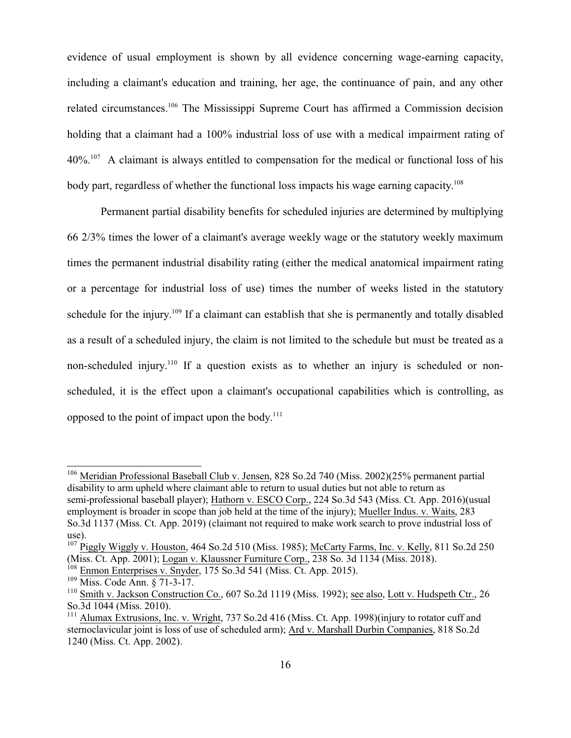evidence of usual employment is shown by all evidence concerning wage-earning capacity, including a claimant's education and training, her age, the continuance of pain, and any other related circumstances.[106] The Mississippi Supreme Court has affirmed a Commission decision holding that a claimant had a 100% industrial loss of use with a medical impairment rating of 40%.[107] A claimant is always entitled to compensation for the medical or functional loss of his body part, regardless of whether the functional loss impacts his wage earning capacity.[108]

Permanent partial disability benefits for scheduled injuries are determined by multiplying 66 2/3% times the lower of a claimant's average weekly wage or the statutory weekly maximum times the permanent industrial disability rating (either the medical anatomical impairment rating or a percentage for industrial loss of use) times the number of weeks listed in the statutory schedule for the injury.[109] If a claimant can establish that she is permanently and totally disabled as a result of a scheduled injury, the claim is not limited to the schedule but must be treated as a non-scheduled injury.[110] If a question exists as to whether an injury is scheduled or non-scheduled, it is the effect upon a claimant's occupational capabilities which is controlling, as opposed to the point of impact upon the body.[111]

---

[106] Meridian Professional Baseball Club v. Jensen, 828 So.2d 740 (Miss. 2002)(25% permanent partial disability to arm upheld where claimant able to return to usual duties but not able to return as semi-professional baseball player); Hathorn v. ESCO Corp., 224 So.3d 543 (Miss. Ct. App. 2016)(usual employment is broader in scope than job held at the time of the injury); Mueller Indus. v. Waits, 283 So.3d 1137 (Miss. Ct. App. 2019) (claimant not required to make work search to prove industrial loss of use).

[107] Piggly Wiggly v. Houston, 464 So.2d 510 (Miss. 1985); McCarty Farms, Inc. v. Kelly, 811 So.2d 250 (Miss. Ct. App. 2001); Logan v. Klaussner Furniture Corp., 238 So. 3d 1134 (Miss. 2018).

[108] Enmon Enterprises v. Snyder, 175 So.3d 541 (Miss. Ct. App. 2015).

[109] Miss. Code Ann. § 71-3-17.

[110] Smith v. Jackson Construction Co., 607 So.2d 1119 (Miss. 1992); see also, Lott v. Hudspeth Ctr., 26 So.3d 1044 (Miss. 2010).

[111] Alumax Extrusions, Inc. v. Wright, 737 So.2d 416 (Miss. Ct. App. 1998)(injury to rotator cuff and sternoclavicular joint is loss of use of scheduled arm); Ard v. Marshall Durbin Companies, 818 So.2d 1240 (Miss. Ct. App. 2002).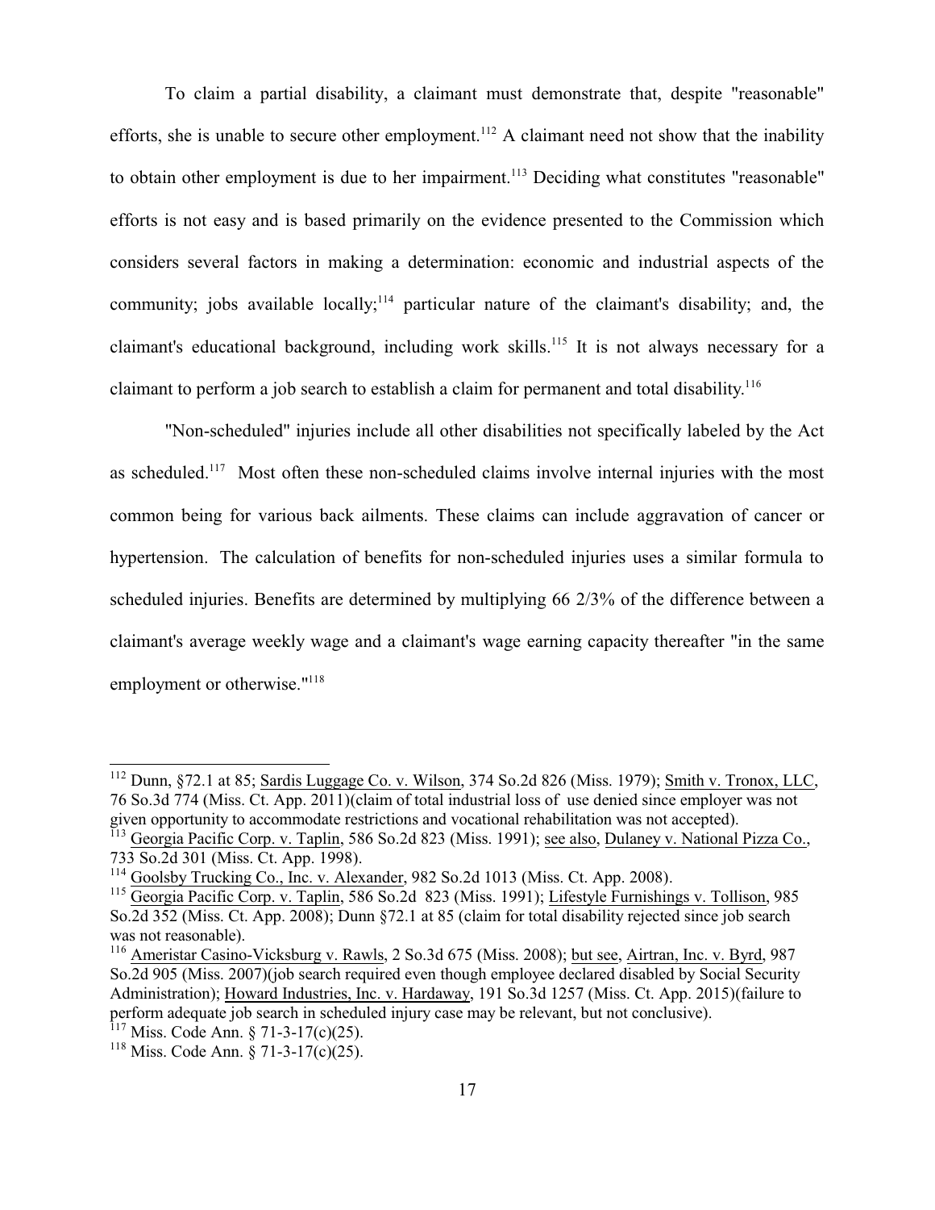To claim a partial disability, a claimant must demonstrate that, despite "reasonable" efforts, she is unable to secure other employment.[112] A claimant need not show that the inability to obtain other employment is due to her impairment.[113] Deciding what constitutes "reasonable" efforts is not easy and is based primarily on the evidence presented to the Commission which considers several factors in making a determination: economic and industrial aspects of the community; jobs available locally;[114] particular nature of the claimant's disability; and, the claimant's educational background, including work skills.[115] It is not always necessary for a claimant to perform a job search to establish a claim for permanent and total disability.[116]

"Non-scheduled" injuries include all other disabilities not specifically labeled by the Act as scheduled.[117] Most often these non-scheduled claims involve internal injuries with the most common being for various back ailments. These claims can include aggravation of cancer or hypertension. The calculation of benefits for non-scheduled injuries uses a similar formula to scheduled injuries. Benefits are determined by multiplying 66 2/3% of the difference between a claimant's average weekly wage and a claimant's wage earning capacity thereafter "in the same employment or otherwise."[118]

---

[112] Dunn, §72.1 at 85; Sardis Luggage Co. v. Wilson, 374 So.2d 826 (Miss. 1979); Smith v. Tronox, LLC, 76 So.3d 774 (Miss. Ct. App. 2011)(claim of total industrial loss of use denied since employer was not given opportunity to accommodate restrictions and vocational rehabilitation was not accepted).

[113] Georgia Pacific Corp. v. Taplin, 586 So.2d 823 (Miss. 1991); see also, Dulaney v. National Pizza Co., 733 So.2d 301 (Miss. Ct. App. 1998).

[114] Goolsby Trucking Co., Inc. v. Alexander, 982 So.2d 1013 (Miss. Ct. App. 2008).

[115] Georgia Pacific Corp. v. Taplin, 586 So.2d 823 (Miss. 1991); Lifestyle Furnishings v. Tollison, 985 So.2d 352 (Miss. Ct. App. 2008); Dunn §72.1 at 85 (claim for total disability rejected since job search was not reasonable).

[116] Ameristar Casino-Vicksburg v. Rawls, 2 So.3d 675 (Miss. 2008); but see, Airtran, Inc. v. Byrd, 987 So.2d 905 (Miss. 2007)(job search required even though employee declared disabled by Social Security Administration); Howard Industries, Inc. v. Hardaway, 191 So.3d 1257 (Miss. Ct. App. 2015)(failure to perform adequate job search in scheduled injury case may be relevant, but not conclusive).

[117] Miss. Code Ann. § 71-3-17(c)(25).

[118] Miss. Code Ann. § 71-3-17(c)(25).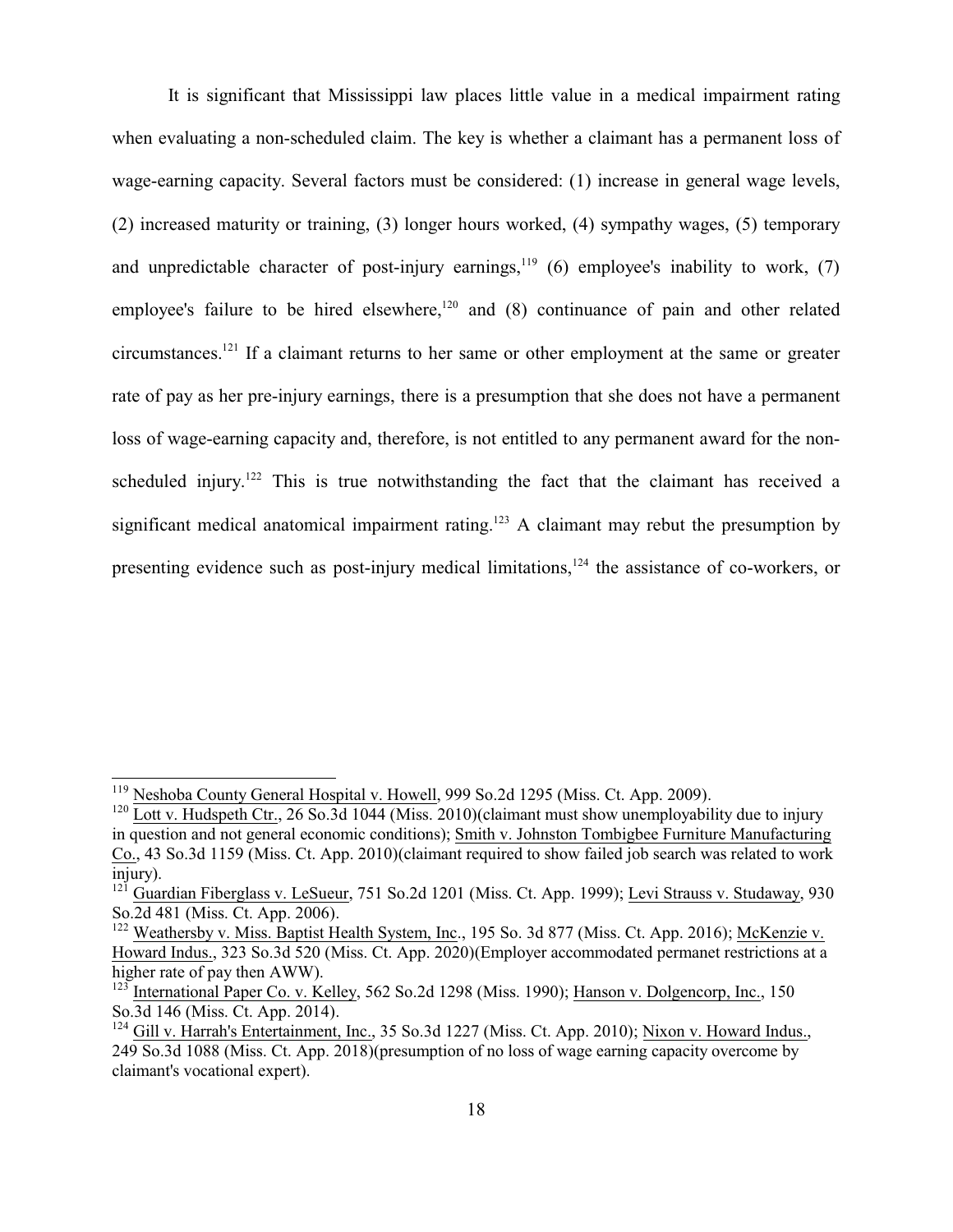It is significant that Mississippi law places little value in a medical impairment rating when evaluating a non-scheduled claim. The key is whether a claimant has a permanent loss of wage-earning capacity. Several factors must be considered: (1) increase in general wage levels, (2) increased maturity or training, (3) longer hours worked, (4) sympathy wages, (5) temporary and unpredictable character of post-injury earnings,[119] (6) employee's inability to work, (7) employee's failure to be hired elsewhere,[120] and (8) continuance of pain and other related circumstances.[121] If a claimant returns to her same or other employment at the same or greater rate of pay as her pre-injury earnings, there is a presumption that she does not have a permanent loss of wage-earning capacity and, therefore, is not entitled to any permanent award for the non-scheduled injury.[122] This is true notwithstanding the fact that the claimant has received a significant medical anatomical impairment rating.[123] A claimant may rebut the presumption by presenting evidence such as post-injury medical limitations,[124] the assistance of co-workers, or

---

[119] Neshoba County General Hospital v. Howell, 999 So.2d 1295 (Miss. Ct. App. 2009).

[120] Lott v. Hudspeth Ctr., 26 So.3d 1044 (Miss. 2010)(claimant must show unemployability due to injury in question and not general economic conditions); Smith v. Johnston Tombigbee Furniture Manufacturing Co., 43 So.3d 1159 (Miss. Ct. App. 2010)(claimant required to show failed job search was related to work injury).

[121] Guardian Fiberglass v. LeSueur, 751 So.2d 1201 (Miss. Ct. App. 1999); Levi Strauss v. Studaway, 930 So.2d 481 (Miss. Ct. App. 2006).

[122] Weathersby v. Miss. Baptist Health System, Inc., 195 So. 3d 877 (Miss. Ct. App. 2016); McKenzie v. Howard Indus., 323 So.3d 520 (Miss. Ct. App. 2020)(Employer accommodated permanet restrictions at a higher rate of pay then AWW).

[123] International Paper Co. v. Kelley, 562 So.2d 1298 (Miss. 1990); Hanson v. Dolgencorp, Inc., 150 So.3d 146 (Miss. Ct. App. 2014).

[124] Gill v. Harrah's Entertainment, Inc., 35 So.3d 1227 (Miss. Ct. App. 2010); Nixon v. Howard Indus., 249 So.3d 1088 (Miss. Ct. App. 2018)(presumption of no loss of wage earning capacity overcome by claimant's vocational expert).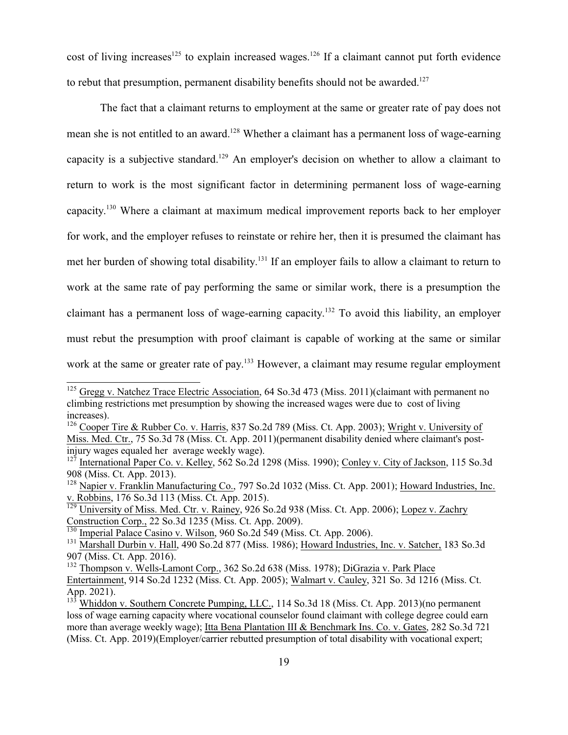cost of living increases[125] to explain increased wages.[126] If a claimant cannot put forth evidence to rebut that presumption, permanent disability benefits should not be awarded.[127]

The fact that a claimant returns to employment at the same or greater rate of pay does not mean she is not entitled to an award.[128] Whether a claimant has a permanent loss of wage-earning capacity is a subjective standard.[129] An employer's decision on whether to allow a claimant to return to work is the most significant factor in determining permanent loss of wage-earning capacity.[130] Where a claimant at maximum medical improvement reports back to her employer for work, and the employer refuses to reinstate or rehire her, then it is presumed the claimant has met her burden of showing total disability.[131] If an employer fails to allow a claimant to return to work at the same rate of pay performing the same or similar work, there is a presumption the claimant has a permanent loss of wage-earning capacity.[132] To avoid this liability, an employer must rebut the presumption with proof claimant is capable of working at the same or similar work at the same or greater rate of pay.[133] However, a claimant may resume regular employment

---

[125] Gregg v. Natchez Trace Electric Association, 64 So.3d 473 (Miss. 2011)(claimant with permanent no climbing restrictions met presumption by showing the increased wages were due to cost of living increases).

[126] Cooper Tire & Rubber Co. v. Harris, 837 So.2d 789 (Miss. Ct. App. 2003); Wright v. University of Miss. Med. Ctr., 75 So.3d 78 (Miss. Ct. App. 2011)(permanent disability denied where claimant's post-injury wages equaled her average weekly wage).

[127] International Paper Co. v. Kelley, 562 So.2d 1298 (Miss. 1990); Conley v. City of Jackson, 115 So.3d 908 (Miss. Ct. App. 2013).

[128] Napier v. Franklin Manufacturing Co., 797 So.2d 1032 (Miss. Ct. App. 2001); Howard Industries, Inc. v. Robbins, 176 So.3d 113 (Miss. Ct. App. 2015).

[129] University of Miss. Med. Ctr. v. Rainey, 926 So.2d 938 (Miss. Ct. App. 2006); Lopez v. Zachry Construction Corp., 22 So.3d 1235 (Miss. Ct. App. 2009).

[130] Imperial Palace Casino v. Wilson, 960 So.2d 549 (Miss. Ct. App. 2006).

[131] Marshall Durbin v. Hall, 490 So.2d 877 (Miss. 1986); Howard Industries, Inc. v. Satcher, 183 So.3d 907 (Miss. Ct. App. 2016).

[132] Thompson v. Wells-Lamont Corp., 362 So.2d 638 (Miss. 1978); DiGrazia v. Park Place Entertainment, 914 So.2d 1232 (Miss. Ct. App. 2005); Walmart v. Cauley, 321 So. 3d 1216 (Miss. Ct. App. 2021).

[133] Whiddon v. Southern Concrete Pumping, LLC., 114 So.3d 18 (Miss. Ct. App. 2013)(no permanent loss of wage earning capacity where vocational counselor found claimant with college degree could earn more than average weekly wage); Itta Bena Plantation III & Benchmark Ins. Co. v. Gates, 282 So.3d 721 (Miss. Ct. App. 2019)(Employer/carrier rebutted presumption of total disability with vocational expert;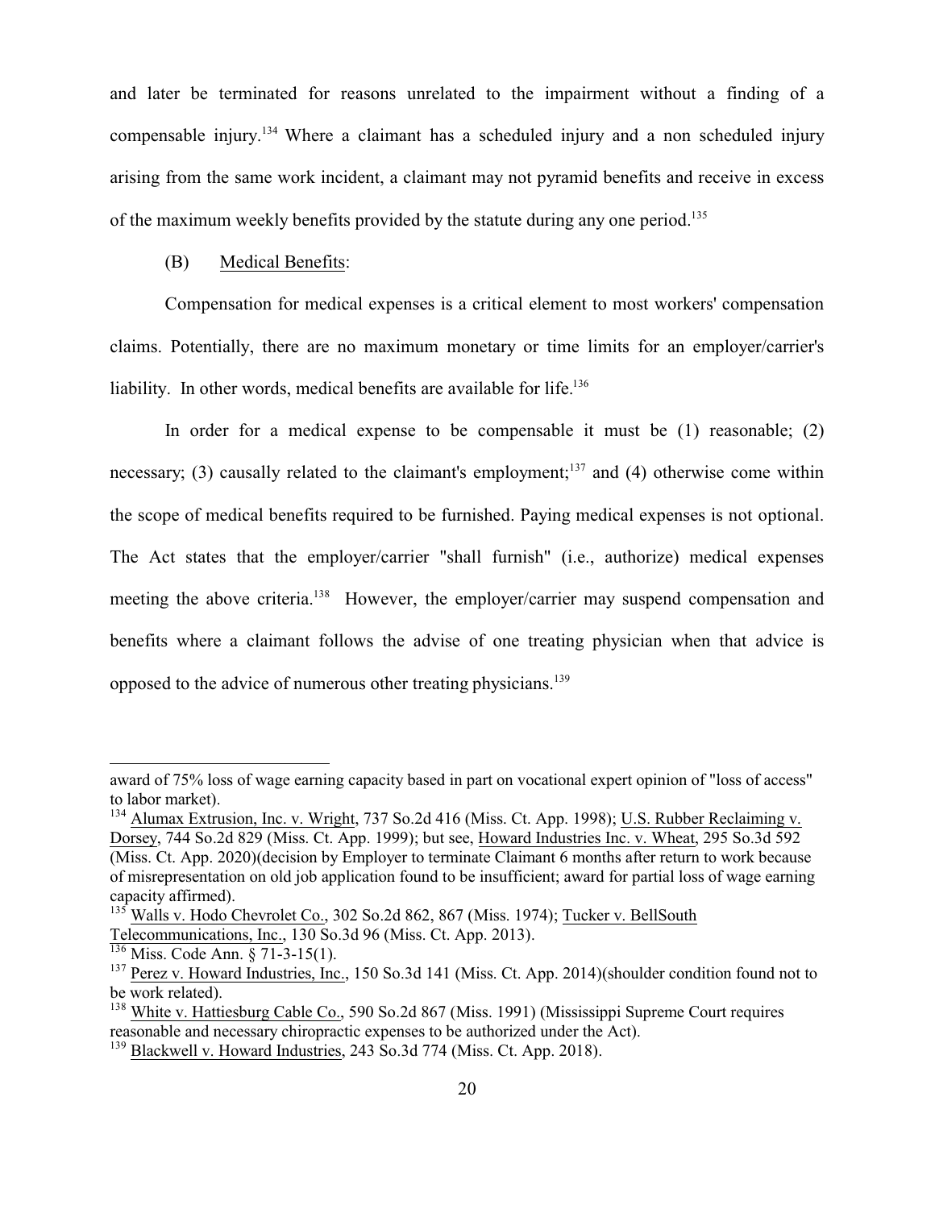and later be terminated for reasons unrelated to the impairment without a finding of a compensable injury.[134] Where a claimant has a scheduled injury and a non scheduled injury arising from the same work incident, a claimant may not pyramid benefits and receive in excess of the maximum weekly benefits provided by the statute during any one period.[135]

(B) Medical Benefits:

Compensation for medical expenses is a critical element to most workers' compensation claims. Potentially, there are no maximum monetary or time limits for an employer/carrier's liability. In other words, medical benefits are available for life.[136]

In order for a medical expense to be compensable it must be (1) reasonable; (2) necessary; (3) causally related to the claimant's employment;[137] and (4) otherwise come within the scope of medical benefits required to be furnished. Paying medical expenses is not optional. The Act states that the employer/carrier "shall furnish" (i.e., authorize) medical expenses meeting the above criteria.[138] However, the employer/carrier may suspend compensation and benefits where a claimant follows the advise of one treating physician when that advice is opposed to the advice of numerous other treating physicians.[139]

---

award of 75% loss of wage earning capacity based in part on vocational expert opinion of "loss of access" to labor market).

[134] Alumax Extrusion, Inc. v. Wright, 737 So.2d 416 (Miss. Ct. App. 1998); U.S. Rubber Reclaiming v. Dorsey, 744 So.2d 829 (Miss. Ct. App. 1999); but see, Howard Industries Inc. v. Wheat, 295 So.3d 592 (Miss. Ct. App. 2020)(decision by Employer to terminate Claimant 6 months after return to work because of misrepresentation on old job application found to be insufficient; award for partial loss of wage earning capacity affirmed).

[135] Walls v. Hodo Chevrolet Co., 302 So.2d 862, 867 (Miss. 1974); Tucker v. BellSouth Telecommunications, Inc., 130 So.3d 96 (Miss. Ct. App. 2013).

[136] Miss. Code Ann. § 71-3-15(1).

[137] Perez v. Howard Industries, Inc., 150 So.3d 141 (Miss. Ct. App. 2014)(shoulder condition found not to be work related).

[138] White v. Hattiesburg Cable Co., 590 So.2d 867 (Miss. 1991) (Mississippi Supreme Court requires reasonable and necessary chiropractic expenses to be authorized under the Act).

[139] Blackwell v. Howard Industries, 243 So.3d 774 (Miss. Ct. App. 2018).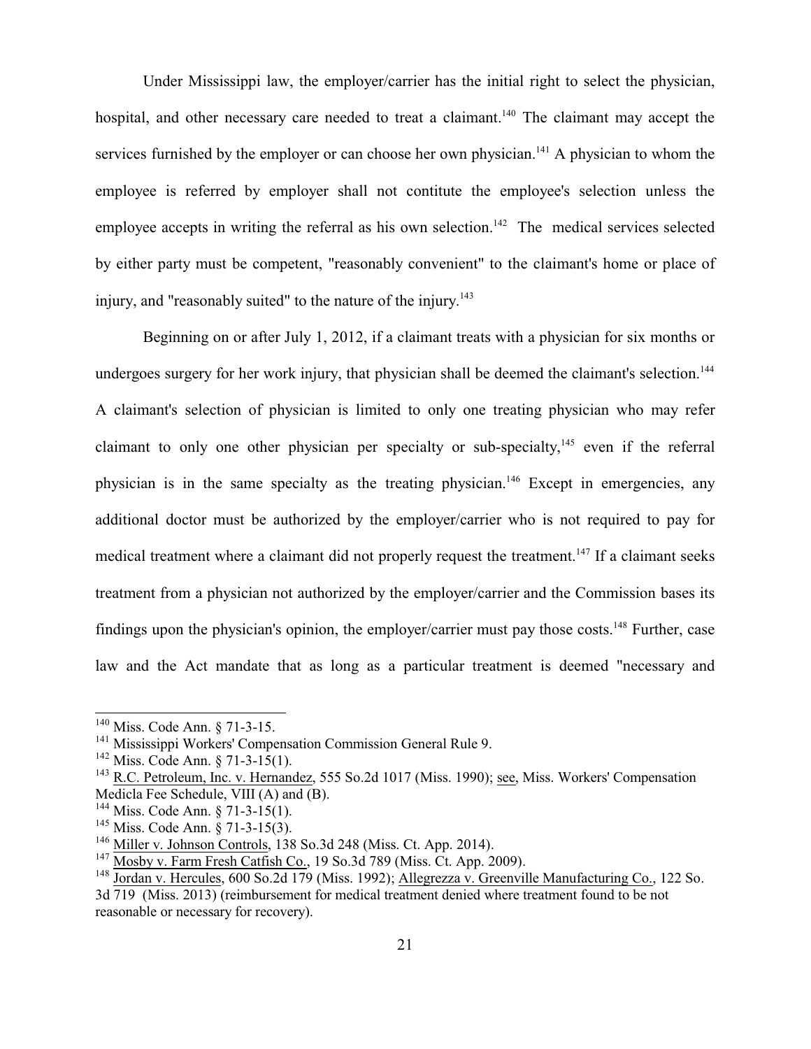Under Mississippi law, the employer/carrier has the initial right to select the physician, hospital, and other necessary care needed to treat a claimant.[140] The claimant may accept the services furnished by the employer or can choose her own physician.[141] A physician to whom the employee is referred by employer shall not contitute the employee's selection unless the employee accepts in writing the referral as his own selection.[142] The medical services selected by either party must be competent, "reasonably convenient" to the claimant's home or place of injury, and "reasonably suited" to the nature of the injury.[143]

Beginning on or after July 1, 2012, if a claimant treats with a physician for six months or undergoes surgery for her work injury, that physician shall be deemed the claimant's selection.[144] A claimant's selection of physician is limited to only one treating physician who may refer claimant to only one other physician per specialty or sub-specialty,[145] even if the referral physician is in the same specialty as the treating physician.[146] Except in emergencies, any additional doctor must be authorized by the employer/carrier who is not required to pay for medical treatment where a claimant did not properly request the treatment.[147] If a claimant seeks treatment from a physician not authorized by the employer/carrier and the Commission bases its findings upon the physician's opinion, the employer/carrier must pay those costs.[148] Further, case law and the Act mandate that as long as a particular treatment is deemed "necessary and

---

[140] Miss. Code Ann. § 71-3-15.

[141] Mississippi Workers' Compensation Commission General Rule 9.

[142] Miss. Code Ann. § 71-3-15(1).

[143] R.C. Petroleum, Inc. v. Hernandez, 555 So.2d 1017 (Miss. 1990); see, Miss. Workers' Compensation Medicla Fee Schedule, VIII (A) and (B).

[144] Miss. Code Ann. § 71-3-15(1).

[145] Miss. Code Ann. § 71-3-15(3).

[146] Miller v. Johnson Controls, 138 So.3d 248 (Miss. Ct. App. 2014).

[147] Mosby v. Farm Fresh Catfish Co., 19 So.3d 789 (Miss. Ct. App. 2009).

[148] Jordan v. Hercules, 600 So.2d 179 (Miss. 1992); Allegrezza v. Greenville Manufacturing Co., 122 So. 3d 719 (Miss. 2013) (reimbursement for medical treatment denied where treatment found to be not reasonable or necessary for recovery).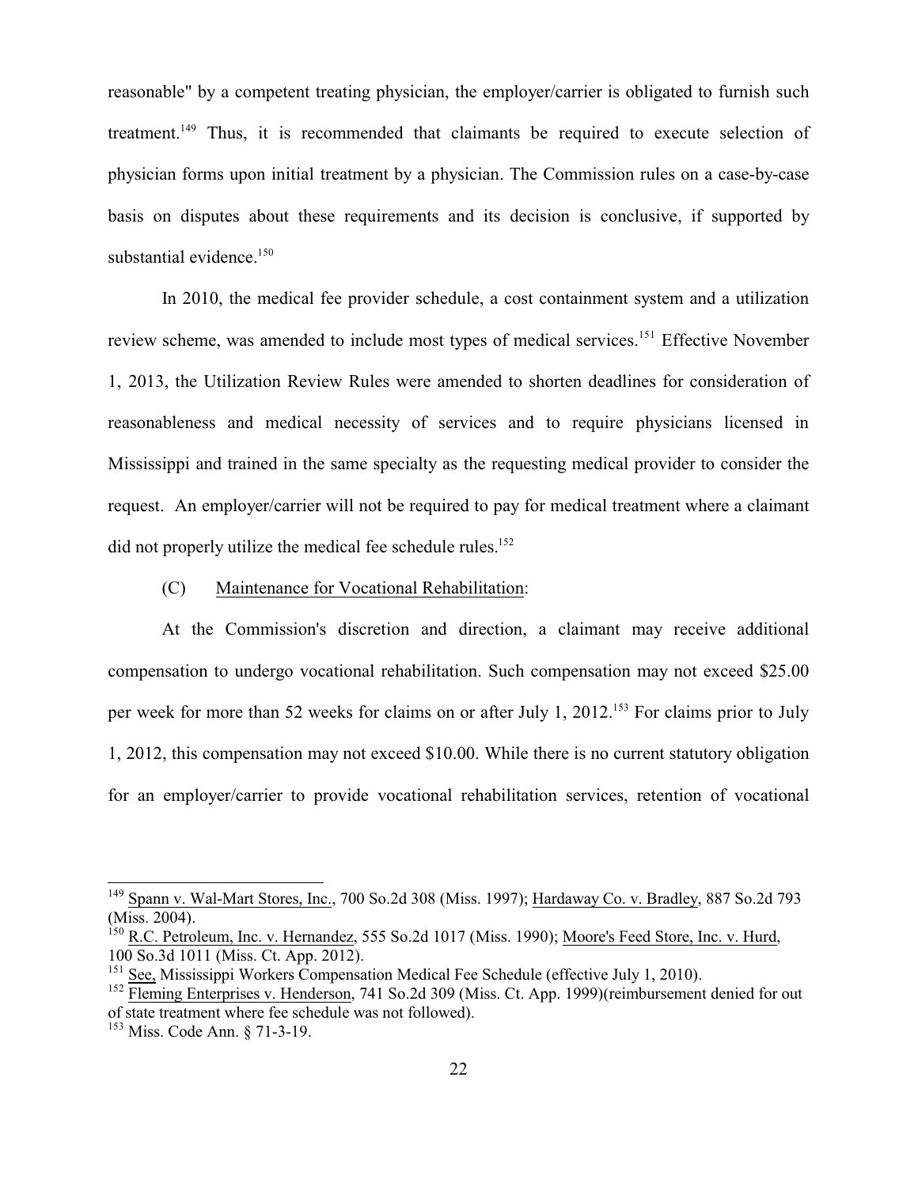reasonable" by a competent treating physician, the employer/carrier is obligated to furnish such treatment.[149] Thus, it is recommended that claimants be required to execute selection of physician forms upon initial treatment by a physician. The Commission rules on a case-by-case basis on disputes about these requirements and its decision is conclusive, if supported by substantial evidence.[150]

In 2010, the medical fee provider schedule, a cost containment system and a utilization review scheme, was amended to include most types of medical services.[151] Effective November 1, 2013, the Utilization Review Rules were amended to shorten deadlines for consideration of reasonableness and medical necessity of services and to require physicians licensed in Mississippi and trained in the same specialty as the requesting medical provider to consider the request. An employer/carrier will not be required to pay for medical treatment where a claimant did not properly utilize the medical fee schedule rules.[152]

(C) Maintenance for Vocational Rehabilitation:

At the Commission's discretion and direction, a claimant may receive additional compensation to undergo vocational rehabilitation. Such compensation may not exceed $25.00 per week for more than 52 weeks for claims on or after July 1, 2012.[153] For claims prior to July 1, 2012, this compensation may not exceed $10.00. While there is no current statutory obligation for an employer/carrier to provide vocational rehabilitation services, retention of vocational

---

[149] Spann v. Wal-Mart Stores, Inc., 700 So.2d 308 (Miss. 1997); Hardaway Co. v. Bradley, 887 So.2d 793 (Miss. 2004).

[150] R.C. Petroleum, Inc. v. Hernandez, 555 So.2d 1017 (Miss. 1990); Moore's Feed Store, Inc. v. Hurd, 100 So.3d 1011 (Miss. Ct. App. 2012).

[151] See, Mississippi Workers Compensation Medical Fee Schedule (effective July 1, 2010).

[152] Fleming Enterprises v. Henderson, 741 So.2d 309 (Miss. Ct. App. 1999)(reimbursement denied for out of state treatment where fee schedule was not followed).

[153] Miss. Code Ann. § 71-3-19.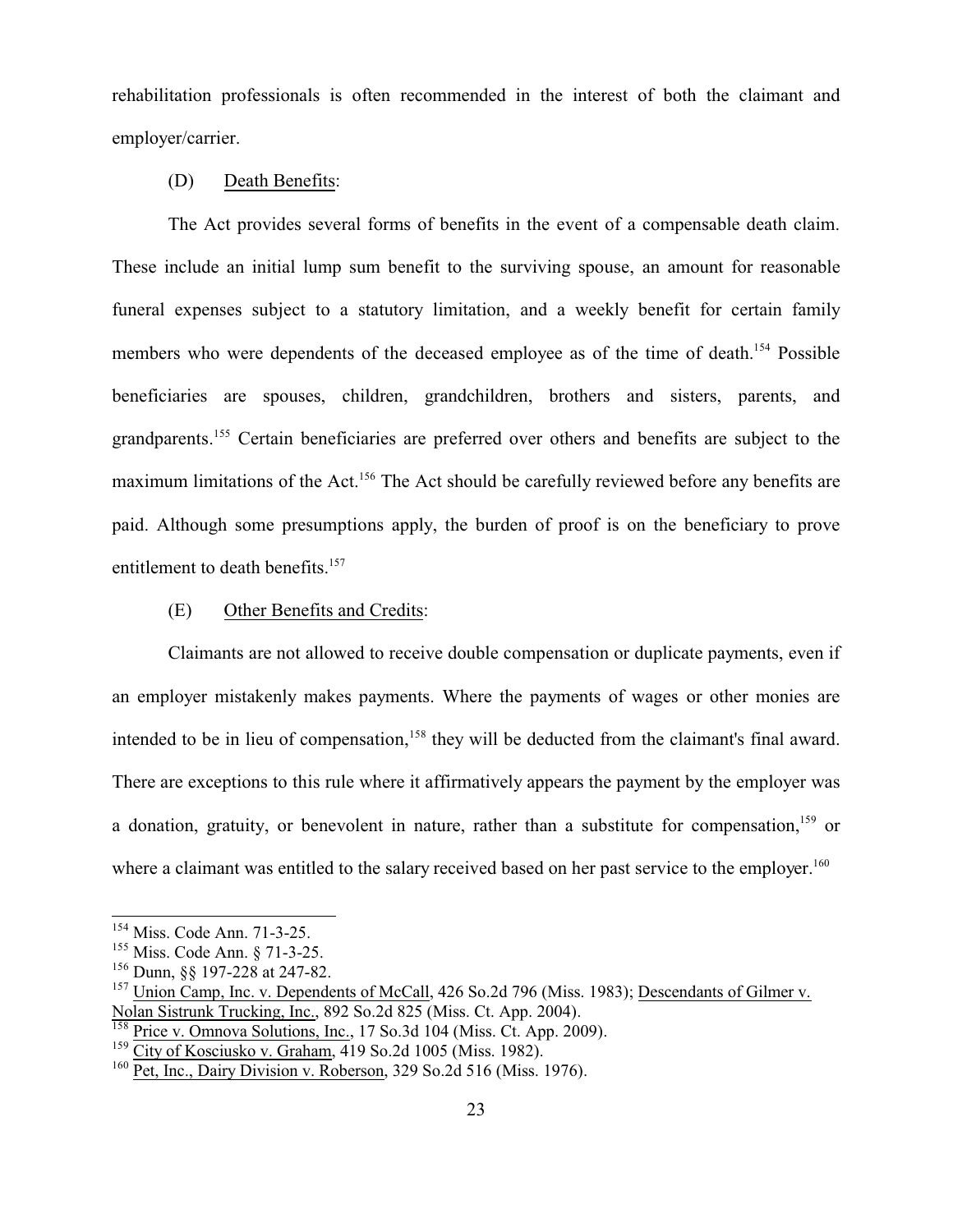rehabilitation professionals is often recommended in the interest of both the claimant and employer/carrier.

(D) Death Benefits:

The Act provides several forms of benefits in the event of a compensable death claim. These include an initial lump sum benefit to the surviving spouse, an amount for reasonable funeral expenses subject to a statutory limitation, and a weekly benefit for certain family members who were dependents of the deceased employee as of the time of death.[154] Possible beneficiaries are spouses, children, grandchildren, brothers and sisters, parents, and grandparents.[155] Certain beneficiaries are preferred over others and benefits are subject to the maximum limitations of the Act.[156] The Act should be carefully reviewed before any benefits are paid. Although some presumptions apply, the burden of proof is on the beneficiary to prove entitlement to death benefits.[157]

(E) Other Benefits and Credits:

Claimants are not allowed to receive double compensation or duplicate payments, even if an employer mistakenly makes payments. Where the payments of wages or other monies are intended to be in lieu of compensation,[158] they will be deducted from the claimant's final award. There are exceptions to this rule where it affirmatively appears the payment by the employer was a donation, gratuity, or benevolent in nature, rather than a substitute for compensation,[159] or where a claimant was entitled to the salary received based on her past service to the employer.[160]

---

[154] Miss. Code Ann. 71-3-25.

[155] Miss. Code Ann. § 71-3-25.

[156] Dunn, §§ 197-228 at 247-82.

[157] Union Camp, Inc. v. Dependents of McCall, 426 So.2d 796 (Miss. 1983); Descendants of Gilmer v. Nolan Sistrunk Trucking, Inc., 892 So.2d 825 (Miss. Ct. App. 2004).

[158] Price v. Omnova Solutions, Inc., 17 So.3d 104 (Miss. Ct. App. 2009).

[159] City of Kosciusko v. Graham, 419 So.2d 1005 (Miss. 1982).

[160] Pet, Inc., Dairy Division v. Roberson, 329 So.2d 516 (Miss. 1976).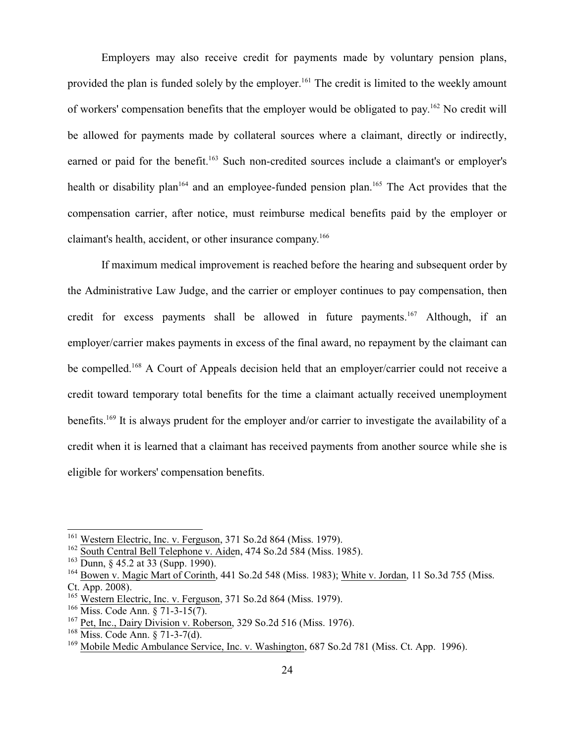Employers may also receive credit for payments made by voluntary pension plans, provided the plan is funded solely by the employer.[161] The credit is limited to the weekly amount of workers' compensation benefits that the employer would be obligated to pay.[162] No credit will be allowed for payments made by collateral sources where a claimant, directly or indirectly, earned or paid for the benefit.[163] Such non-credited sources include a claimant's or employer's health or disability plan[164] and an employee-funded pension plan.[165] The Act provides that the compensation carrier, after notice, must reimburse medical benefits paid by the employer or claimant's health, accident, or other insurance company.[166]

If maximum medical improvement is reached before the hearing and subsequent order by the Administrative Law Judge, and the carrier or employer continues to pay compensation, then credit for excess payments shall be allowed in future payments.[167] Although, if an employer/carrier makes payments in excess of the final award, no repayment by the claimant can be compelled.[168] A Court of Appeals decision held that an employer/carrier could not receive a credit toward temporary total benefits for the time a claimant actually received unemployment benefits.[169] It is always prudent for the employer and/or carrier to investigate the availability of a credit when it is learned that a claimant has received payments from another source while she is eligible for workers' compensation benefits.

---

[161] Western Electric, Inc. v. Ferguson, 371 So.2d 864 (Miss. 1979).

[162] South Central Bell Telephone v. Aiden, 474 So.2d 584 (Miss. 1985).

[163] Dunn, § 45.2 at 33 (Supp. 1990).

[164] Bowen v. Magic Mart of Corinth, 441 So.2d 548 (Miss. 1983); White v. Jordan, 11 So.3d 755 (Miss. Ct. App. 2008).

[165] Western Electric, Inc. v. Ferguson, 371 So.2d 864 (Miss. 1979).

[166] Miss. Code Ann. § 71-3-15(7).

[167] Pet, Inc., Dairy Division v. Roberson, 329 So.2d 516 (Miss. 1976).

[168] Miss. Code Ann. § 71-3-7(d).

[169] Mobile Medic Ambulance Service, Inc. v. Washington, 687 So.2d 781 (Miss. Ct. App. 1996).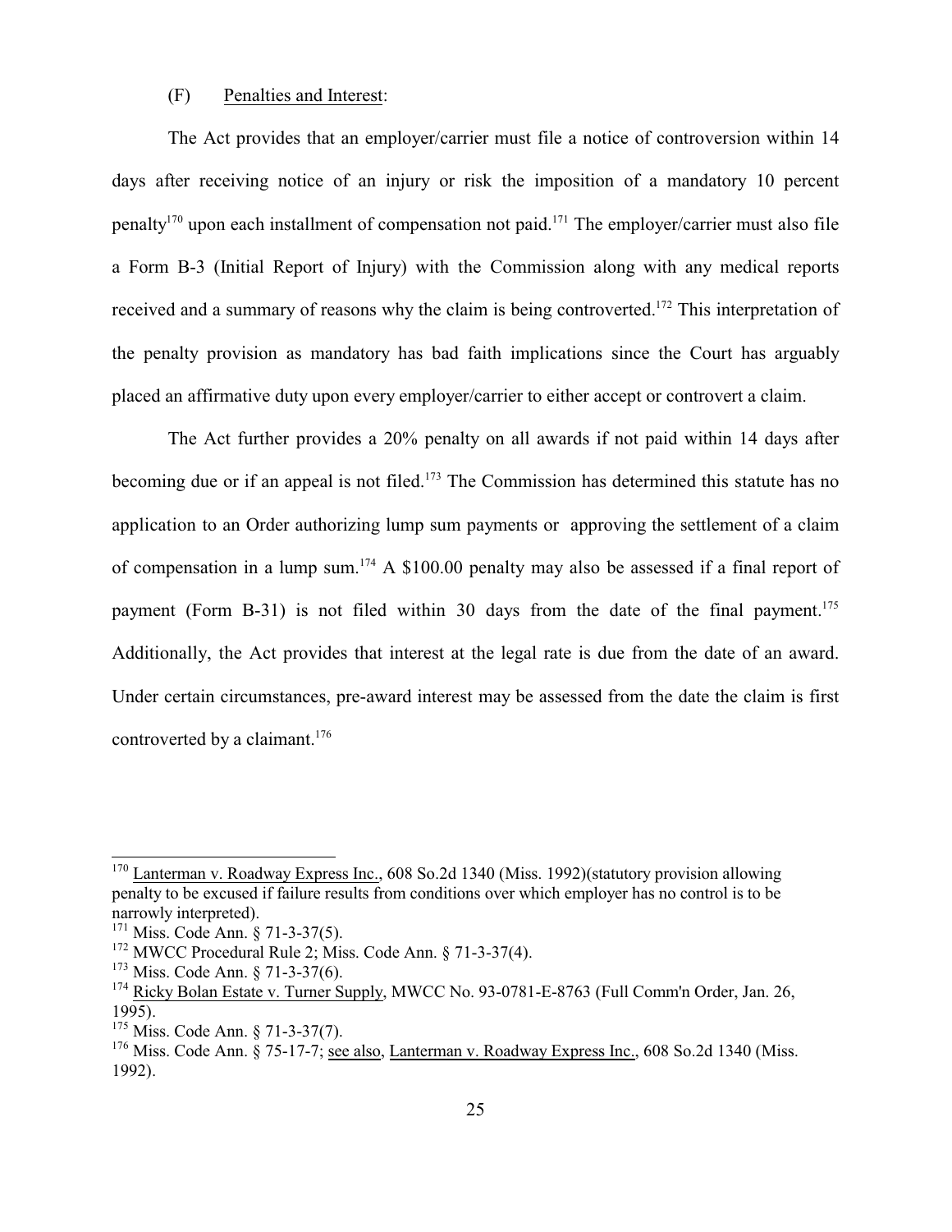(F) Penalties and Interest:

The Act provides that an employer/carrier must file a notice of controversion within 14 days after receiving notice of an injury or risk the imposition of a mandatory 10 percent penalty[170] upon each installment of compensation not paid.[171] The employer/carrier must also file a Form B-3 (Initial Report of Injury) with the Commission along with any medical reports received and a summary of reasons why the claim is being controverted.[172] This interpretation of the penalty provision as mandatory has bad faith implications since the Court has arguably placed an affirmative duty upon every employer/carrier to either accept or controvert a claim.

The Act further provides a 20% penalty on all awards if not paid within 14 days after becoming due or if an appeal is not filed.[173] The Commission has determined this statute has no application to an Order authorizing lump sum payments or approving the settlement of a claim of compensation in a lump sum.[174] A $100.00 penalty may also be assessed if a final report of payment (Form B-31) is not filed within 30 days from the date of the final payment.[175] Additionally, the Act provides that interest at the legal rate is due from the date of an award. Under certain circumstances, pre-award interest may be assessed from the date the claim is first controverted by a claimant.[176]

---

[170] Lanterman v. Roadway Express Inc., 608 So.2d 1340 (Miss. 1992)(statutory provision allowing penalty to be excused if failure results from conditions over which employer has no control is to be narrowly interpreted).

[171] Miss. Code Ann. § 71-3-37(5).

[172] MWCC Procedural Rule 2; Miss. Code Ann. § 71-3-37(4).

[173] Miss. Code Ann. § 71-3-37(6).

[174] Ricky Bolan Estate v. Turner Supply, MWCC No. 93-0781-E-8763 (Full Comm'n Order, Jan. 26, 1995).

[175] Miss. Code Ann. § 71-3-37(7).

[176] Miss. Code Ann. § 75-17-7; see also, Lanterman v. Roadway Express Inc., 608 So.2d 1340 (Miss. 1992).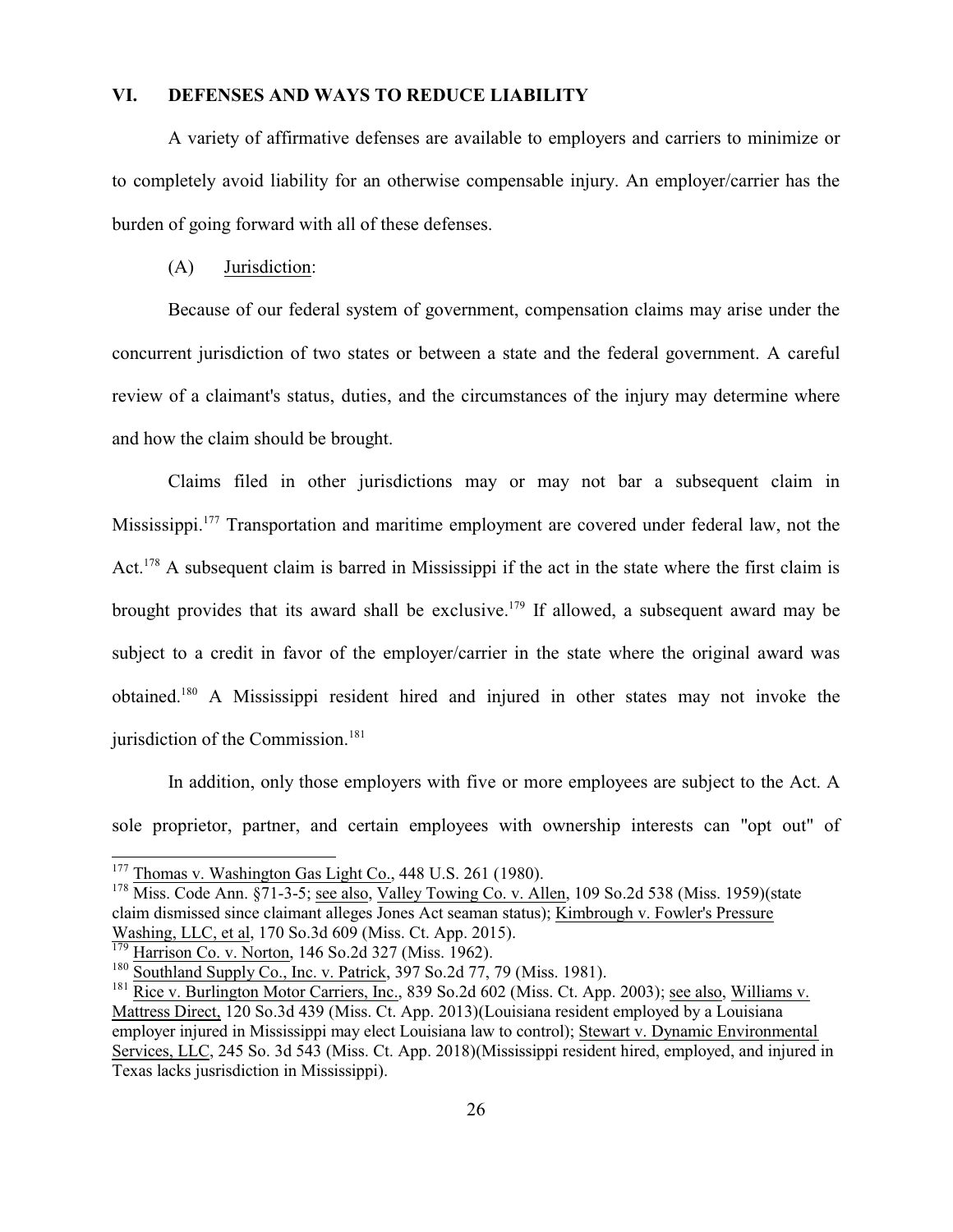## VI. DEFENSES AND WAYS TO REDUCE LIABILITY

A variety of affirmative defenses are available to employers and carriers to minimize or to completely avoid liability for an otherwise compensable injury. An employer/carrier has the burden of going forward with all of these defenses.

### (A) Jurisdiction:

Because of our federal system of government, compensation claims may arise under the concurrent jurisdiction of two states or between a state and the federal government. A careful review of a claimant's status, duties, and the circumstances of the injury may determine where and how the claim should be brought.

Claims filed in other jurisdictions may or may not bar a subsequent claim in Mississippi.[177] Transportation and maritime employment are covered under federal law, not the Act.[178] A subsequent claim is barred in Mississippi if the act in the state where the first claim is brought provides that its award shall be exclusive.[179] If allowed, a subsequent award may be subject to a credit in favor of the employer/carrier in the state where the original award was obtained.[180] A Mississippi resident hired and injured in other states may not invoke the jurisdiction of the Commission.[181]

In addition, only those employers with five or more employees are subject to the Act. A sole proprietor, partner, and certain employees with ownership interests can "opt out" of

---

[177] Thomas v. Washington Gas Light Co., 448 U.S. 261 (1980).

[178] Miss. Code Ann. §71-3-5; see also, Valley Towing Co. v. Allen, 109 So.2d 538 (Miss. 1959)(state claim dismissed since claimant alleges Jones Act seaman status); Kimbrough v. Fowler's Pressure Washing, LLC, et al, 170 So.3d 609 (Miss. Ct. App. 2015).

[179] Harrison Co. v. Norton, 146 So.2d 327 (Miss. 1962).

[180] Southland Supply Co., Inc. v. Patrick, 397 So.2d 77, 79 (Miss. 1981).

[181] Rice v. Burlington Motor Carriers, Inc., 839 So.2d 602 (Miss. Ct. App. 2003); see also, Williams v. Mattress Direct, 120 So.3d 439 (Miss. Ct. App. 2013)(Louisiana resident employed by a Louisiana employer injured in Mississippi may elect Louisiana law to control); Stewart v. Dynamic Environmental Services, LLC, 245 So. 3d 543 (Miss. Ct. App. 2018)(Mississippi resident hired, employed, and injured in Texas lacks jusrisdiction in Mississippi).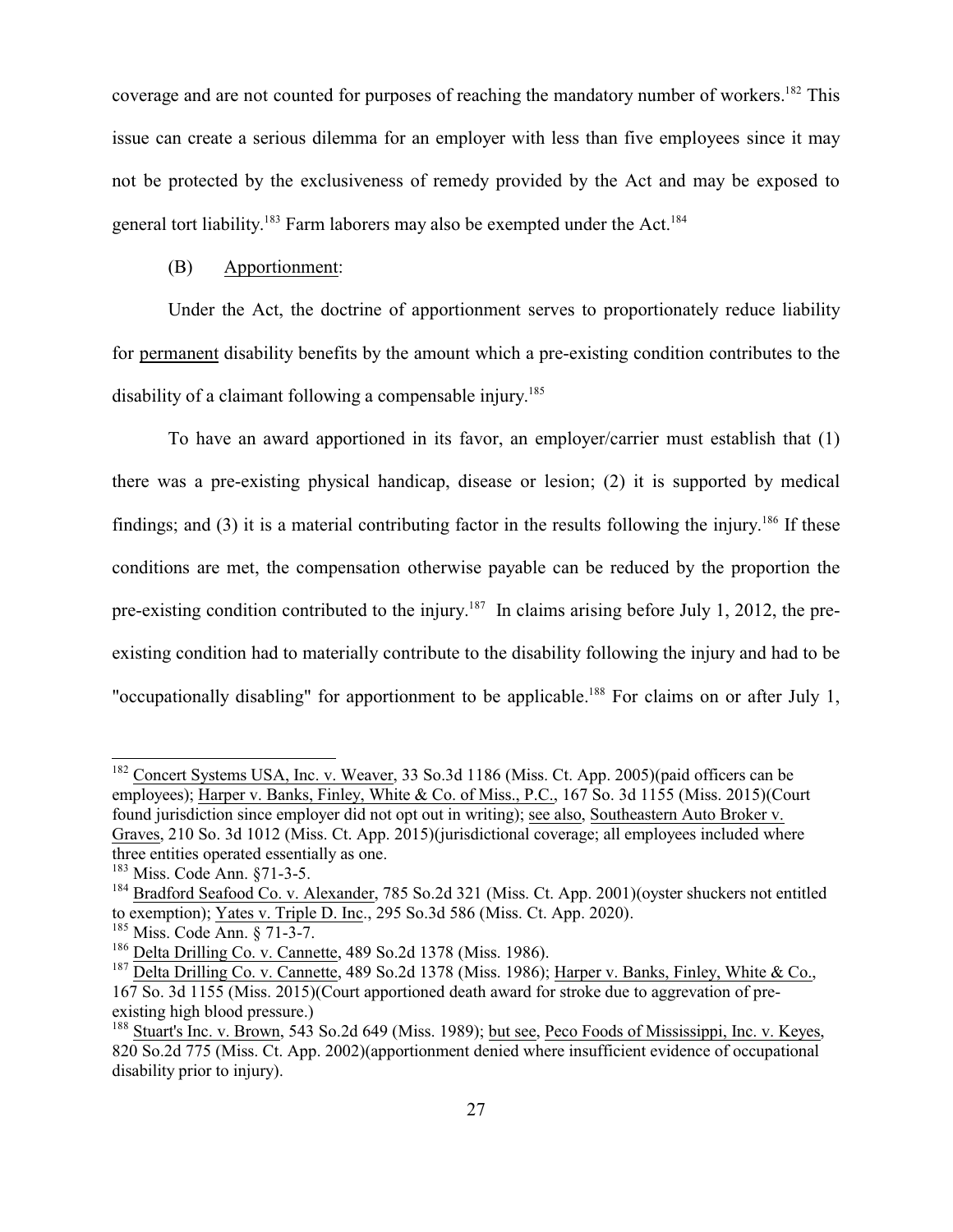coverage and are not counted for purposes of reaching the mandatory number of workers.[182] This issue can create a serious dilemma for an employer with less than five employees since it may not be protected by the exclusiveness of remedy provided by the Act and may be exposed to general tort liability.[183] Farm laborers may also be exempted under the Act.[184]

(B) Apportionment:

Under the Act, the doctrine of apportionment serves to proportionately reduce liability for permanent disability benefits by the amount which a pre-existing condition contributes to the disability of a claimant following a compensable injury.[185]

To have an award apportioned in its favor, an employer/carrier must establish that (1) there was a pre-existing physical handicap, disease or lesion; (2) it is supported by medical findings; and (3) it is a material contributing factor in the results following the injury.[186] If these conditions are met, the compensation otherwise payable can be reduced by the proportion the pre-existing condition contributed to the injury.[187] In claims arising before July 1, 2012, the pre-existing condition had to materially contribute to the disability following the injury and had to be "occupationally disabling" for apportionment to be applicable.[188] For claims on or after July 1,

---

[182] Concert Systems USA, Inc. v. Weaver, 33 So.3d 1186 (Miss. Ct. App. 2005)(paid officers can be employees); Harper v. Banks, Finley, White & Co. of Miss., P.C., 167 So. 3d 1155 (Miss. 2015)(Court found jurisdiction since employer did not opt out in writing); see also, Southeastern Auto Broker v. Graves, 210 So. 3d 1012 (Miss. Ct. App. 2015)(jurisdictional coverage; all employees included where three entities operated essentially as one.

[183] Miss. Code Ann. §71-3-5.

[184] Bradford Seafood Co. v. Alexander, 785 So.2d 321 (Miss. Ct. App. 2001)(oyster shuckers not entitled to exemption); Yates v. Triple D. Inc., 295 So.3d 586 (Miss. Ct. App. 2020).

[185] Miss. Code Ann. § 71-3-7.

[186] Delta Drilling Co. v. Cannette, 489 So.2d 1378 (Miss. 1986).

[187] Delta Drilling Co. v. Cannette, 489 So.2d 1378 (Miss. 1986); Harper v. Banks, Finley, White & Co., 167 So. 3d 1155 (Miss. 2015)(Court apportioned death award for stroke due to aggrevation of pre-existing high blood pressure.)

[188] Stuart's Inc. v. Brown, 543 So.2d 649 (Miss. 1989); but see, Peco Foods of Mississippi, Inc. v. Keyes, 820 So.2d 775 (Miss. Ct. App. 2002)(apportionment denied where insufficient evidence of occupational disability prior to injury).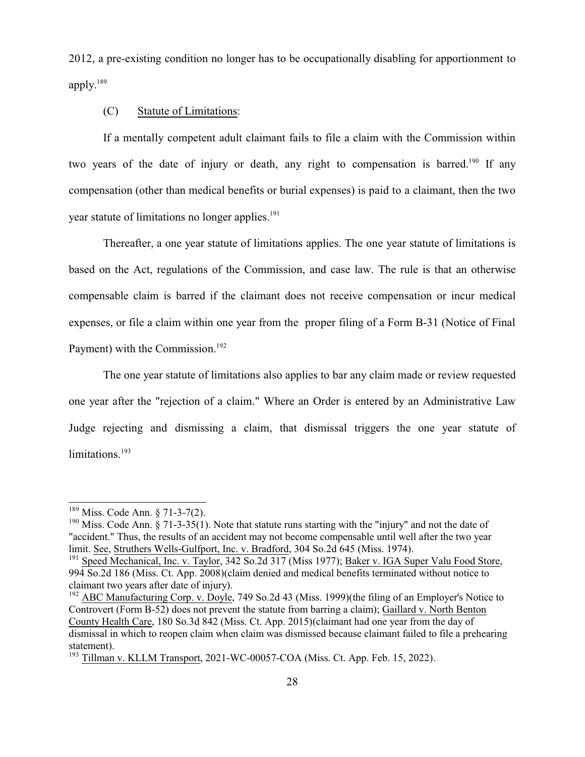2012, a pre-existing condition no longer has to be occupationally disabling for apportionment to apply.[189]

(C) Statute of Limitations:

If a mentally competent adult claimant fails to file a claim with the Commission within two years of the date of injury or death, any right to compensation is barred.[190] If any compensation (other than medical benefits or burial expenses) is paid to a claimant, then the two year statute of limitations no longer applies.[191]

Thereafter, a one year statute of limitations applies. The one year statute of limitations is based on the Act, regulations of the Commission, and case law. The rule is that an otherwise compensable claim is barred if the claimant does not receive compensation or incur medical expenses, or file a claim within one year from the proper filing of a Form B-31 (Notice of Final Payment) with the Commission.[192]

The one year statute of limitations also applies to bar any claim made or review requested one year after the "rejection of a claim." Where an Order is entered by an Administrative Law Judge rejecting and dismissing a claim, that dismissal triggers the one year statute of limitations.[193]

---

[189] Miss. Code Ann. § 71-3-7(2).

[190] Miss. Code Ann. § 71-3-35(1). Note that statute runs starting with the "injury" and not the date of "accident." Thus, the results of an accident may not become compensable until well after the two year limit. See, Struthers Wells-Gulfport, Inc. v. Bradford, 304 So.2d 645 (Miss. 1974).

[191] Speed Mechanical, Inc. v. Taylor, 342 So.2d 317 (Miss 1977); Baker v. IGA Super Valu Food Store, 994 So.2d 186 (Miss. Ct. App. 2008)(claim denied and medical benefits terminated without notice to claimant two years after date of injury).

[192] ABC Manufacturing Corp. v. Doyle, 749 So.2d 43 (Miss. 1999)(the filing of an Employer's Notice to Controvert (Form B-52) does not prevent the statute from barring a claim); Gaillard v. North Benton County Health Care, 180 So.3d 842 (Miss. Ct. App. 2015)(claimant had one year from the day of dismissal in which to reopen claim when claim was dismissed because claimant failed to file a prehearing statement).

[193] Tillman v. KLLM Transport, 2021-WC-00057-COA (Miss. Ct. App. Feb. 15, 2022).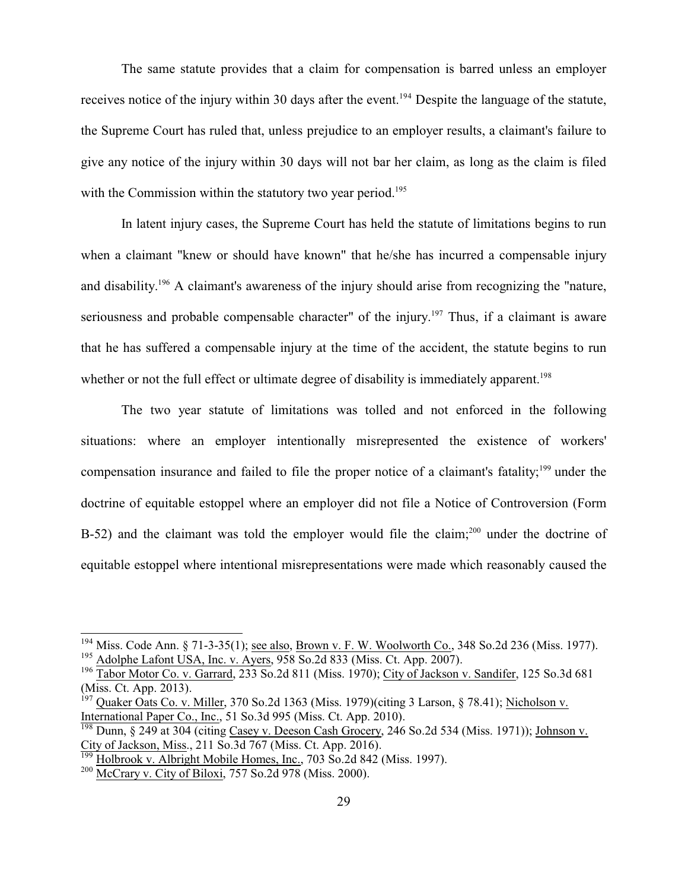The same statute provides that a claim for compensation is barred unless an employer receives notice of the injury within 30 days after the event.[194] Despite the language of the statute, the Supreme Court has ruled that, unless prejudice to an employer results, a claimant's failure to give any notice of the injury within 30 days will not bar her claim, as long as the claim is filed with the Commission within the statutory two year period.[195]

In latent injury cases, the Supreme Court has held the statute of limitations begins to run when a claimant "knew or should have known" that he/she has incurred a compensable injury and disability.[196] A claimant's awareness of the injury should arise from recognizing the "nature, seriousness and probable compensable character" of the injury.[197] Thus, if a claimant is aware that he has suffered a compensable injury at the time of the accident, the statute begins to run whether or not the full effect or ultimate degree of disability is immediately apparent.[198]

The two year statute of limitations was tolled and not enforced in the following situations: where an employer intentionally misrepresented the existence of workers' compensation insurance and failed to file the proper notice of a claimant's fatality;[199] under the doctrine of equitable estoppel where an employer did not file a Notice of Controversion (Form B-52) and the claimant was told the employer would file the claim;[200] under the doctrine of equitable estoppel where intentional misrepresentations were made which reasonably caused the

---

[194] Miss. Code Ann. § 71-3-35(1); see also, Brown v. F. W. Woolworth Co., 348 So.2d 236 (Miss. 1977).

[195] Adolphe Lafont USA, Inc. v. Ayers, 958 So.2d 833 (Miss. Ct. App. 2007).

[196] Tabor Motor Co. v. Garrard, 233 So.2d 811 (Miss. 1970); City of Jackson v. Sandifer, 125 So.3d 681 (Miss. Ct. App. 2013).

[197] Quaker Oats Co. v. Miller, 370 So.2d 1363 (Miss. 1979)(citing 3 Larson, § 78.41); Nicholson v. International Paper Co., Inc., 51 So.3d 995 (Miss. Ct. App. 2010).

[198] Dunn, § 249 at 304 (citing Casey v. Deeson Cash Grocery, 246 So.2d 534 (Miss. 1971)); Johnson v. City of Jackson, Miss., 211 So.3d 767 (Miss. Ct. App. 2016).

[199] Holbrook v. Albright Mobile Homes, Inc., 703 So.2d 842 (Miss. 1997).

[200] McCrary v. City of Biloxi, 757 So.2d 978 (Miss. 2000).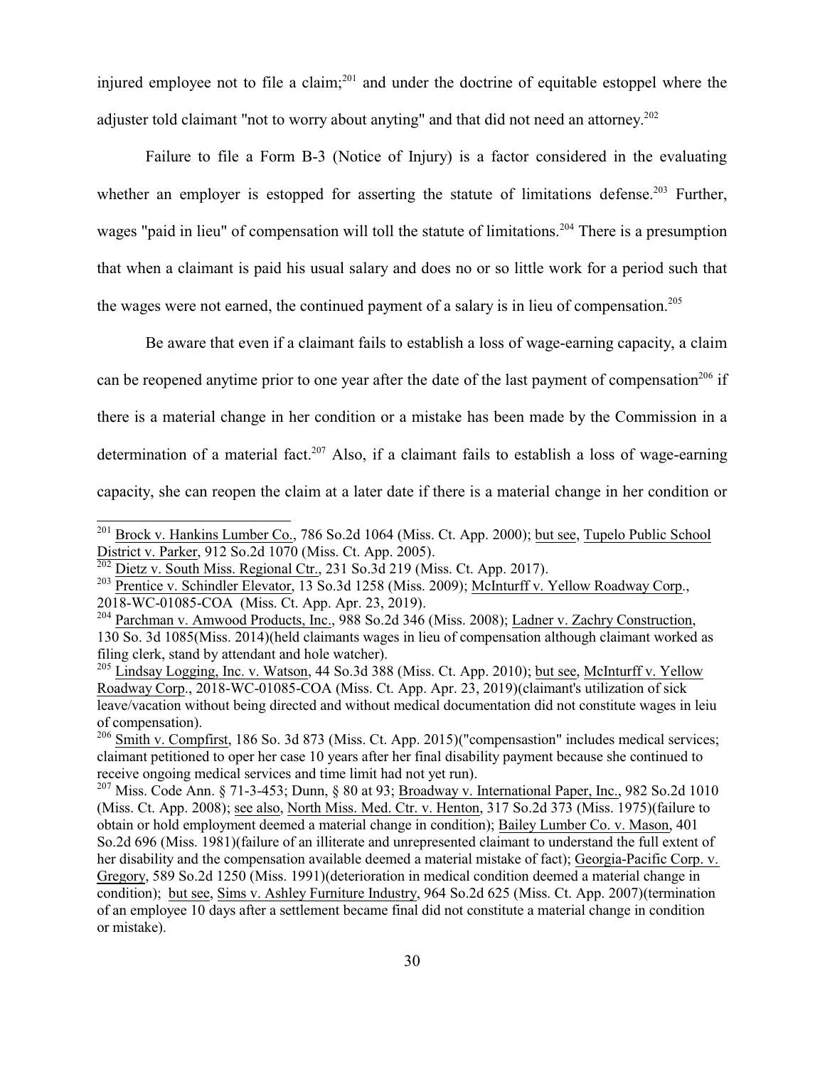injured employee not to file a claim;[201] and under the doctrine of equitable estoppel where the adjuster told claimant "not to worry about anyting" and that did not need an attorney.[202]

Failure to file a Form B-3 (Notice of Injury) is a factor considered in the evaluating whether an employer is estopped for asserting the statute of limitations defense.[203] Further, wages "paid in lieu" of compensation will toll the statute of limitations.[204] There is a presumption that when a claimant is paid his usual salary and does no or so little work for a period such that the wages were not earned, the continued payment of a salary is in lieu of compensation.[205]

Be aware that even if a claimant fails to establish a loss of wage-earning capacity, a claim can be reopened anytime prior to one year after the date of the last payment of compensation[206] if there is a material change in her condition or a mistake has been made by the Commission in a determination of a material fact.[207] Also, if a claimant fails to establish a loss of wage-earning capacity, she can reopen the claim at a later date if there is a material change in her condition or

---

[201] Brock v. Hankins Lumber Co., 786 So.2d 1064 (Miss. Ct. App. 2000); but see, Tupelo Public School District v. Parker, 912 So.2d 1070 (Miss. Ct. App. 2005).

[202] Dietz v. South Miss. Regional Ctr., 231 So.3d 219 (Miss. Ct. App. 2017).

[203] Prentice v. Schindler Elevator, 13 So.3d 1258 (Miss. 2009); McInturff v. Yellow Roadway Corp., 2018-WC-01085-COA (Miss. Ct. App. Apr. 23, 2019).

[204] Parchman v. Amwood Products, Inc., 988 So.2d 346 (Miss. 2008); Ladner v. Zachry Construction, 130 So. 3d 1085(Miss. 2014)(held claimants wages in lieu of compensation although claimant worked as filing clerk, stand by attendant and hole watcher).

[205] Lindsay Logging, Inc. v. Watson, 44 So.3d 388 (Miss. Ct. App. 2010); but see, McInturff v. Yellow Roadway Corp., 2018-WC-01085-COA (Miss. Ct. App. Apr. 23, 2019)(claimant's utilization of sick leave/vacation without being directed and without medical documentation did not constitute wages in leiu of compensation).

[206] Smith v. Compfirst, 186 So. 3d 873 (Miss. Ct. App. 2015)("compensastion" includes medical services; claimant petitioned to oper her case 10 years after her final disability payment because she continued to receive ongoing medical services and time limit had not yet run).

[207] Miss. Code Ann. § 71-3-453; Dunn, § 80 at 93; Broadway v. International Paper, Inc., 982 So.2d 1010 (Miss. Ct. App. 2008); see also, North Miss. Med. Ctr. v. Henton, 317 So.2d 373 (Miss. 1975)(failure to obtain or hold employment deemed a material change in condition); Bailey Lumber Co. v. Mason, 401 So.2d 696 (Miss. 1981)(failure of an illiterate and unrepresented claimant to understand the full extent of her disability and the compensation available deemed a material mistake of fact); Georgia-Pacific Corp. v. Gregory, 589 So.2d 1250 (Miss. 1991)(deterioration in medical condition deemed a material change in condition); but see, Sims v. Ashley Furniture Industry, 964 So.2d 625 (Miss. Ct. App. 2007)(termination of an employee 10 days after a settlement became final did not constitute a material change in condition or mistake).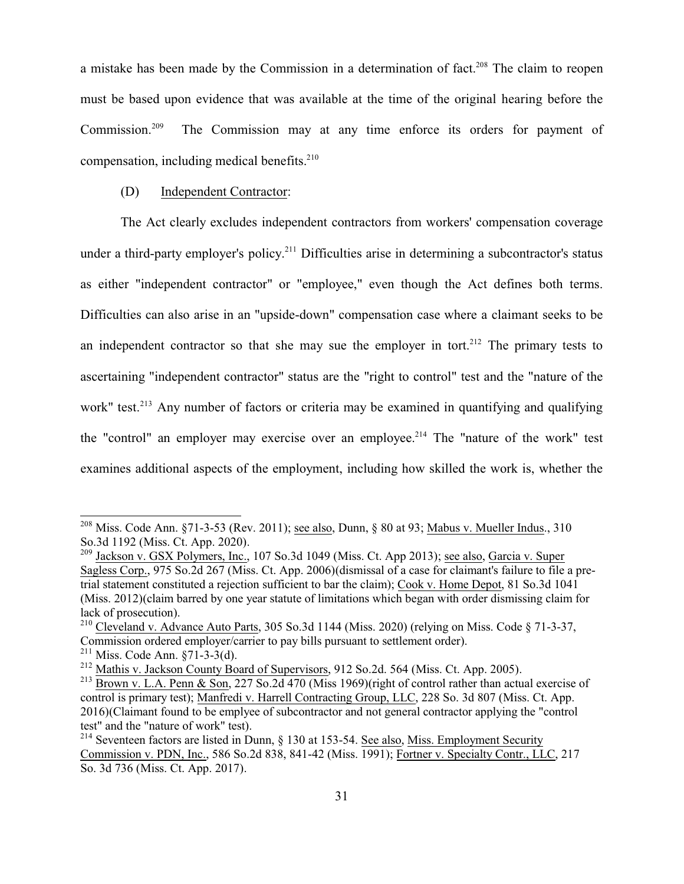a mistake has been made by the Commission in a determination of fact.[208] The claim to reopen must be based upon evidence that was available at the time of the original hearing before the Commission.[209] The Commission may at any time enforce its orders for payment of compensation, including medical benefits.[210]

(D) Independent Contractor:

The Act clearly excludes independent contractors from workers' compensation coverage under a third-party employer's policy.[211] Difficulties arise in determining a subcontractor's status as either "independent contractor" or "employee," even though the Act defines both terms. Difficulties can also arise in an "upside-down" compensation case where a claimant seeks to be an independent contractor so that she may sue the employer in tort.[212] The primary tests to ascertaining "independent contractor" status are the "right to control" test and the "nature of the work" test.[213] Any number of factors or criteria may be examined in quantifying and qualifying the "control" an employer may exercise over an employee.[214] The "nature of the work" test examines additional aspects of the employment, including how skilled the work is, whether the

---

[208] Miss. Code Ann. §71-3-53 (Rev. 2011); see also, Dunn, § 80 at 93; Mabus v. Mueller Indus., 310 So.3d 1192 (Miss. Ct. App. 2020).

[209] Jackson v. GSX Polymers, Inc., 107 So.3d 1049 (Miss. Ct. App 2013); see also, Garcia v. Super Sagless Corp., 975 So.2d 267 (Miss. Ct. App. 2006)(dismissal of a case for claimant's failure to file a pre-trial statement constituted a rejection sufficient to bar the claim); Cook v. Home Depot, 81 So.3d 1041 (Miss. 2012)(claim barred by one year statute of limitations which began with order dismissing claim for lack of prosecution).

[210] Cleveland v. Advance Auto Parts, 305 So.3d 1144 (Miss. 2020) (relying on Miss. Code § 71-3-37, Commission ordered employer/carrier to pay bills pursuant to settlement order).

[211] Miss. Code Ann. §71-3-3(d).

[212] Mathis v. Jackson County Board of Supervisors, 912 So.2d. 564 (Miss. Ct. App. 2005).

[213] Brown v. L.A. Penn & Son, 227 So.2d 470 (Miss 1969)(right of control rather than actual exercise of control is primary test); Manfredi v. Harrell Contracting Group, LLC, 228 So. 3d 807 (Miss. Ct. App. 2016)(Claimant found to be emplyee of subcontractor and not general contractor applying the "control test" and the "nature of work" test).

[214] Seventeen factors are listed in Dunn, § 130 at 153-54. See also, Miss. Employment Security Commission v. PDN, Inc., 586 So.2d 838, 841-42 (Miss. 1991); Fortner v. Specialty Contr., LLC, 217 So. 3d 736 (Miss. Ct. App. 2017).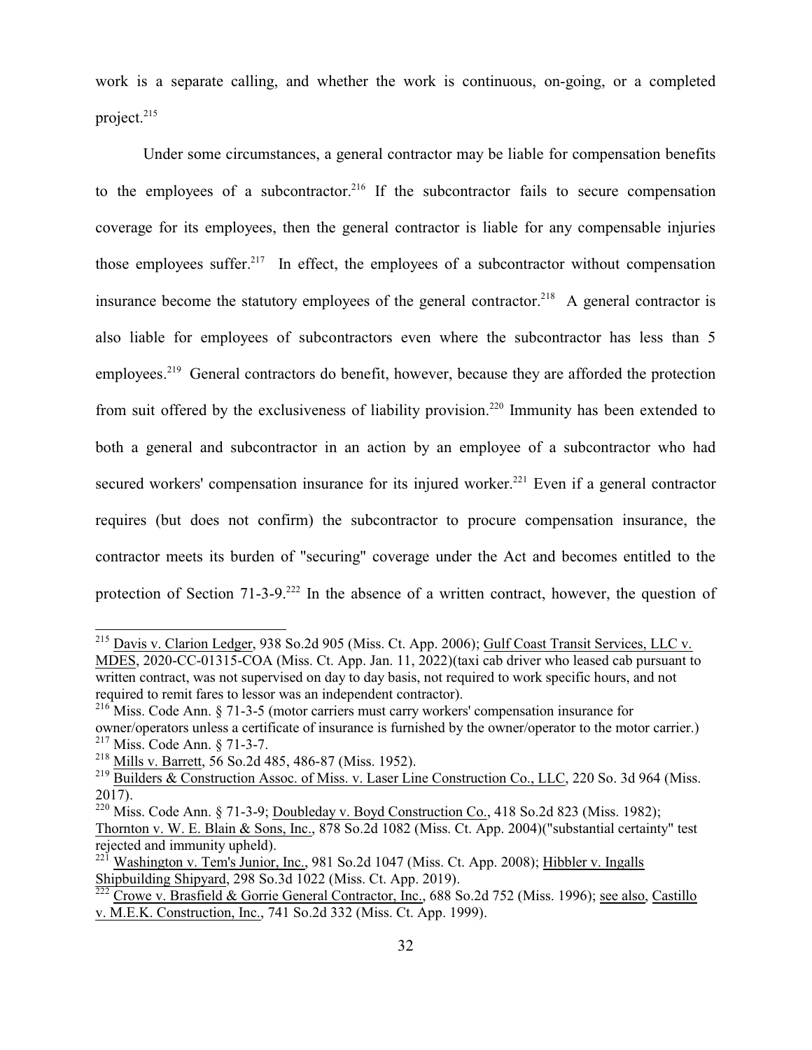work is a separate calling, and whether the work is continuous, on-going, or a completed project.[215]

Under some circumstances, a general contractor may be liable for compensation benefits to the employees of a subcontractor.[216] If the subcontractor fails to secure compensation coverage for its employees, then the general contractor is liable for any compensable injuries those employees suffer.[217] In effect, the employees of a subcontractor without compensation insurance become the statutory employees of the general contractor.[218] A general contractor is also liable for employees of subcontractors even where the subcontractor has less than 5 employees.[219] General contractors do benefit, however, because they are afforded the protection from suit offered by the exclusiveness of liability provision.[220] Immunity has been extended to both a general and subcontractor in an action by an employee of a subcontractor who had secured workers' compensation insurance for its injured worker.[221] Even if a general contractor requires (but does not confirm) the subcontractor to procure compensation insurance, the contractor meets its burden of "securing" coverage under the Act and becomes entitled to the protection of Section 71-3-9.[222] In the absence of a written contract, however, the question of

---

[215] Davis v. Clarion Ledger, 938 So.2d 905 (Miss. Ct. App. 2006); Gulf Coast Transit Services, LLC v. MDES, 2020-CC-01315-COA (Miss. Ct. App. Jan. 11, 2022)(taxi cab driver who leased cab pursuant to written contract, was not supervised on day to day basis, not required to work specific hours, and not required to remit fares to lessor was an independent contractor).

[216] Miss. Code Ann. § 71-3-5 (motor carriers must carry workers' compensation insurance for owner/operators unless a certificate of insurance is furnished by the owner/operator to the motor carrier.)

[217] Miss. Code Ann. § 71-3-7.

[218] Mills v. Barrett, 56 So.2d 485, 486-87 (Miss. 1952).

[219] Builders & Construction Assoc. of Miss. v. Laser Line Construction Co., LLC, 220 So. 3d 964 (Miss. 2017).

[220] Miss. Code Ann. § 71-3-9; Doubleday v. Boyd Construction Co., 418 So.2d 823 (Miss. 1982); Thornton v. W. E. Blain & Sons, Inc., 878 So.2d 1082 (Miss. Ct. App. 2004)("substantial certainty" test rejected and immunity upheld).

[221] Washington v. Tem's Junior, Inc., 981 So.2d 1047 (Miss. Ct. App. 2008); Hibbler v. Ingalls Shipbuilding Shipyard, 298 So.3d 1022 (Miss. Ct. App. 2019).

[222] Crowe v. Brasfield & Gorrie General Contractor, Inc., 688 So.2d 752 (Miss. 1996); see also, Castillo v. M.E.K. Construction, Inc., 741 So.2d 332 (Miss. Ct. App. 1999).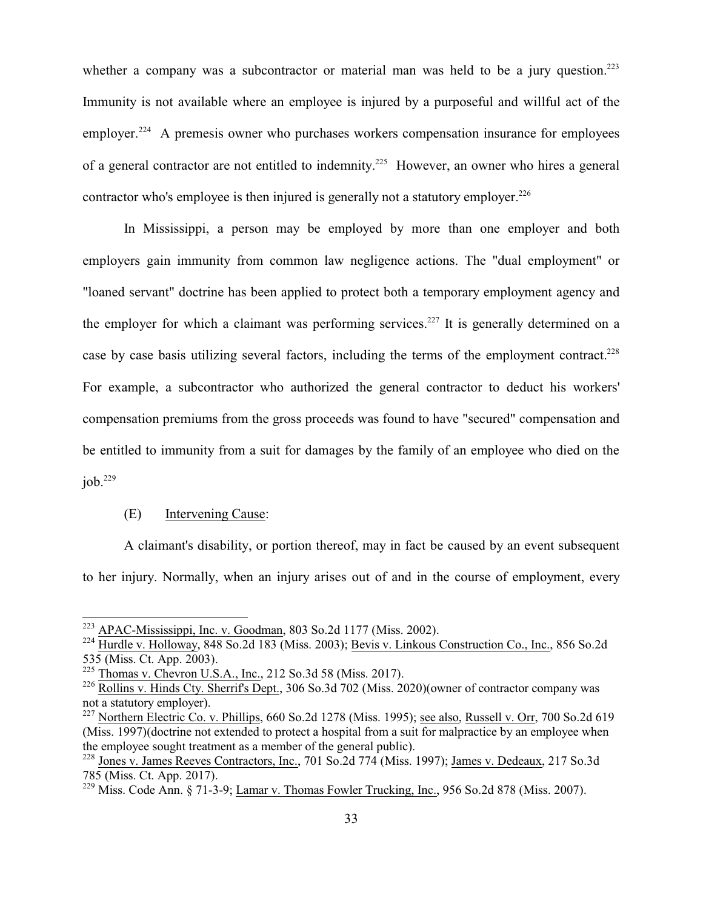whether a company was a subcontractor or material man was held to be a jury question.[223] Immunity is not available where an employee is injured by a purposeful and willful act of the employer.[224] A premesis owner who purchases workers compensation insurance for employees of a general contractor are not entitled to indemnity.[225] However, an owner who hires a general contractor who's employee is then injured is generally not a statutory employer.[226]

In Mississippi, a person may be employed by more than one employer and both employers gain immunity from common law negligence actions. The "dual employment" or "loaned servant" doctrine has been applied to protect both a temporary employment agency and the employer for which a claimant was performing services.[227] It is generally determined on a case by case basis utilizing several factors, including the terms of the employment contract.[228] For example, a subcontractor who authorized the general contractor to deduct his workers' compensation premiums from the gross proceeds was found to have "secured" compensation and be entitled to immunity from a suit for damages by the family of an employee who died on the job.[229]

(E) Intervening Cause:

A claimant's disability, or portion thereof, may in fact be caused by an event subsequent to her injury. Normally, when an injury arises out of and in the course of employment, every

---

[223] APAC-Mississippi, Inc. v. Goodman, 803 So.2d 1177 (Miss. 2002).

[224] Hurdle v. Holloway, 848 So.2d 183 (Miss. 2003); Bevis v. Linkous Construction Co., Inc., 856 So.2d 535 (Miss. Ct. App. 2003).

[225] Thomas v. Chevron U.S.A., Inc., 212 So.3d 58 (Miss. 2017).

[226] Rollins v. Hinds Cty. Sherrif's Dept., 306 So.3d 702 (Miss. 2020)(owner of contractor company was not a statutory employer).

[227] Northern Electric Co. v. Phillips, 660 So.2d 1278 (Miss. 1995); see also, Russell v. Orr, 700 So.2d 619 (Miss. 1997)(doctrine not extended to protect a hospital from a suit for malpractice by an employee when the employee sought treatment as a member of the general public).

[228] Jones v. James Reeves Contractors, Inc., 701 So.2d 774 (Miss. 1997); James v. Dedeaux, 217 So.3d 785 (Miss. Ct. App. 2017).

[229] Miss. Code Ann. § 71-3-9; Lamar v. Thomas Fowler Trucking, Inc., 956 So.2d 878 (Miss. 2007).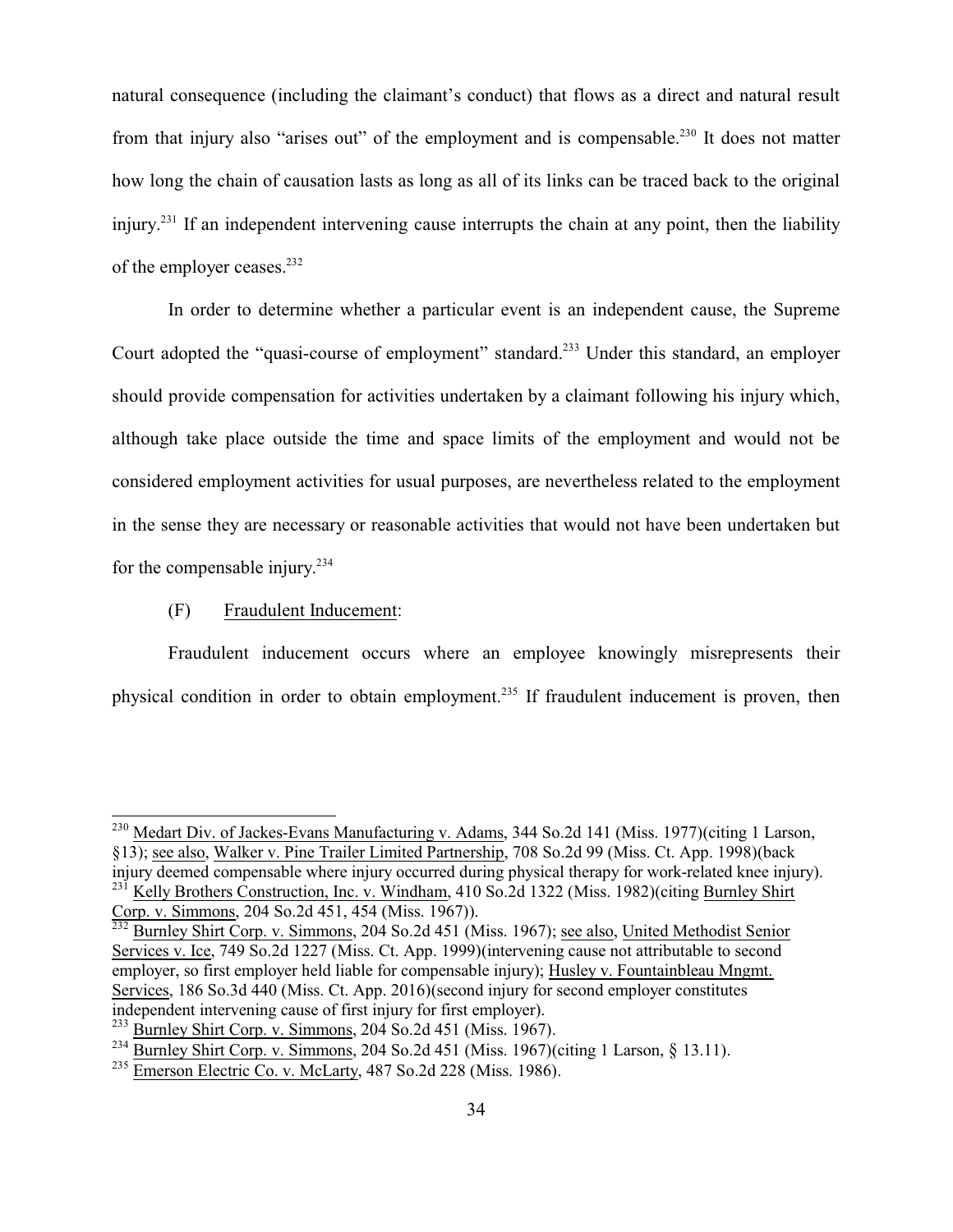natural consequence (including the claimant's conduct) that flows as a direct and natural result from that injury also "arises out" of the employment and is compensable.[230] It does not matter how long the chain of causation lasts as long as all of its links can be traced back to the original injury.[231] If an independent intervening cause interrupts the chain at any point, then the liability of the employer ceases.[232]

In order to determine whether a particular event is an independent cause, the Supreme Court adopted the "quasi-course of employment" standard.[233] Under this standard, an employer should provide compensation for activities undertaken by a claimant following his injury which, although take place outside the time and space limits of the employment and would not be considered employment activities for usual purposes, are nevertheless related to the employment in the sense they are necessary or reasonable activities that would not have been undertaken but for the compensable injury.[234]

(F) Fraudulent Inducement:

Fraudulent inducement occurs where an employee knowingly misrepresents their physical condition in order to obtain employment.[235] If fraudulent inducement is proven, then

---

[230] Medart Div. of Jackes-Evans Manufacturing v. Adams, 344 So.2d 141 (Miss. 1977)(citing 1 Larson, §13); see also, Walker v. Pine Trailer Limited Partnership, 708 So.2d 99 (Miss. Ct. App. 1998)(back injury deemed compensable where injury occurred during physical therapy for work-related knee injury).

[231] Kelly Brothers Construction, Inc. v. Windham, 410 So.2d 1322 (Miss. 1982)(citing Burnley Shirt Corp. v. Simmons, 204 So.2d 451, 454 (Miss. 1967)).

[232] Burnley Shirt Corp. v. Simmons, 204 So.2d 451 (Miss. 1967); see also, United Methodist Senior Services v. Ice, 749 So.2d 1227 (Miss. Ct. App. 1999)(intervening cause not attributable to second employer, so first employer held liable for compensable injury); Husley v. Fountainbleau Mngmt. Services, 186 So.3d 440 (Miss. Ct. App. 2016)(second injury for second employer constitutes independent intervening cause of first injury for first employer).

[233] Burnley Shirt Corp. v. Simmons, 204 So.2d 451 (Miss. 1967).

[234] Burnley Shirt Corp. v. Simmons, 204 So.2d 451 (Miss. 1967)(citing 1 Larson, § 13.11).

[235] Emerson Electric Co. v. McLarty, 487 So.2d 228 (Miss. 1986).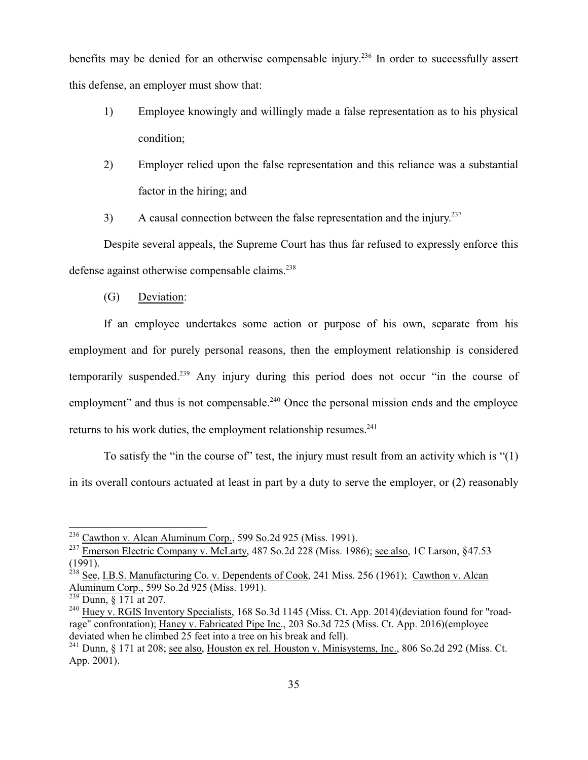benefits may be denied for an otherwise compensable injury.[236] In order to successfully assert this defense, an employer must show that:

1) Employee knowingly and willingly made a false representation as to his physical condition;

2) Employer relied upon the false representation and this reliance was a substantial factor in the hiring; and

3) A causal connection between the false representation and the injury.[237]

Despite several appeals, the Supreme Court has thus far refused to expressly enforce this defense against otherwise compensable claims.[238]

(G) Deviation:

If an employee undertakes some action or purpose of his own, separate from his employment and for purely personal reasons, then the employment relationship is considered temporarily suspended.[239] Any injury during this period does not occur "in the course of employment" and thus is not compensable.[240] Once the personal mission ends and the employee returns to his work duties, the employment relationship resumes.[241]

To satisfy the "in the course of" test, the injury must result from an activity which is "(1) in its overall contours actuated at least in part by a duty to serve the employer, or (2) reasonably

---

[236] Cawthon v. Alcan Aluminum Corp., 599 So.2d 925 (Miss. 1991).

[237] Emerson Electric Company v. McLarty, 487 So.2d 228 (Miss. 1986); see also, 1C Larson, §47.53 (1991).

[238] See, I.B.S. Manufacturing Co. v. Dependents of Cook, 241 Miss. 256 (1961); Cawthon v. Alcan Aluminum Corp., 599 So.2d 925 (Miss. 1991).

[239] Dunn, § 171 at 207.

[240] Huey v. RGIS Inventory Specialists, 168 So.3d 1145 (Miss. Ct. App. 2014)(deviation found for "road-rage" confrontation); Haney v. Fabricated Pipe Inc., 203 So.3d 725 (Miss. Ct. App. 2016)(employee deviated when he climbed 25 feet into a tree on his break and fell).

[241] Dunn, § 171 at 208; see also, Houston ex rel. Houston v. Minisystems, Inc., 806 So.2d 292 (Miss. Ct. App. 2001).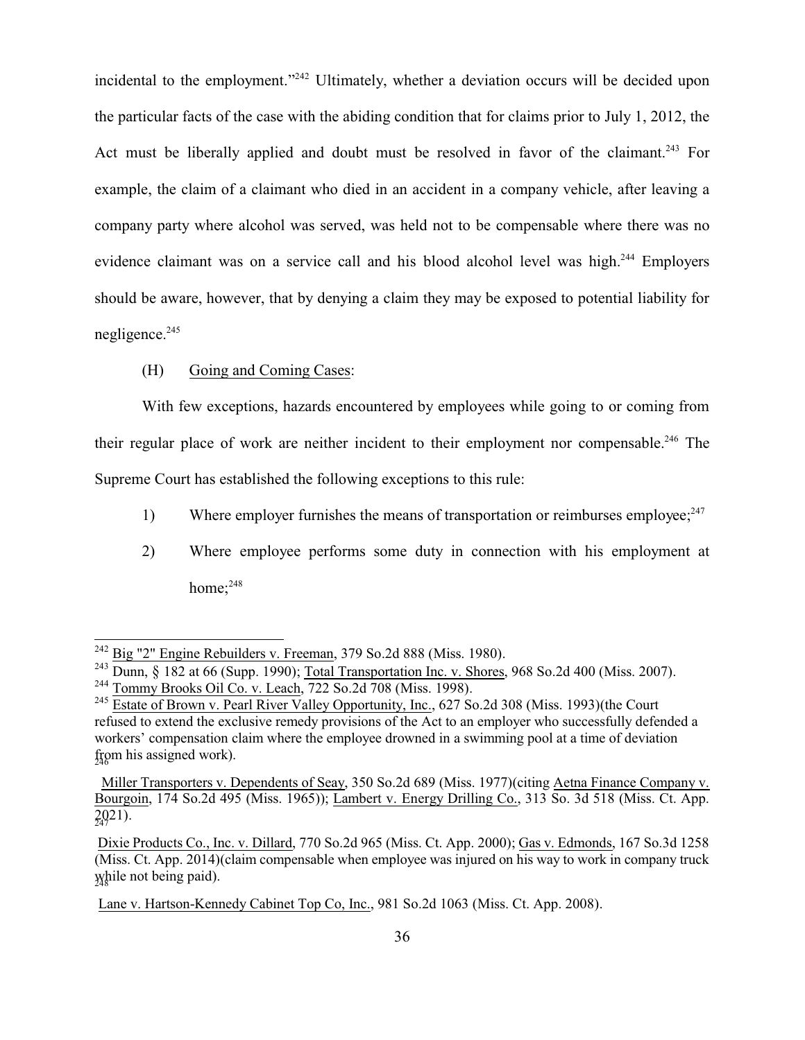incidental to the employment."[242] Ultimately, whether a deviation occurs will be decided upon the particular facts of the case with the abiding condition that for claims prior to July 1, 2012, the Act must be liberally applied and doubt must be resolved in favor of the claimant.[243] For example, the claim of a claimant who died in an accident in a company vehicle, after leaving a company party where alcohol was served, was held not to be compensable where there was no evidence claimant was on a service call and his blood alcohol level was high.[244] Employers should be aware, however, that by denying a claim they may be exposed to potential liability for negligence.[245]

(H) Going and Coming Cases:

With few exceptions, hazards encountered by employees while going to or coming from their regular place of work are neither incident to their employment nor compensable.[246] The Supreme Court has established the following exceptions to this rule:

1) Where employer furnishes the means of transportation or reimburses employee;[247]

2) Where employee performs some duty in connection with his employment at home;[248]

---

[242] Big "2" Engine Rebuilders v. Freeman, 379 So.2d 888 (Miss. 1980).

[243] Dunn, § 182 at 66 (Supp. 1990); Total Transportation Inc. v. Shores, 968 So.2d 400 (Miss. 2007).

[244] Tommy Brooks Oil Co. v. Leach, 722 So.2d 708 (Miss. 1998).

[245] Estate of Brown v. Pearl River Valley Opportunity, Inc., 627 So.2d 308 (Miss. 1993)(the Court refused to extend the exclusive remedy provisions of the Act to an employer who successfully defended a workers' compensation claim where the employee drowned in a swimming pool at a time of deviation from his assigned work).

[246] Miller Transporters v. Dependents of Seay, 350 So.2d 689 (Miss. 1977)(citing Aetna Finance Company v. Bourgoin, 174 So.2d 495 (Miss. 1965)); Lambert v. Energy Drilling Co., 313 So. 3d 518 (Miss. Ct. App. 2021).

[247] Dixie Products Co., Inc. v. Dillard, 770 So.2d 965 (Miss. Ct. App. 2000); Gas v. Edmonds, 167 So.3d 1258 (Miss. Ct. App. 2014)(claim compensable when employee was injured on his way to work in company truck while not being paid).

[248] Lane v. Hartson-Kennedy Cabinet Top Co, Inc., 981 So.2d 1063 (Miss. Ct. App. 2008).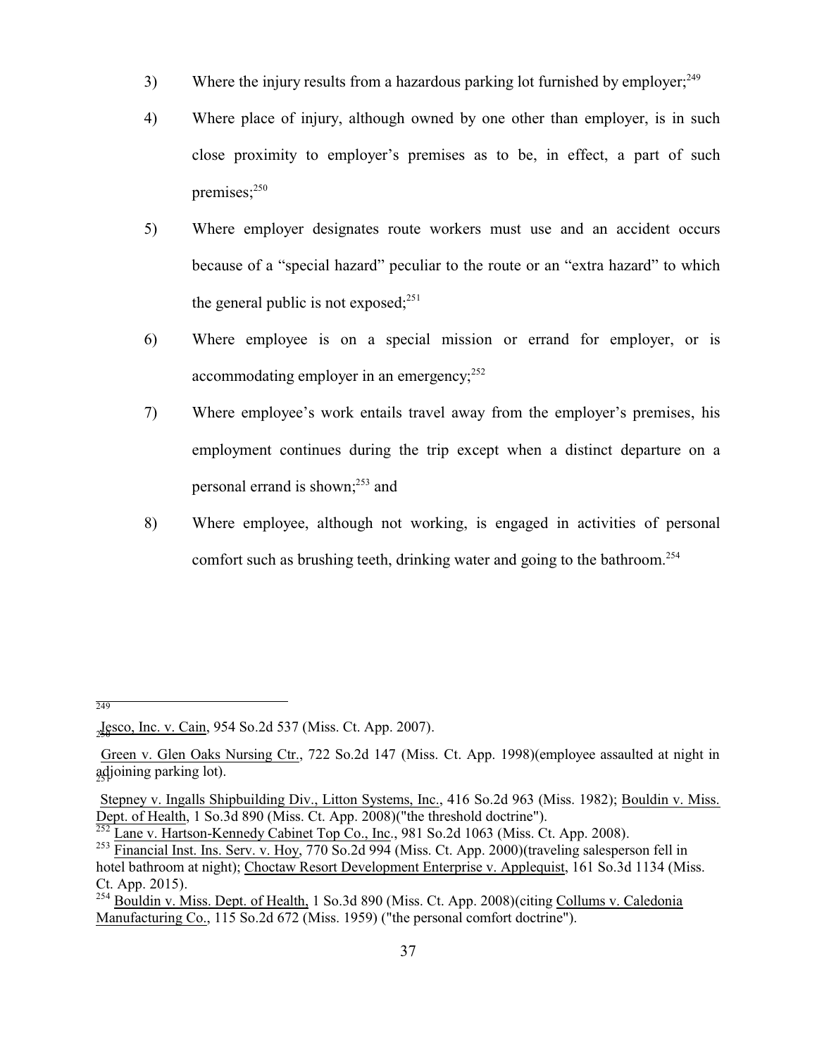3) Where the injury results from a hazardous parking lot furnished by employer;[249]

4) Where place of injury, although owned by one other than employer, is in such close proximity to employer's premises as to be, in effect, a part of such premises;[250]

5) Where employer designates route workers must use and an accident occurs because of a "special hazard" peculiar to the route or an "extra hazard" to which the general public is not exposed;[251]

6) Where employee is on a special mission or errand for employer, or is accommodating employer in an emergency;[252]

7) Where employee's work entails travel away from the employer's premises, his employment continues during the trip except when a distinct departure on a personal errand is shown;[253] and

8) Where employee, although not working, is engaged in activities of personal comfort such as brushing teeth, drinking water and going to the bathroom.[254]

---

[249] Jesco, Inc. v. Cain, 954 So.2d 537 (Miss. Ct. App. 2007).

[250] Green v. Glen Oaks Nursing Ctr., 722 So.2d 147 (Miss. Ct. App. 1998)(employee assaulted at night in adjoining parking lot).

[251] Stepney v. Ingalls Shipbuilding Div., Litton Systems, Inc., 416 So.2d 963 (Miss. 1982); Bouldin v. Miss. Dept. of Health, 1 So.3d 890 (Miss. Ct. App. 2008)("the threshold doctrine").

[252] Lane v. Hartson-Kennedy Cabinet Top Co., Inc., 981 So.2d 1063 (Miss. Ct. App. 2008).

[253] Financial Inst. Ins. Serv. v. Hoy, 770 So.2d 994 (Miss. Ct. App. 2000)(traveling salesperson fell in hotel bathroom at night); Choctaw Resort Development Enterprise v. Applequist, 161 So.3d 1134 (Miss. Ct. App. 2015).

[254] Bouldin v. Miss. Dept. of Health, 1 So.3d 890 (Miss. Ct. App. 2008)(citing Collums v. Caledonia Manufacturing Co., 115 So.2d 672 (Miss. 1959) ("the personal comfort doctrine").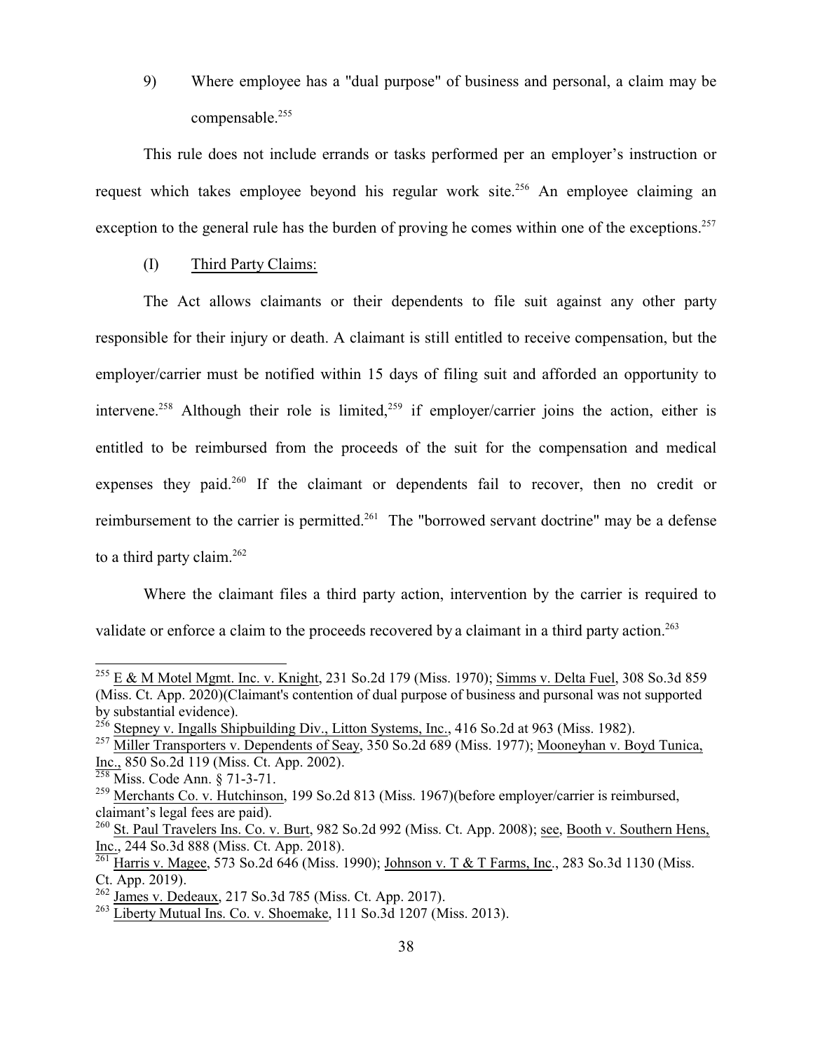9) Where employee has a "dual purpose" of business and personal, a claim may be compensable.[255]

This rule does not include errands or tasks performed per an employer's instruction or request which takes employee beyond his regular work site.[256] An employee claiming an exception to the general rule has the burden of proving he comes within one of the exceptions.[257]

(I) Third Party Claims:

The Act allows claimants or their dependents to file suit against any other party responsible for their injury or death. A claimant is still entitled to receive compensation, but the employer/carrier must be notified within 15 days of filing suit and afforded an opportunity to intervene.[258] Although their role is limited,[259] if employer/carrier joins the action, either is entitled to be reimbursed from the proceeds of the suit for the compensation and medical expenses they paid.[260] If the claimant or dependents fail to recover, then no credit or reimbursement to the carrier is permitted.[261] The "borrowed servant doctrine" may be a defense to a third party claim.[262]

Where the claimant files a third party action, intervention by the carrier is required to validate or enforce a claim to the proceeds recovered by a claimant in a third party action.[263]

---

[255] E & M Motel Mgmt. Inc. v. Knight, 231 So.2d 179 (Miss. 1970); Simms v. Delta Fuel, 308 So.3d 859 (Miss. Ct. App. 2020)(Claimant's contention of dual purpose of business and pursonal was not supported by substantial evidence).

[256] Stepney v. Ingalls Shipbuilding Div., Litton Systems, Inc., 416 So.2d at 963 (Miss. 1982).

[257] Miller Transporters v. Dependents of Seay, 350 So.2d 689 (Miss. 1977); Mooneyhan v. Boyd Tunica, Inc., 850 So.2d 119 (Miss. Ct. App. 2002).

[258] Miss. Code Ann. § 71-3-71.

[259] Merchants Co. v. Hutchinson, 199 So.2d 813 (Miss. 1967)(before employer/carrier is reimbursed, claimant's legal fees are paid).

[260] St. Paul Travelers Ins. Co. v. Burt, 982 So.2d 992 (Miss. Ct. App. 2008); see, Booth v. Southern Hens, Inc., 244 So.3d 888 (Miss. Ct. App. 2018).

[261] Harris v. Magee, 573 So.2d 646 (Miss. 1990); Johnson v. T & T Farms, Inc., 283 So.3d 1130 (Miss. Ct. App. 2019).

[262] James v. Dedeaux, 217 So.3d 785 (Miss. Ct. App. 2017).

[263] Liberty Mutual Ins. Co. v. Shoemake, 111 So.3d 1207 (Miss. 2013).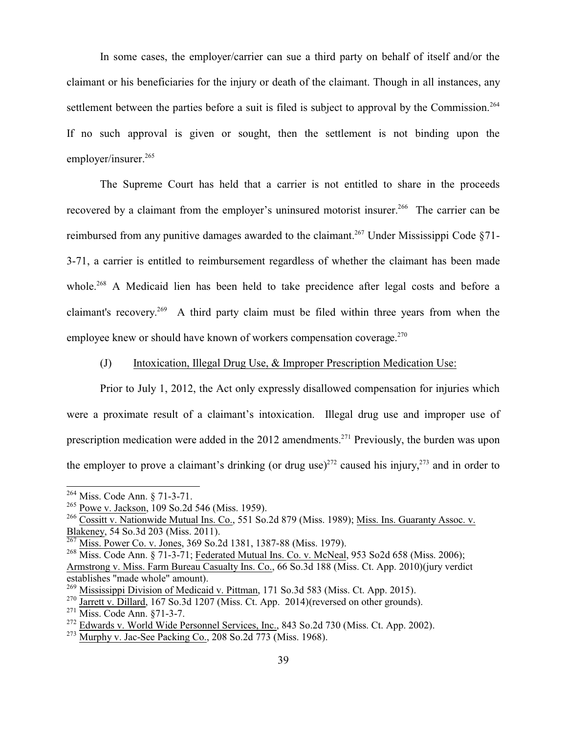In some cases, the employer/carrier can sue a third party on behalf of itself and/or the claimant or his beneficiaries for the injury or death of the claimant. Though in all instances, any settlement between the parties before a suit is filed is subject to approval by the Commission.[264] If no such approval is given or sought, then the settlement is not binding upon the employer/insurer.[265]

The Supreme Court has held that a carrier is not entitled to share in the proceeds recovered by a claimant from the employer's uninsured motorist insurer.[266] The carrier can be reimbursed from any punitive damages awarded to the claimant.[267] Under Mississippi Code §71-3-71, a carrier is entitled to reimbursement regardless of whether the claimant has been made whole.[268] A Medicaid lien has been held to take precidence after legal costs and before a claimant's recovery.[269] A third party claim must be filed within three years from when the employee knew or should have known of workers compensation coverage.[270]

(J) Intoxication, Illegal Drug Use, & Improper Prescription Medication Use:

Prior to July 1, 2012, the Act only expressly disallowed compensation for injuries which were a proximate result of a claimant's intoxication. Illegal drug use and improper use of prescription medication were added in the 2012 amendments.[271] Previously, the burden was upon the employer to prove a claimant's drinking (or drug use)[272] caused his injury,[273] and in order to

---

[264] Miss. Code Ann. § 71-3-71.

[265] Powe v. Jackson, 109 So.2d 546 (Miss. 1959).

[266] Cossitt v. Nationwide Mutual Ins. Co., 551 So.2d 879 (Miss. 1989); Miss. Ins. Guaranty Assoc. v. Blakeney, 54 So.3d 203 (Miss. 2011).

[267] Miss. Power Co. v. Jones, 369 So.2d 1381, 1387-88 (Miss. 1979).

[268] Miss. Code Ann. § 71-3-71; Federated Mutual Ins. Co. v. McNeal, 953 So2d 658 (Miss. 2006); Armstrong v. Miss. Farm Bureau Casualty Ins. Co., 66 So.3d 188 (Miss. Ct. App. 2010)(jury verdict establishes "made whole" amount).

[269] Mississippi Division of Medicaid v. Pittman, 171 So.3d 583 (Miss. Ct. App. 2015).

[270] Jarrett v. Dillard, 167 So.3d 1207 (Miss. Ct. App. 2014)(reversed on other grounds).

[271] Miss. Code Ann. §71-3-7.

[272] Edwards v. World Wide Personnel Services, Inc., 843 So.2d 730 (Miss. Ct. App. 2002).

[273] Murphy v. Jac-See Packing Co., 208 So.2d 773 (Miss. 1968).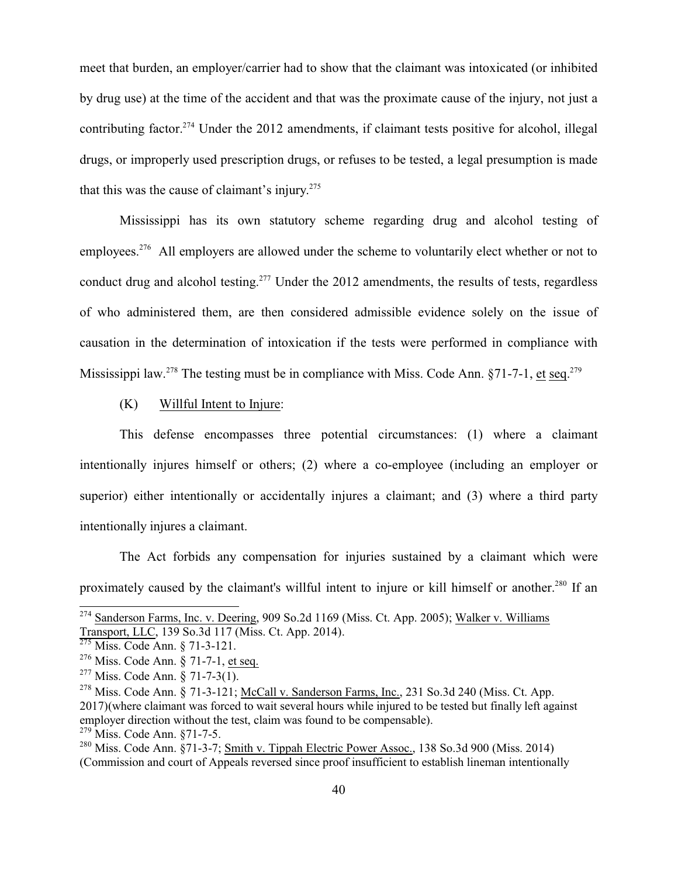meet that burden, an employer/carrier had to show that the claimant was intoxicated (or inhibited by drug use) at the time of the accident and that was the proximate cause of the injury, not just a contributing factor.[274] Under the 2012 amendments, if claimant tests positive for alcohol, illegal drugs, or improperly used prescription drugs, or refuses to be tested, a legal presumption is made that this was the cause of claimant's injury.[275]

Mississippi has its own statutory scheme regarding drug and alcohol testing of employees.[276] All employers are allowed under the scheme to voluntarily elect whether or not to conduct drug and alcohol testing.[277] Under the 2012 amendments, the results of tests, regardless of who administered them, are then considered admissible evidence solely on the issue of causation in the determination of intoxication if the tests were performed in compliance with Mississippi law.[278] The testing must be in compliance with Miss. Code Ann. §71-7-1, et seq.[279]

(K) Willful Intent to Injure:

This defense encompasses three potential circumstances: (1) where a claimant intentionally injures himself or others; (2) where a co-employee (including an employer or superior) either intentionally or accidentally injures a claimant; and (3) where a third party intentionally injures a claimant.

The Act forbids any compensation for injuries sustained by a claimant which were proximately caused by the claimant's willful intent to injure or kill himself or another.[280] If an

---

[274] Sanderson Farms, Inc. v. Deering, 909 So.2d 1169 (Miss. Ct. App. 2005); Walker v. Williams Transport, LLC, 139 So.3d 117 (Miss. Ct. App. 2014).

[275] Miss. Code Ann. § 71-3-121.

[276] Miss. Code Ann. § 71-7-1, et seq.

[277] Miss. Code Ann. § 71-7-3(1).

[278] Miss. Code Ann. § 71-3-121; McCall v. Sanderson Farms, Inc., 231 So.3d 240 (Miss. Ct. App. 2017)(where claimant was forced to wait several hours while injured to be tested but finally left against employer direction without the test, claim was found to be compensable).

[279] Miss. Code Ann. §71-7-5.

[280] Miss. Code Ann. §71-3-7; Smith v. Tippah Electric Power Assoc., 138 So.3d 900 (Miss. 2014) (Commission and court of Appeals reversed since proof insufficient to establish lineman intentionally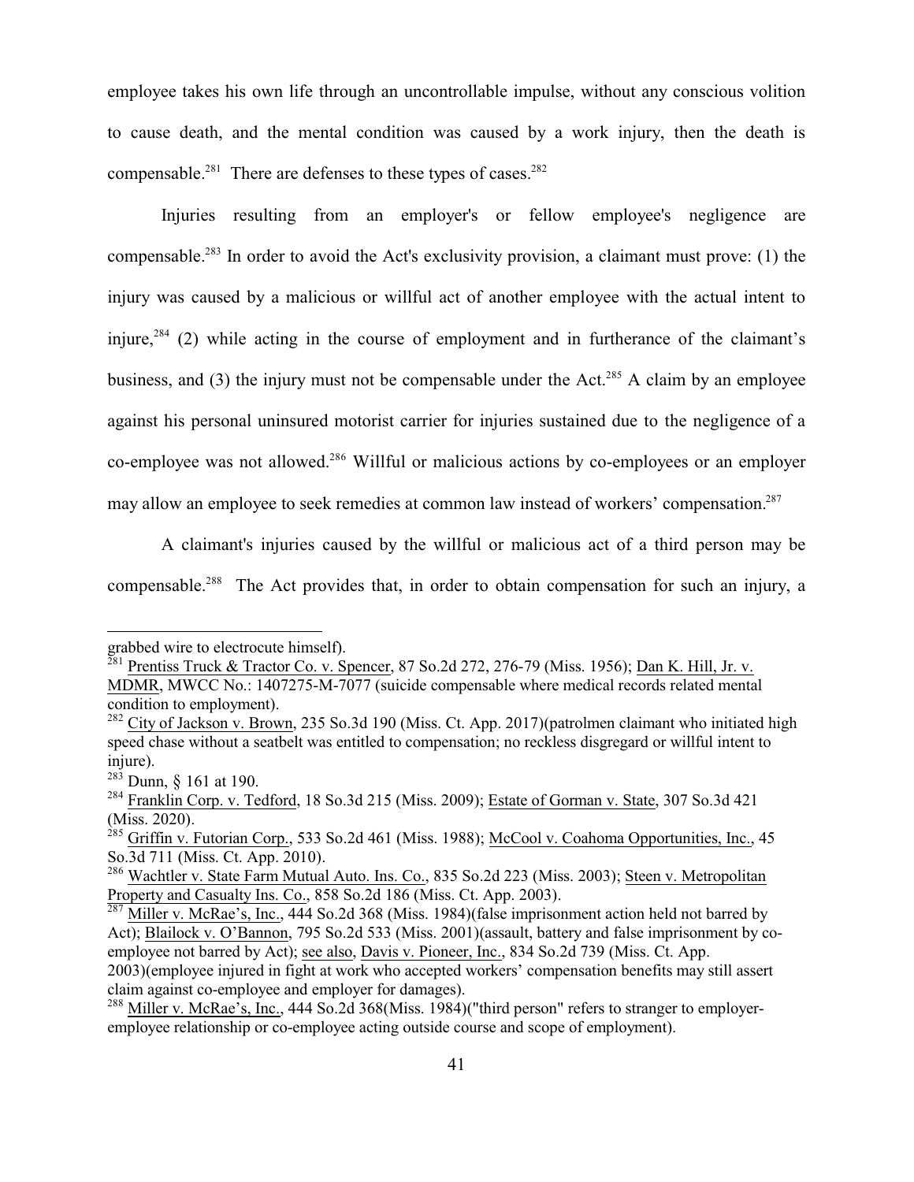employee takes his own life through an uncontrollable impulse, without any conscious volition to cause death, and the mental condition was caused by a work injury, then the death is compensable.[281] There are defenses to these types of cases.[282]

Injuries resulting from an employer's or fellow employee's negligence are compensable.[283] In order to avoid the Act's exclusivity provision, a claimant must prove: (1) the injury was caused by a malicious or willful act of another employee with the actual intent to injure,[284] (2) while acting in the course of employment and in furtherance of the claimant's business, and (3) the injury must not be compensable under the Act.[285] A claim by an employee against his personal uninsured motorist carrier for injuries sustained due to the negligence of a co-employee was not allowed.[286] Willful or malicious actions by co-employees or an employer may allow an employee to seek remedies at common law instead of workers' compensation.[287]

A claimant's injuries caused by the willful or malicious act of a third person may be compensable.[288] The Act provides that, in order to obtain compensation for such an injury, a

---

grabbed wire to electrocute himself).

[281] Prentiss Truck & Tractor Co. v. Spencer, 87 So.2d 272, 276-79 (Miss. 1956); Dan K. Hill, Jr. v. MDMR, MWCC No.: 1407275-M-7077 (suicide compensable where medical records related mental condition to employment).

[282] City of Jackson v. Brown, 235 So.3d 190 (Miss. Ct. App. 2017)(patrolmen claimant who initiated high speed chase without a seatbelt was entitled to compensation; no reckless disgregard or willful intent to injure).

[283] Dunn, § 161 at 190.

[284] Franklin Corp. v. Tedford, 18 So.3d 215 (Miss. 2009); Estate of Gorman v. State, 307 So.3d 421 (Miss. 2020).

[285] Griffin v. Futorian Corp., 533 So.2d 461 (Miss. 1988); McCool v. Coahoma Opportunities, Inc., 45 So.3d 711 (Miss. Ct. App. 2010).

[286] Wachtler v. State Farm Mutual Auto. Ins. Co., 835 So.2d 223 (Miss. 2003); Steen v. Metropolitan Property and Casualty Ins. Co., 858 So.2d 186 (Miss. Ct. App. 2003).

[287] Miller v. McRae's, Inc., 444 So.2d 368 (Miss. 1984)(false imprisonment action held not barred by Act); Blailock v. O'Bannon, 795 So.2d 533 (Miss. 2001)(assault, battery and false imprisonment by co-employee not barred by Act); see also, Davis v. Pioneer, Inc., 834 So.2d 739 (Miss. Ct. App. 2003)(employee injured in fight at work who accepted workers' compensation benefits may still assert claim against co-employee and employer for damages).

[288] Miller v. McRae's, Inc., 444 So.2d 368(Miss. 1984)("third person" refers to stranger to employer-employee relationship or co-employee acting outside course and scope of employment).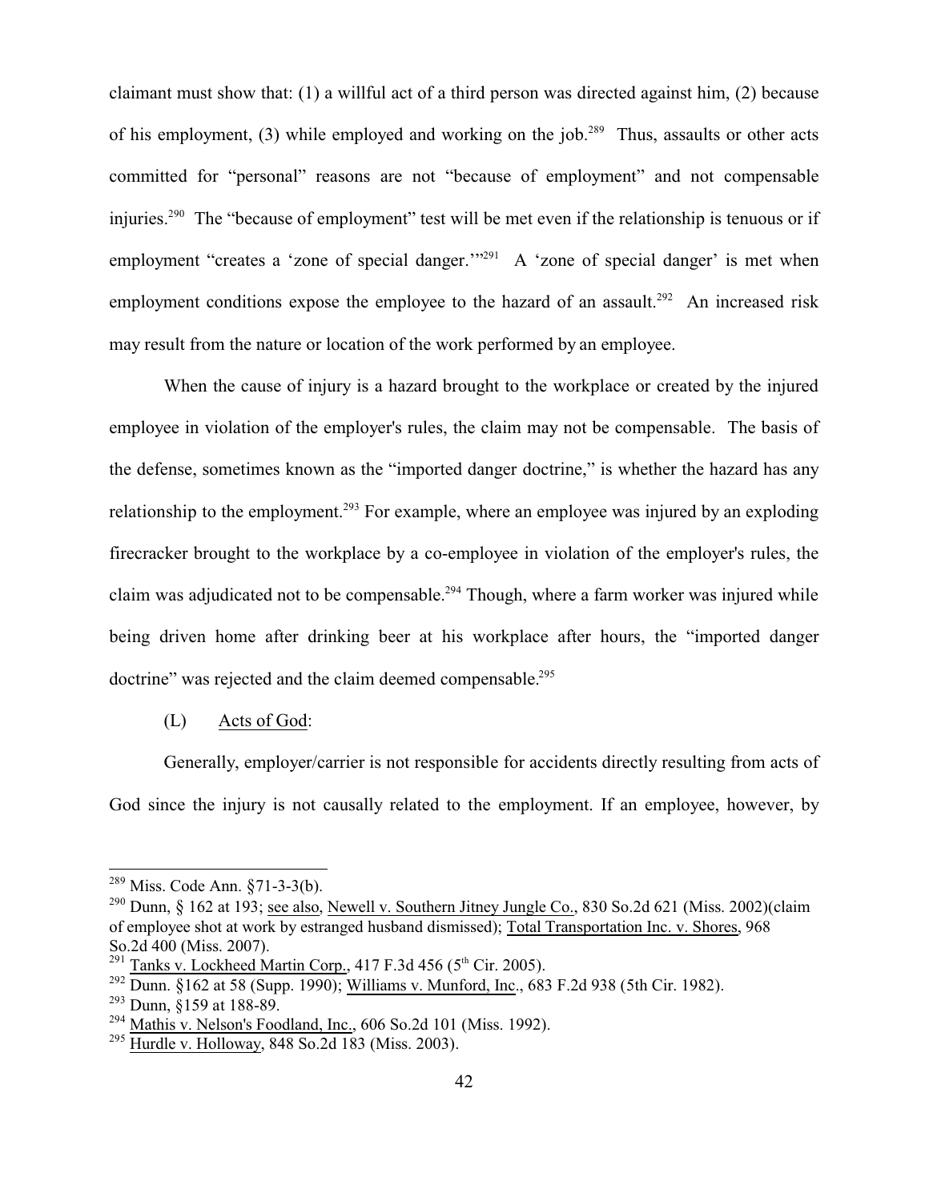claimant must show that: (1) a willful act of a third person was directed against him, (2) because of his employment, (3) while employed and working on the job.[289] Thus, assaults or other acts committed for "personal" reasons are not "because of employment" and not compensable injuries.[290] The "because of employment" test will be met even if the relationship is tenuous or if employment "creates a 'zone of special danger.'"[291] A 'zone of special danger' is met when employment conditions expose the employee to the hazard of an assault.[292] An increased risk may result from the nature or location of the work performed by an employee.

When the cause of injury is a hazard brought to the workplace or created by the injured employee in violation of the employer's rules, the claim may not be compensable. The basis of the defense, sometimes known as the "imported danger doctrine," is whether the hazard has any relationship to the employment.[293] For example, where an employee was injured by an exploding firecracker brought to the workplace by a co-employee in violation of the employer's rules, the claim was adjudicated not to be compensable.[294] Though, where a farm worker was injured while being driven home after drinking beer at his workplace after hours, the "imported danger doctrine" was rejected and the claim deemed compensable.[295]

(L) Acts of God:

Generally, employer/carrier is not responsible for accidents directly resulting from acts of God since the injury is not causally related to the employment. If an employee, however, by

---

[289] Miss. Code Ann. §71-3-3(b).

[290] Dunn, § 162 at 193; see also, Newell v. Southern Jitney Jungle Co., 830 So.2d 621 (Miss. 2002)(claim of employee shot at work by estranged husband dismissed); Total Transportation Inc. v. Shores, 968 So.2d 400 (Miss. 2007).

[291] Tanks v. Lockheed Martin Corp., 417 F.3d 456 (5th Cir. 2005).

[292] Dunn. §162 at 58 (Supp. 1990); Williams v. Munford, Inc., 683 F.2d 938 (5th Cir. 1982).

[293] Dunn, §159 at 188-89.

[294] Mathis v. Nelson's Foodland, Inc., 606 So.2d 101 (Miss. 1992).

[295] Hurdle v. Holloway, 848 So.2d 183 (Miss. 2003).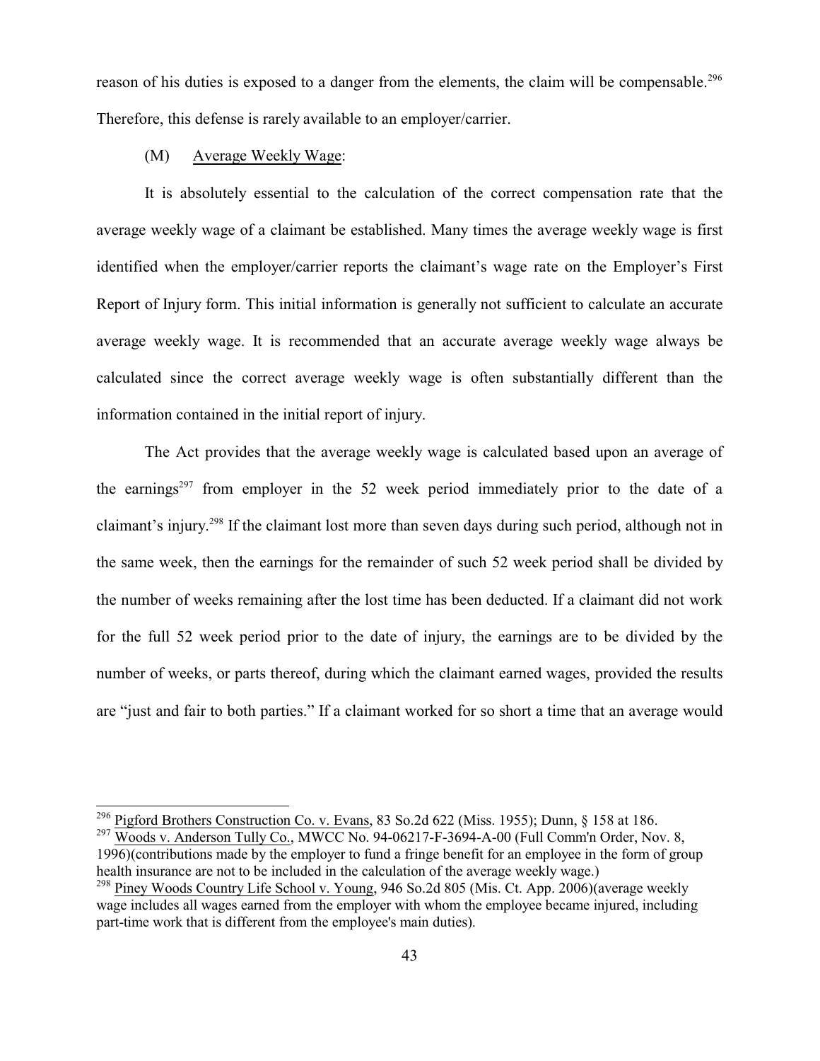reason of his duties is exposed to a danger from the elements, the claim will be compensable.[296] Therefore, this defense is rarely available to an employer/carrier.

(M) Average Weekly Wage:

It is absolutely essential to the calculation of the correct compensation rate that the average weekly wage of a claimant be established. Many times the average weekly wage is first identified when the employer/carrier reports the claimant's wage rate on the Employer's First Report of Injury form. This initial information is generally not sufficient to calculate an accurate average weekly wage. It is recommended that an accurate average weekly wage always be calculated since the correct average weekly wage is often substantially different than the information contained in the initial report of injury.

The Act provides that the average weekly wage is calculated based upon an average of the earnings[297] from employer in the 52 week period immediately prior to the date of a claimant's injury.[298] If the claimant lost more than seven days during such period, although not in the same week, then the earnings for the remainder of such 52 week period shall be divided by the number of weeks remaining after the lost time has been deducted. If a claimant did not work for the full 52 week period prior to the date of injury, the earnings are to be divided by the number of weeks, or parts thereof, during which the claimant earned wages, provided the results are "just and fair to both parties." If a claimant worked for so short a time that an average would

---

[296] Pigford Brothers Construction Co. v. Evans, 83 So.2d 622 (Miss. 1955); Dunn, § 158 at 186.

[297] Woods v. Anderson Tully Co., MWCC No. 94-06217-F-3694-A-00 (Full Comm'n Order, Nov. 8, 1996)(contributions made by the employer to fund a fringe benefit for an employee in the form of group health insurance are not to be included in the calculation of the average weekly wage.)

[298] Piney Woods Country Life School v. Young, 946 So.2d 805 (Mis. Ct. App. 2006)(average weekly wage includes all wages earned from the employer with whom the employee became injured, including part-time work that is different from the employee's main duties).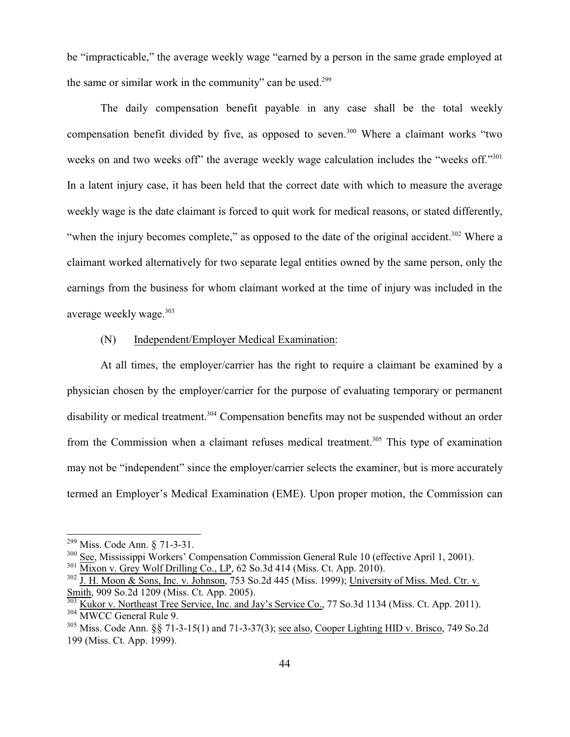be "impracticable," the average weekly wage "earned by a person in the same grade employed at the same or similar work in the community" can be used.[299]

The daily compensation benefit payable in any case shall be the total weekly compensation benefit divided by five, as opposed to seven.[300] Where a claimant works "two weeks on and two weeks off" the average weekly wage calculation includes the "weeks off."[301] In a latent injury case, it has been held that the correct date with which to measure the average weekly wage is the date claimant is forced to quit work for medical reasons, or stated differently, "when the injury becomes complete," as opposed to the date of the original accident.[302] Where a claimant worked alternatively for two separate legal entities owned by the same person, only the earnings from the business for whom claimant worked at the time of injury was included in the average weekly wage.[303]

(N) Independent/Employer Medical Examination:

At all times, the employer/carrier has the right to require a claimant be examined by a physician chosen by the employer/carrier for the purpose of evaluating temporary or permanent disability or medical treatment.[304] Compensation benefits may not be suspended without an order from the Commission when a claimant refuses medical treatment.[305] This type of examination may not be "independent" since the employer/carrier selects the examiner, but is more accurately termed an Employer's Medical Examination (EME). Upon proper motion, the Commission can

---

[299] Miss. Code Ann. § 71-3-31.

[300] See, Mississippi Workers' Compensation Commission General Rule 10 (effective April 1, 2001).

[301] Mixon v. Grey Wolf Drilling Co., LP, 62 So.3d 414 (Miss. Ct. App. 2010).

[302] J. H. Moon & Sons, Inc. v. Johnson, 753 So.2d 445 (Miss. 1999); University of Miss. Med. Ctr. v. Smith, 909 So.2d 1209 (Miss. Ct. App. 2005).

[303] Kukor v. Northeast Tree Service, Inc. and Jay's Service Co., 77 So.3d 1134 (Miss. Ct. App. 2011).

[304] MWCC General Rule 9.

[305] Miss. Code Ann. §§ 71-3-15(1) and 71-3-37(3); see also, Cooper Lighting HID v. Brisco, 749 So.2d 199 (Miss. Ct. App. 1999).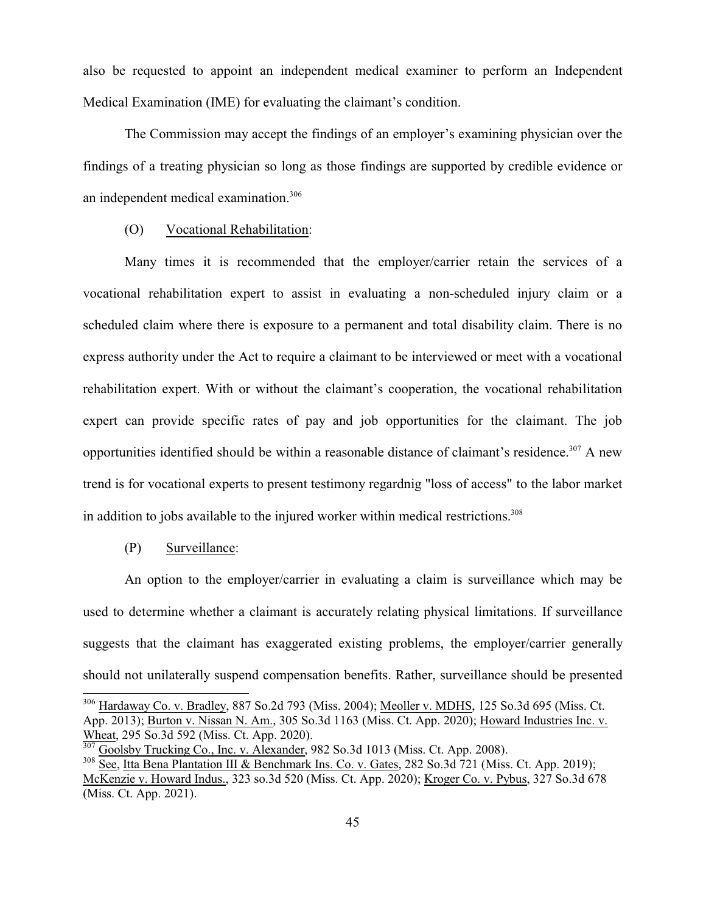also be requested to appoint an independent medical examiner to perform an Independent Medical Examination (IME) for evaluating the claimant's condition.

The Commission may accept the findings of an employer's examining physician over the findings of a treating physician so long as those findings are supported by credible evidence or an independent medical examination.[306]

(O) Vocational Rehabilitation:

Many times it is recommended that the employer/carrier retain the services of a vocational rehabilitation expert to assist in evaluating a non-scheduled injury claim or a scheduled claim where there is exposure to a permanent and total disability claim. There is no express authority under the Act to require a claimant to be interviewed or meet with a vocational rehabilitation expert. With or without the claimant's cooperation, the vocational rehabilitation expert can provide specific rates of pay and job opportunities for the claimant. The job opportunities identified should be within a reasonable distance of claimant's residence.[307] A new trend is for vocational experts to present testimony regardnig "loss of access" to the labor market in addition to jobs available to the injured worker within medical restrictions.[308]

(P) Surveillance:

An option to the employer/carrier in evaluating a claim is surveillance which may be used to determine whether a claimant is accurately relating physical limitations. If surveillance suggests that the claimant has exaggerated existing problems, the employer/carrier generally should not unilaterally suspend compensation benefits. Rather, surveillance should be presented

---

[306] Hardaway Co. v. Bradley, 887 So.2d 793 (Miss. 2004); Meoller v. MDHS, 125 So.3d 695 (Miss. Ct. App. 2013); Burton v. Nissan N. Am., 305 So.3d 1163 (Miss. Ct. App. 2020); Howard Industries Inc. v. Wheat, 295 So.3d 592 (Miss. Ct. App. 2020).

[307] Goolsby Trucking Co., Inc. v. Alexander, 982 So.3d 1013 (Miss. Ct. App. 2008).

[308] See, Itta Bena Plantation III & Benchmark Ins. Co. v. Gates, 282 So.3d 721 (Miss. Ct. App. 2019); McKenzie v. Howard Indus., 323 so.3d 520 (Miss. Ct. App. 2020); Kroger Co. v. Pybus, 327 So.3d 678 (Miss. Ct. App. 2021).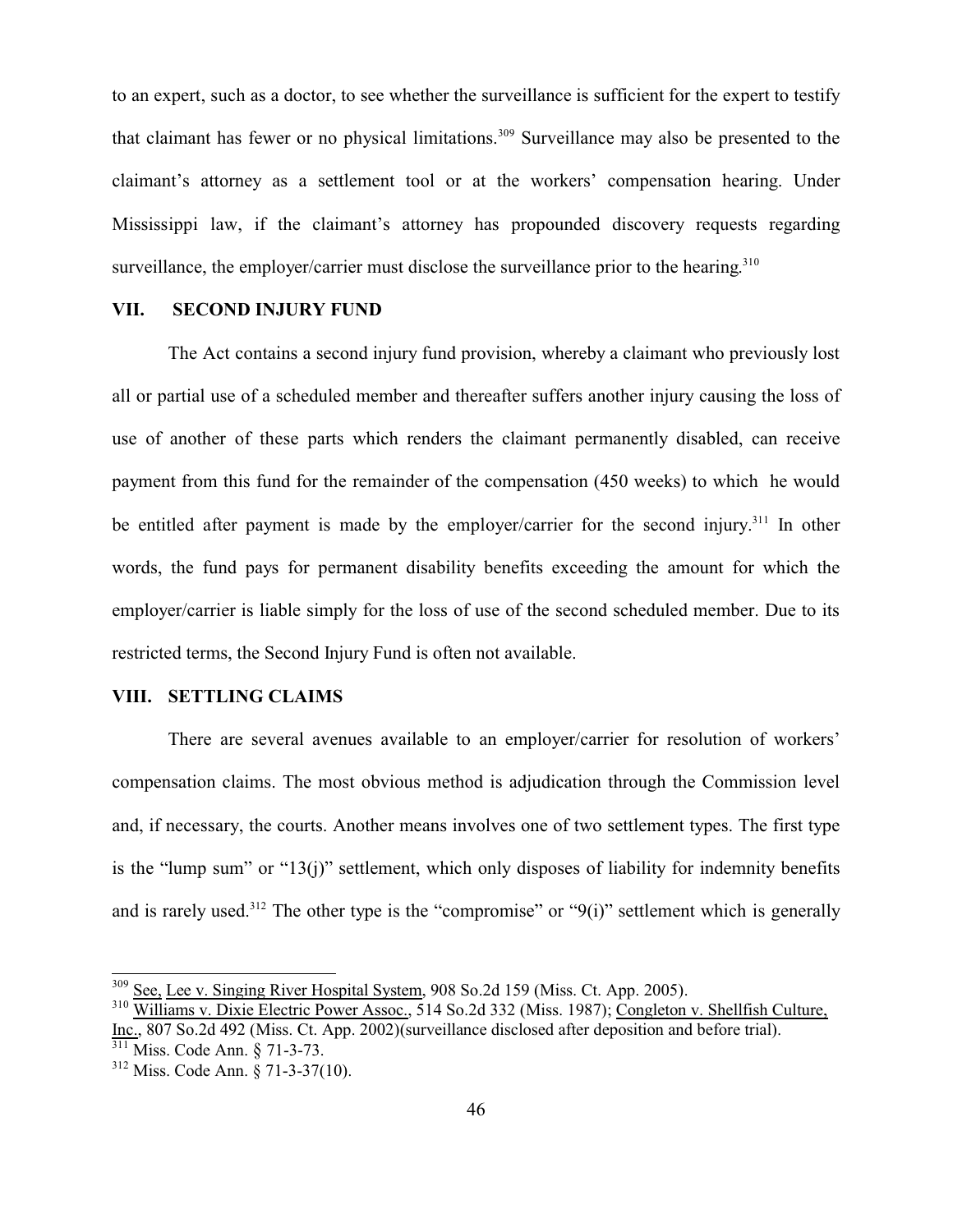to an expert, such as a doctor, to see whether the surveillance is sufficient for the expert to testify that claimant has fewer or no physical limitations.[309] Surveillance may also be presented to the claimant's attorney as a settlement tool or at the workers' compensation hearing. Under Mississippi law, if the claimant's attorney has propounded discovery requests regarding surveillance, the employer/carrier must disclose the surveillance prior to the hearing.[310]

## VII. SECOND INJURY FUND

The Act contains a second injury fund provision, whereby a claimant who previously lost all or partial use of a scheduled member and thereafter suffers another injury causing the loss of use of another of these parts which renders the claimant permanently disabled, can receive payment from this fund for the remainder of the compensation (450 weeks) to which he would be entitled after payment is made by the employer/carrier for the second injury.[311] In other words, the fund pays for permanent disability benefits exceeding the amount for which the employer/carrier is liable simply for the loss of use of the second scheduled member. Due to its restricted terms, the Second Injury Fund is often not available.

## VIII. SETTLING CLAIMS

There are several avenues available to an employer/carrier for resolution of workers' compensation claims. The most obvious method is adjudication through the Commission level and, if necessary, the courts. Another means involves one of two settlement types. The first type is the "lump sum" or "13(j)" settlement, which only disposes of liability for indemnity benefits and is rarely used.[312] The other type is the "compromise" or "9(i)" settlement which is generally

---

[309] See, Lee v. Singing River Hospital System, 908 So.2d 159 (Miss. Ct. App. 2005).

[310] Williams v. Dixie Electric Power Assoc., 514 So.2d 332 (Miss. 1987); Congleton v. Shellfish Culture, Inc., 807 So.2d 492 (Miss. Ct. App. 2002)(surveillance disclosed after deposition and before trial).

[311] Miss. Code Ann. § 71-3-73.

[312] Miss. Code Ann. § 71-3-37(10).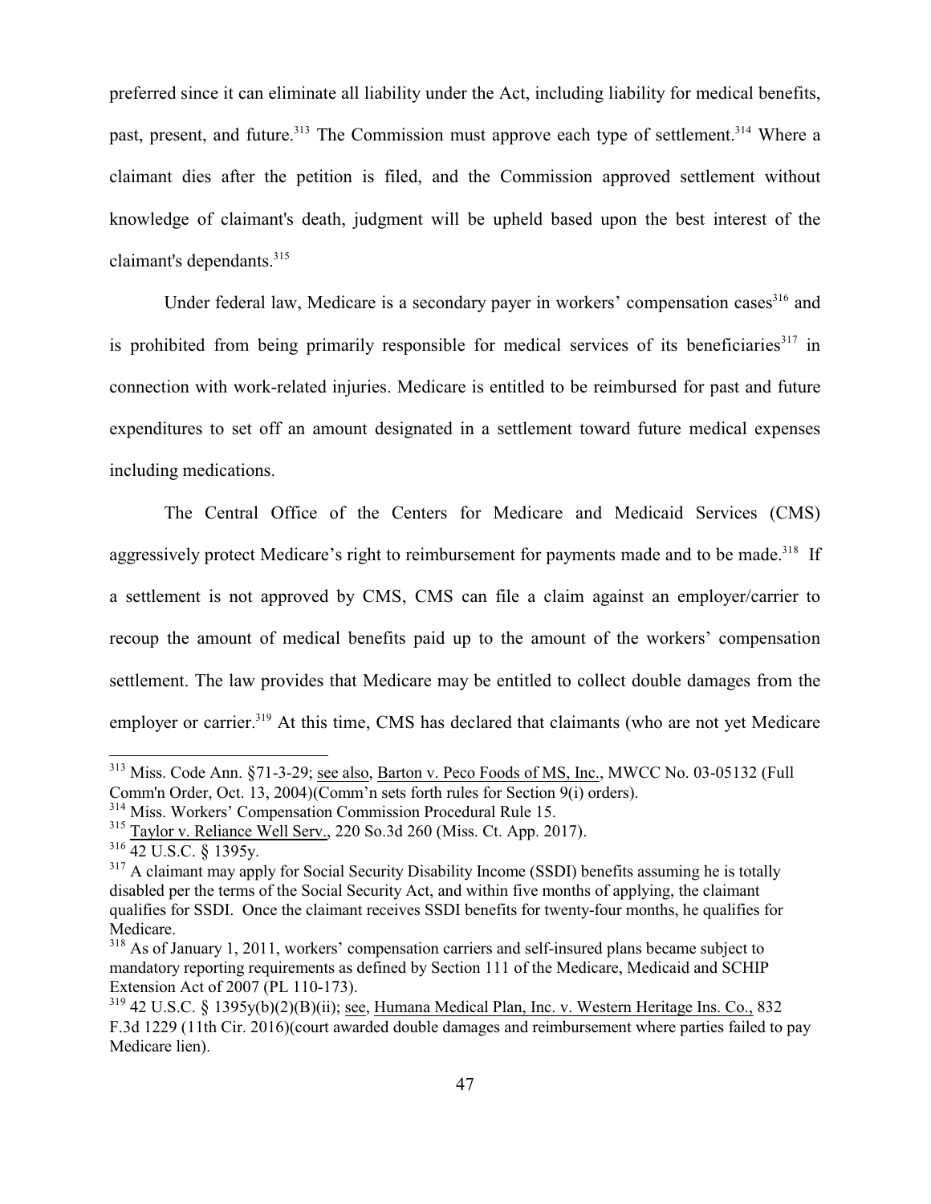preferred since it can eliminate all liability under the Act, including liability for medical benefits, past, present, and future.[313] The Commission must approve each type of settlement.[314] Where a claimant dies after the petition is filed, and the Commission approved settlement without knowledge of claimant's death, judgment will be upheld based upon the best interest of the claimant's dependants.[315]

Under federal law, Medicare is a secondary payer in workers' compensation cases[316] and is prohibited from being primarily responsible for medical services of its beneficiaries[317] in connection with work-related injuries. Medicare is entitled to be reimbursed for past and future expenditures to set off an amount designated in a settlement toward future medical expenses including medications.

The Central Office of the Centers for Medicare and Medicaid Services (CMS) aggressively protect Medicare's right to reimbursement for payments made and to be made.[318] If a settlement is not approved by CMS, CMS can file a claim against an employer/carrier to recoup the amount of medical benefits paid up to the amount of the workers' compensation settlement. The law provides that Medicare may be entitled to collect double damages from the employer or carrier.[319] At this time, CMS has declared that claimants (who are not yet Medicare

---

[313] Miss. Code Ann. §71-3-29; see also, Barton v. Peco Foods of MS, Inc., MWCC No. 03-05132 (Full Comm'n Order, Oct. 13, 2004)(Comm'n sets forth rules for Section 9(i) orders).

[314] Miss. Workers' Compensation Commission Procedural Rule 15.

[315] Taylor v. Reliance Well Serv., 220 So.3d 260 (Miss. Ct. App. 2017).

[316] 42 U.S.C. § 1395y.

[317] A claimant may apply for Social Security Disability Income (SSDI) benefits assuming he is totally disabled per the terms of the Social Security Act, and within five months of applying, the claimant qualifies for SSDI. Once the claimant receives SSDI benefits for twenty-four months, he qualifies for Medicare.

[318] As of January 1, 2011, workers' compensation carriers and self-insured plans became subject to mandatory reporting requirements as defined by Section 111 of the Medicare, Medicaid and SCHIP Extension Act of 2007 (PL 110-173).

[319] 42 U.S.C. § 1395y(b)(2)(B)(ii); see, Humana Medical Plan, Inc. v. Western Heritage Ins. Co., 832 F.3d 1229 (11th Cir. 2016)(court awarded double damages and reimbursement where parties failed to pay Medicare lien).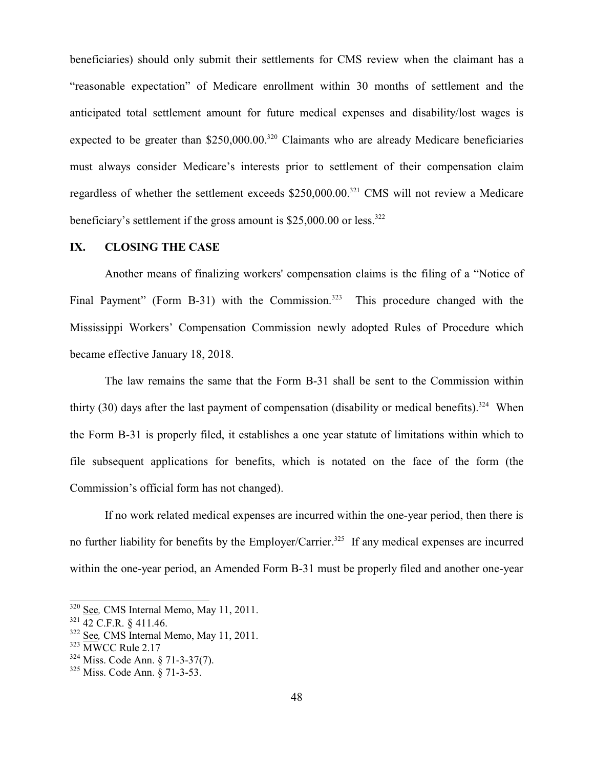beneficiaries) should only submit their settlements for CMS review when the claimant has a "reasonable expectation" of Medicare enrollment within 30 months of settlement and the anticipated total settlement amount for future medical expenses and disability/lost wages is expected to be greater than $250,000.00.[320] Claimants who are already Medicare beneficiaries must always consider Medicare's interests prior to settlement of their compensation claim regardless of whether the settlement exceeds $250,000.00.[321] CMS will not review a Medicare beneficiary's settlement if the gross amount is $25,000.00 or less.[322]

## IX. CLOSING THE CASE

Another means of finalizing workers' compensation claims is the filing of a "Notice of Final Payment" (Form B-31) with the Commission.[323] This procedure changed with the Mississippi Workers' Compensation Commission newly adopted Rules of Procedure which became effective January 18, 2018.

The law remains the same that the Form B-31 shall be sent to the Commission within thirty (30) days after the last payment of compensation (disability or medical benefits).[324] When the Form B-31 is properly filed, it establishes a one year statute of limitations within which to file subsequent applications for benefits, which is notated on the face of the form (the Commission's official form has not changed).

If no work related medical expenses are incurred within the one-year period, then there is no further liability for benefits by the Employer/Carrier.[325] If any medical expenses are incurred within the one-year period, an Amended Form B-31 must be properly filed and another one-year

---

[320] See, CMS Internal Memo, May 11, 2011.

[321] 42 C.F.R. § 411.46.

[322] See, CMS Internal Memo, May 11, 2011.

[323] MWCC Rule 2.17

[324] Miss. Code Ann. § 71-3-37(7).

[325] Miss. Code Ann. § 71-3-53.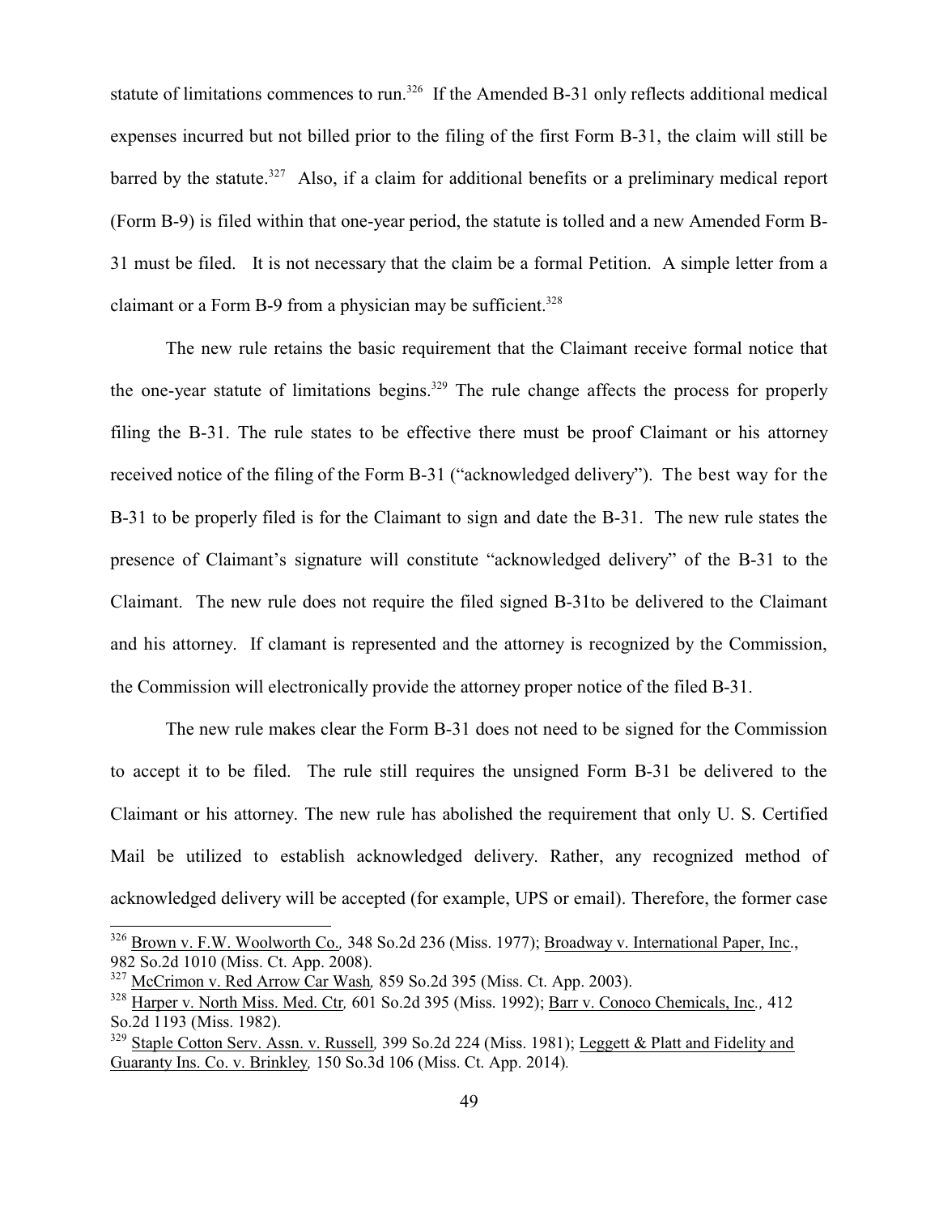statute of limitations commences to run.[326] If the Amended B-31 only reflects additional medical expenses incurred but not billed prior to the filing of the first Form B-31, the claim will still be barred by the statute.[327] Also, if a claim for additional benefits or a preliminary medical report (Form B-9) is filed within that one-year period, the statute is tolled and a new Amended Form B-31 must be filed. It is not necessary that the claim be a formal Petition. A simple letter from a claimant or a Form B-9 from a physician may be sufficient.[328]

The new rule retains the basic requirement that the Claimant receive formal notice that the one-year statute of limitations begins.[329] The rule change affects the process for properly filing the B-31. The rule states to be effective there must be proof Claimant or his attorney received notice of the filing of the Form B-31 ("acknowledged delivery"). The best way for the B-31 to be properly filed is for the Claimant to sign and date the B-31. The new rule states the presence of Claimant's signature will constitute "acknowledged delivery" of the B-31 to the Claimant. The new rule does not require the filed signed B-31to be delivered to the Claimant and his attorney. If clamant is represented and the attorney is recognized by the Commission, the Commission will electronically provide the attorney proper notice of the filed B-31.

The new rule makes clear the Form B-31 does not need to be signed for the Commission to accept it to be filed. The rule still requires the unsigned Form B-31 be delivered to the Claimant or his attorney. The new rule has abolished the requirement that only U. S. Certified Mail be utilized to establish acknowledged delivery. Rather, any recognized method of acknowledged delivery will be accepted (for example, UPS or email). Therefore, the former case

---

[326] Brown v. F.W. Woolworth Co., 348 So.2d 236 (Miss. 1977); Broadway v. International Paper, Inc., 982 So.2d 1010 (Miss. Ct. App. 2008).

[327] McCrimon v. Red Arrow Car Wash, 859 So.2d 395 (Miss. Ct. App. 2003).

[328] Harper v. North Miss. Med. Ctr, 601 So.2d 395 (Miss. 1992); Barr v. Conoco Chemicals, Inc., 412 So.2d 1193 (Miss. 1982).

[329] Staple Cotton Serv. Assn. v. Russell, 399 So.2d 224 (Miss. 1981); Leggett & Platt and Fidelity and Guaranty Ins. Co. v. Brinkley, 150 So.3d 106 (Miss. Ct. App. 2014).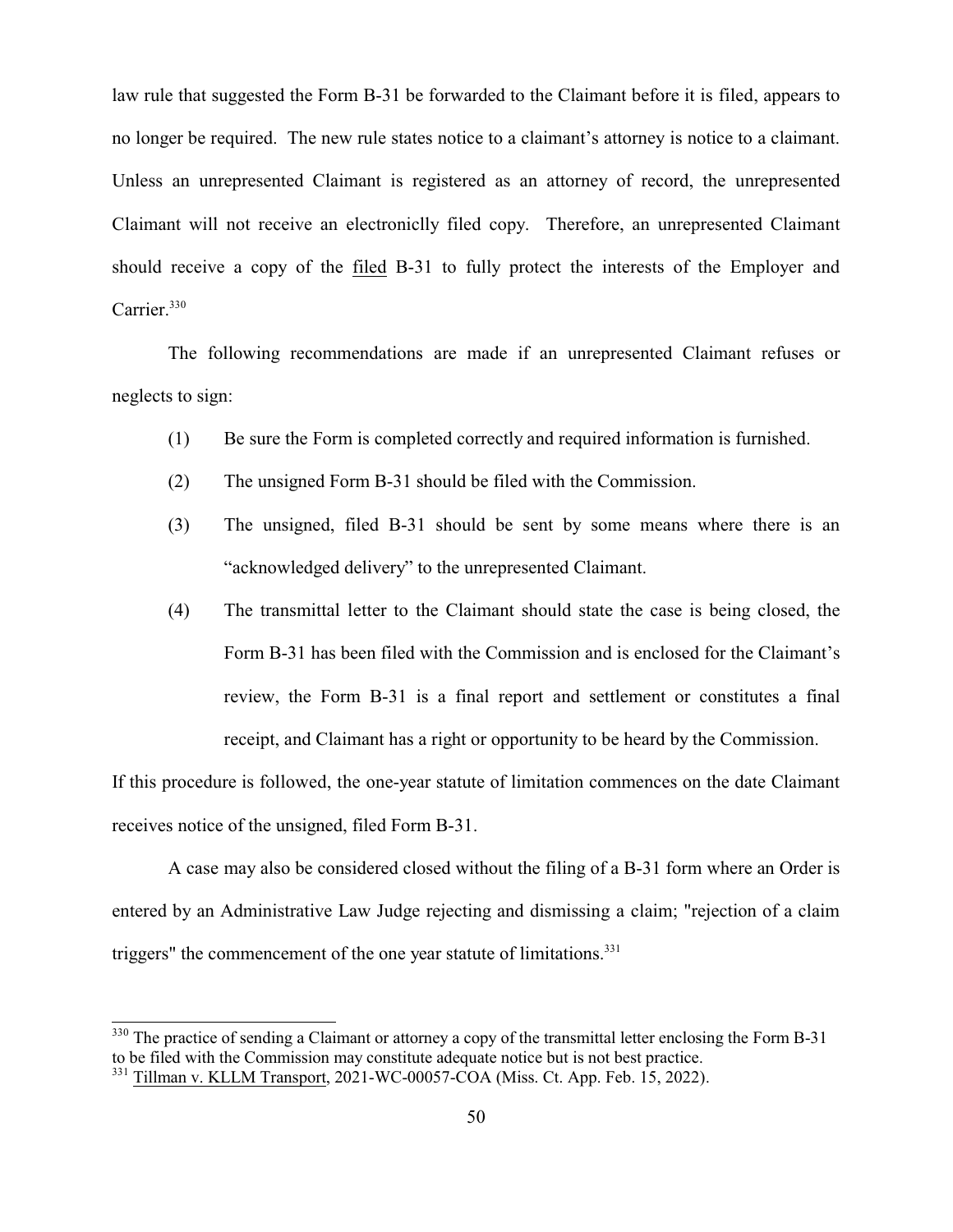law rule that suggested the Form B-31 be forwarded to the Claimant before it is filed, appears to no longer be required. The new rule states notice to a claimant's attorney is notice to a claimant. Unless an unrepresented Claimant is registered as an attorney of record, the unrepresented Claimant will not receive an electronicly filed copy. Therefore, an unrepresented Claimant should receive a copy of the filed B-31 to fully protect the interests of the Employer and Carrier.[330]

The following recommendations are made if an unrepresented Claimant refuses or neglects to sign:

(1) Be sure the Form is completed correctly and required information is furnished.

(2) The unsigned Form B-31 should be filed with the Commission.

(3) The unsigned, filed B-31 should be sent by some means where there is an "acknowledged delivery" to the unrepresented Claimant.

(4) The transmittal letter to the Claimant should state the case is being closed, the Form B-31 has been filed with the Commission and is enclosed for the Claimant's review, the Form B-31 is a final report and settlement or constitutes a final receipt, and Claimant has a right or opportunity to be heard by the Commission.

If this procedure is followed, the one-year statute of limitation commences on the date Claimant receives notice of the unsigned, filed Form B-31.

A case may also be considered closed without the filing of a B-31 form where an Order is entered by an Administrative Law Judge rejecting and dismissing a claim; "rejection of a claim triggers" the commencement of the one year statute of limitations.[331]

---

[330] The practice of sending a Claimant or attorney a copy of the transmittal letter enclosing the Form B-31 to be filed with the Commission may constitute adequate notice but is not best practice.

[331] Tillman v. KLLM Transport, 2021-WC-00057-COA (Miss. Ct. App. Feb. 15, 2022).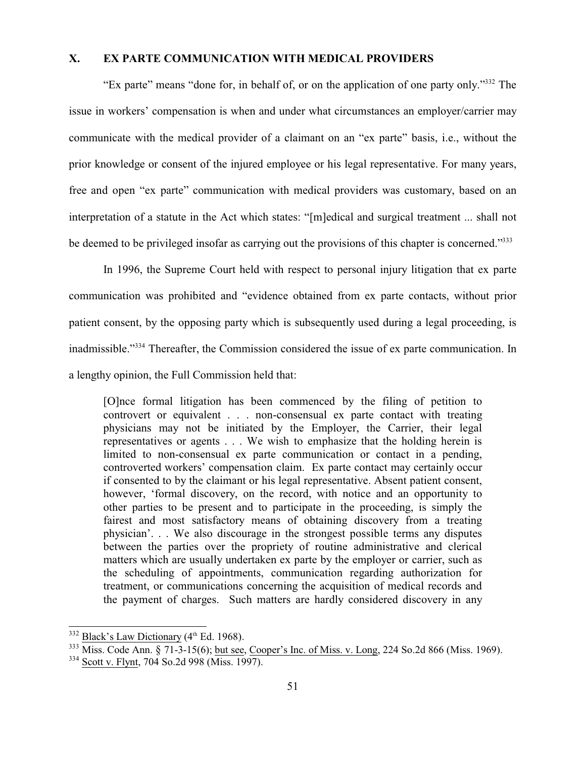## X. EX PARTE COMMUNICATION WITH MEDICAL PROVIDERS

"Ex parte" means "done for, in behalf of, or on the application of one party only."[332] The issue in workers' compensation is when and under what circumstances an employer/carrier may communicate with the medical provider of a claimant on an "ex parte" basis, i.e., without the prior knowledge or consent of the injured employee or his legal representative. For many years, free and open "ex parte" communication with medical providers was customary, based on an interpretation of a statute in the Act which states: "[m]edical and surgical treatment ... shall not be deemed to be privileged insofar as carrying out the provisions of this chapter is concerned."[333]

In 1996, the Supreme Court held with respect to personal injury litigation that ex parte communication was prohibited and "evidence obtained from ex parte contacts, without prior patient consent, by the opposing party which is subsequently used during a legal proceeding, is inadmissible."[334] Thereafter, the Commission considered the issue of ex parte communication. In a lengthy opinion, the Full Commission held that:

> [O]nce formal litigation has been commenced by the filing of petition to controvert or equivalent . . . non-consensual ex parte contact with treating physicians may not be initiated by the Employer, the Carrier, their legal representatives or agents . . . We wish to emphasize that the holding herein is limited to non-consensual ex parte communication or contact in a pending, controverted workers' compensation claim. Ex parte contact may certainly occur if consented to by the claimant or his legal representative. Absent patient consent, however, 'formal discovery, on the record, with notice and an opportunity to other parties to be present and to participate in the proceeding, is simply the fairest and most satisfactory means of obtaining discovery from a treating physician'. . . We also discourage in the strongest possible terms any disputes between the parties over the propriety of routine administrative and clerical matters which are usually undertaken ex parte by the employer or carrier, such as the scheduling of appointments, communication regarding authorization for treatment, or communications concerning the acquisition of medical records and the payment of charges. Such matters are hardly considered discovery in any

---

[332] Black's Law Dictionary (4th Ed. 1968).

[333] Miss. Code Ann. § 71-3-15(6); but see, Cooper's Inc. of Miss. v. Long, 224 So.2d 866 (Miss. 1969).

[334] Scott v. Flynt, 704 So.2d 998 (Miss. 1997).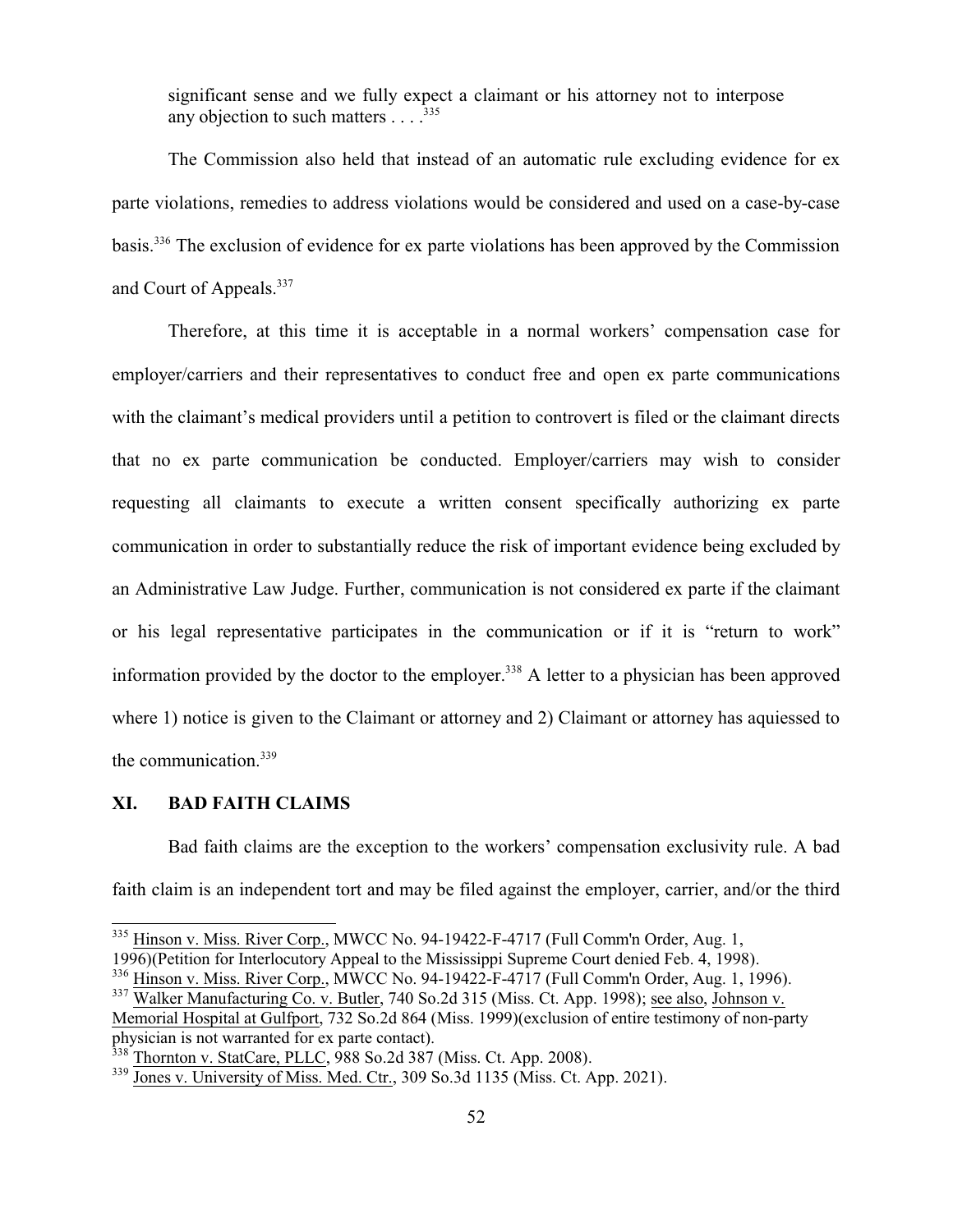significant sense and we fully expect a claimant or his attorney not to interpose any objection to such matters . . . .[335]

The Commission also held that instead of an automatic rule excluding evidence for ex parte violations, remedies to address violations would be considered and used on a case-by-case basis.[336] The exclusion of evidence for ex parte violations has been approved by the Commission and Court of Appeals.[337]

Therefore, at this time it is acceptable in a normal workers' compensation case for employer/carriers and their representatives to conduct free and open ex parte communications with the claimant's medical providers until a petition to controvert is filed or the claimant directs that no ex parte communication be conducted. Employer/carriers may wish to consider requesting all claimants to execute a written consent specifically authorizing ex parte communication in order to substantially reduce the risk of important evidence being excluded by an Administrative Law Judge. Further, communication is not considered ex parte if the claimant or his legal representative participates in the communication or if it is "return to work" information provided by the doctor to the employer.[338] A letter to a physician has been approved where 1) notice is given to the Claimant or attorney and 2) Claimant or attorney has aquiessed to the communication.[339]

## XI. BAD FAITH CLAIMS

Bad faith claims are the exception to the workers' compensation exclusivity rule. A bad faith claim is an independent tort and may be filed against the employer, carrier, and/or the third

---

[335] Hinson v. Miss. River Corp., MWCC No. 94-19422-F-4717 (Full Comm'n Order, Aug. 1, 1996)(Petition for Interlocutory Appeal to the Mississippi Supreme Court denied Feb. 4, 1998).

[336] Hinson v. Miss. River Corp., MWCC No. 94-19422-F-4717 (Full Comm'n Order, Aug. 1, 1996).

[337] Walker Manufacturing Co. v. Butler, 740 So.2d 315 (Miss. Ct. App. 1998); see also, Johnson v. Memorial Hospital at Gulfport, 732 So.2d 864 (Miss. 1999)(exclusion of entire testimony of non-party physician is not warranted for ex parte contact).

[338] Thornton v. StatCare, PLLC, 988 So.2d 387 (Miss. Ct. App. 2008).

[339] Jones v. University of Miss. Med. Ctr., 309 So.3d 1135 (Miss. Ct. App. 2021).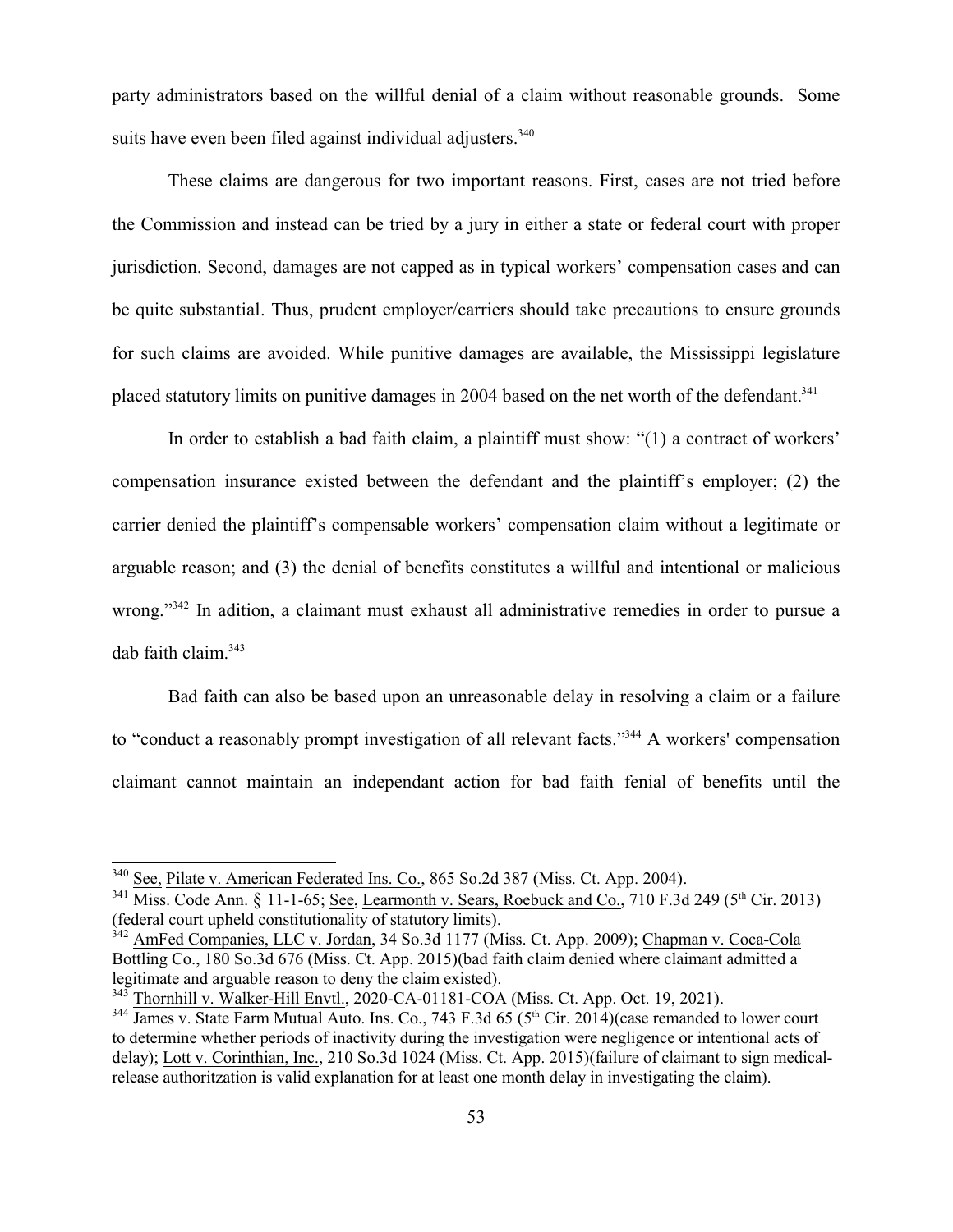party administrators based on the willful denial of a claim without reasonable grounds. Some suits have even been filed against individual adjusters.[340]

These claims are dangerous for two important reasons. First, cases are not tried before the Commission and instead can be tried by a jury in either a state or federal court with proper jurisdiction. Second, damages are not capped as in typical workers' compensation cases and can be quite substantial. Thus, prudent employer/carriers should take precautions to ensure grounds for such claims are avoided. While punitive damages are available, the Mississippi legislature placed statutory limits on punitive damages in 2004 based on the net worth of the defendant.[341]

In order to establish a bad faith claim, a plaintiff must show: "(1) a contract of workers' compensation insurance existed between the defendant and the plaintiff's employer; (2) the carrier denied the plaintiff's compensable workers' compensation claim without a legitimate or arguable reason; and (3) the denial of benefits constitutes a willful and intentional or malicious wrong."[342] In adition, a claimant must exhaust all administrative remedies in order to pursue a dab faith claim.[343]

Bad faith can also be based upon an unreasonable delay in resolving a claim or a failure to "conduct a reasonably prompt investigation of all relevant facts."[344] A workers' compensation claimant cannot maintain an independant action for bad faith fenial of benefits until the

---

[340] See, Pilate v. American Federated Ins. Co., 865 So.2d 387 (Miss. Ct. App. 2004).

[341] Miss. Code Ann. § 11-1-65; See, Learmonth v. Sears, Roebuck and Co., 710 F.3d 249 (5th Cir. 2013) (federal court upheld constitutionality of statutory limits).

[342] AmFed Companies, LLC v. Jordan, 34 So.3d 1177 (Miss. Ct. App. 2009); Chapman v. Coca-Cola Bottling Co., 180 So.3d 676 (Miss. Ct. App. 2015)(bad faith claim denied where claimant admitted a legitimate and arguable reason to deny the claim existed).

[343] Thornhill v. Walker-Hill Envtl., 2020-CA-01181-COA (Miss. Ct. App. Oct. 19, 2021).

[344] James v. State Farm Mutual Auto. Ins. Co., 743 F.3d 65 (5th Cir. 2014)(case remanded to lower court to determine whether periods of inactivity during the investigation were negligence or intentional acts of delay); Lott v. Corinthian, Inc., 210 So.3d 1024 (Miss. Ct. App. 2015)(failure of claimant to sign medical-release authoritzation is valid explanation for at least one month delay in investigating the claim).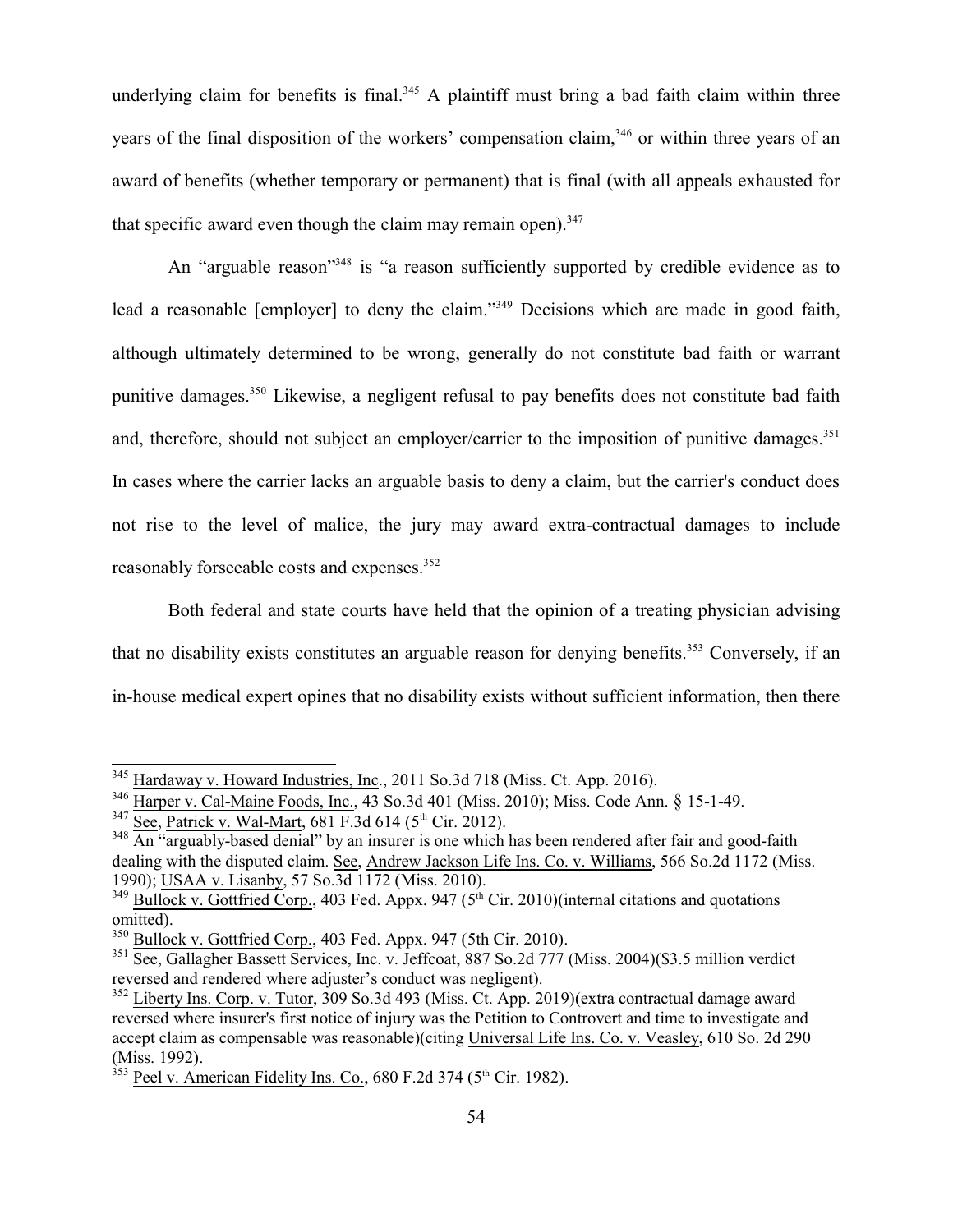underlying claim for benefits is final.[345] A plaintiff must bring a bad faith claim within three years of the final disposition of the workers' compensation claim,[346] or within three years of an award of benefits (whether temporary or permanent) that is final (with all appeals exhausted for that specific award even though the claim may remain open).[347]

An "arguable reason"[348] is "a reason sufficiently supported by credible evidence as to lead a reasonable [employer] to deny the claim."[349] Decisions which are made in good faith, although ultimately determined to be wrong, generally do not constitute bad faith or warrant punitive damages.[350] Likewise, a negligent refusal to pay benefits does not constitute bad faith and, therefore, should not subject an employer/carrier to the imposition of punitive damages.[351] In cases where the carrier lacks an arguable basis to deny a claim, but the carrier's conduct does not rise to the level of malice, the jury may award extra-contractual damages to include reasonably forseeable costs and expenses.[352]

Both federal and state courts have held that the opinion of a treating physician advising that no disability exists constitutes an arguable reason for denying benefits.[353] Conversely, if an in-house medical expert opines that no disability exists without sufficient information, then there

---

[345] Hardaway v. Howard Industries, Inc., 2011 So.3d 718 (Miss. Ct. App. 2016).

[346] Harper v. Cal-Maine Foods, Inc., 43 So.3d 401 (Miss. 2010); Miss. Code Ann. § 15-1-49.

[347] See, Patrick v. Wal-Mart, 681 F.3d 614 (5th Cir. 2012).

[348] An "arguably-based denial" by an insurer is one which has been rendered after fair and good-faith dealing with the disputed claim. See, Andrew Jackson Life Ins. Co. v. Williams, 566 So.2d 1172 (Miss. 1990); USAA v. Lisanby, 57 So.3d 1172 (Miss. 2010).

[349] Bullock v. Gottfried Corp., 403 Fed. Appx. 947 (5th Cir. 2010)(internal citations and quotations omitted).

[350] Bullock v. Gottfried Corp., 403 Fed. Appx. 947 (5th Cir. 2010).

[351] See, Gallagher Bassett Services, Inc. v. Jeffcoat, 887 So.2d 777 (Miss. 2004)($3.5 million verdict reversed and rendered where adjuster's conduct was negligent).

[352] Liberty Ins. Corp. v. Tutor, 309 So.3d 493 (Miss. Ct. App. 2019)(extra contractual damage award reversed where insurer's first notice of injury was the Petition to Controvert and time to investigate and accept claim as compensable was reasonable)(citing Universal Life Ins. Co. v. Veasley, 610 So. 2d 290 (Miss. 1992).

[353] Peel v. American Fidelity Ins. Co., 680 F.2d 374 (5th Cir. 1982).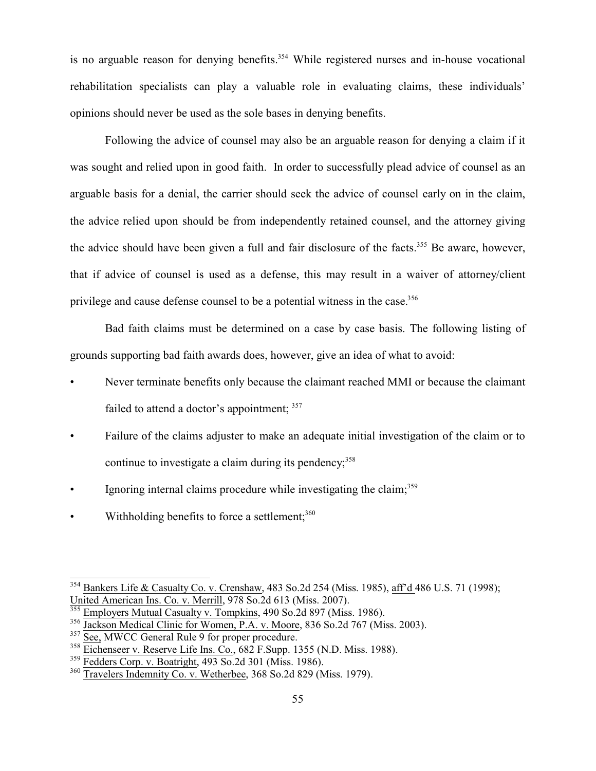is no arguable reason for denying benefits.[354] While registered nurses and in-house vocational rehabilitation specialists can play a valuable role in evaluating claims, these individuals' opinions should never be used as the sole bases in denying benefits.

Following the advice of counsel may also be an arguable reason for denying a claim if it was sought and relied upon in good faith. In order to successfully plead advice of counsel as an arguable basis for a denial, the carrier should seek the advice of counsel early on in the claim, the advice relied upon should be from independently retained counsel, and the attorney giving the advice should have been given a full and fair disclosure of the facts.[355] Be aware, however, that if advice of counsel is used as a defense, this may result in a waiver of attorney/client privilege and cause defense counsel to be a potential witness in the case.[356]

Bad faith claims must be determined on a case by case basis. The following listing of grounds supporting bad faith awards does, however, give an idea of what to avoid:

- Never terminate benefits only because the claimant reached MMI or because the claimant failed to attend a doctor's appointment; [357]
- Failure of the claims adjuster to make an adequate initial investigation of the claim or to continue to investigate a claim during its pendency;[358]
- Ignoring internal claims procedure while investigating the claim;[359]
- Withholding benefits to force a settlement;[360]

---

[354] Bankers Life & Casualty Co. v. Crenshaw, 483 So.2d 254 (Miss. 1985), aff'd 486 U.S. 71 (1998); United American Ins. Co. v. Merrill, 978 So.2d 613 (Miss. 2007).

[355] Employers Mutual Casualty v. Tompkins, 490 So.2d 897 (Miss. 1986).

[356] Jackson Medical Clinic for Women, P.A. v. Moore, 836 So.2d 767 (Miss. 2003).

[357] See, MWCC General Rule 9 for proper procedure.

[358] Eichenseer v. Reserve Life Ins. Co., 682 F.Supp. 1355 (N.D. Miss. 1988).

[359] Fedders Corp. v. Boatright, 493 So.2d 301 (Miss. 1986).

[360] Travelers Indemnity Co. v. Wetherbee, 368 So.2d 829 (Miss. 1979).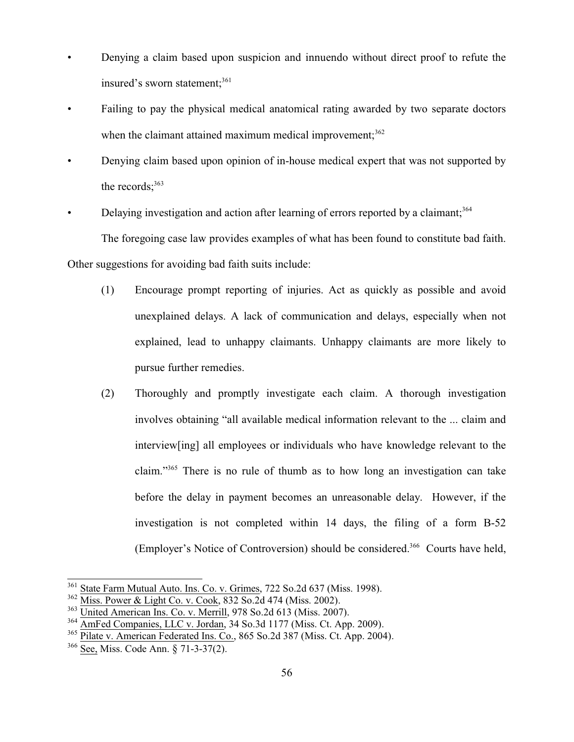- Denying a claim based upon suspicion and innuendo without direct proof to refute the insured's sworn statement;[361]
- Failing to pay the physical medical anatomical rating awarded by two separate doctors when the claimant attained maximum medical improvement;[362]
- Denying claim based upon opinion of in-house medical expert that was not supported by the records;[363]
- Delaying investigation and action after learning of errors reported by a claimant;[364]

The foregoing case law provides examples of what has been found to constitute bad faith. Other suggestions for avoiding bad faith suits include:

(1) Encourage prompt reporting of injuries. Act as quickly as possible and avoid unexplained delays. A lack of communication and delays, especially when not explained, lead to unhappy claimants. Unhappy claimants are more likely to pursue further remedies.

(2) Thoroughly and promptly investigate each claim. A thorough investigation involves obtaining "all available medical information relevant to the ... claim and interview[ing] all employees or individuals who have knowledge relevant to the claim."[365] There is no rule of thumb as to how long an investigation can take before the delay in payment becomes an unreasonable delay. However, if the investigation is not completed within 14 days, the filing of a form B-52 (Employer's Notice of Controversion) should be considered.[366] Courts have held,

---

[361] State Farm Mutual Auto. Ins. Co. v. Grimes, 722 So.2d 637 (Miss. 1998).
[362] Miss. Power & Light Co. v. Cook, 832 So.2d 474 (Miss. 2002).
[363] United American Ins. Co. v. Merrill, 978 So.2d 613 (Miss. 2007).
[364] AmFed Companies, LLC v. Jordan, 34 So.3d 1177 (Miss. Ct. App. 2009).
[365] Pilate v. American Federated Ins. Co., 865 So.2d 387 (Miss. Ct. App. 2004).
[366] See, Miss. Code Ann. § 71-3-37(2).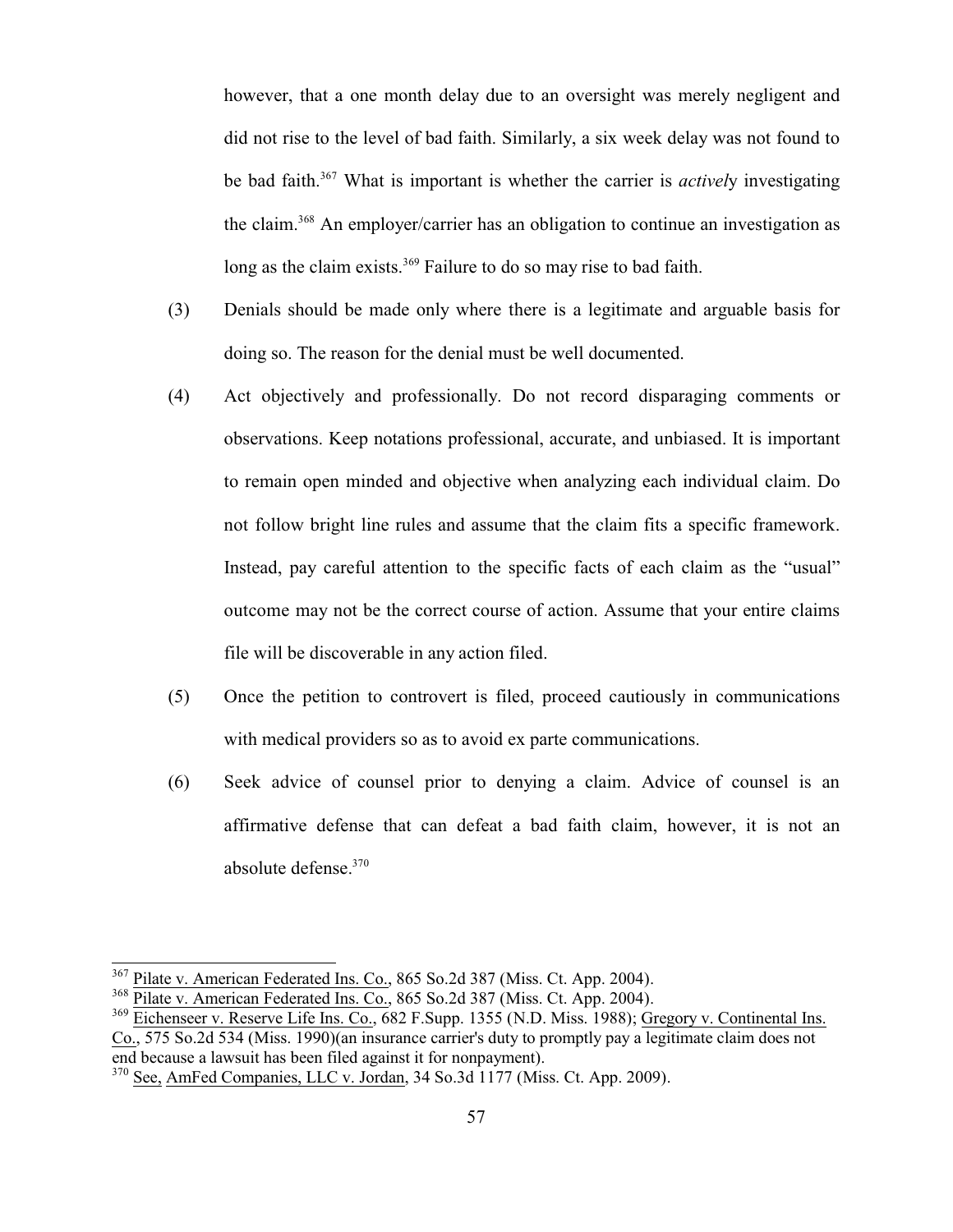however, that a one month delay due to an oversight was merely negligent and did not rise to the level of bad faith. Similarly, a six week delay was not found to be bad faith.[367] What is important is whether the carrier is *active*ly investigating the claim.[368] An employer/carrier has an obligation to continue an investigation as long as the claim exists.[369] Failure to do so may rise to bad faith.

(3) Denials should be made only where there is a legitimate and arguable basis for doing so. The reason for the denial must be well documented.

(4) Act objectively and professionally. Do not record disparaging comments or observations. Keep notations professional, accurate, and unbiased. It is important to remain open minded and objective when analyzing each individual claim. Do not follow bright line rules and assume that the claim fits a specific framework. Instead, pay careful attention to the specific facts of each claim as the "usual" outcome may not be the correct course of action. Assume that your entire claims file will be discoverable in any action filed.

(5) Once the petition to controvert is filed, proceed cautiously in communications with medical providers so as to avoid ex parte communications.

(6) Seek advice of counsel prior to denying a claim. Advice of counsel is an affirmative defense that can defeat a bad faith claim, however, it is not an absolute defense.[370]

---

[367] Pilate v. American Federated Ins. Co., 865 So.2d 387 (Miss. Ct. App. 2004).

[368] Pilate v. American Federated Ins. Co., 865 So.2d 387 (Miss. Ct. App. 2004).

[369] Eichenseer v. Reserve Life Ins. Co., 682 F.Supp. 1355 (N.D. Miss. 1988); Gregory v. Continental Ins. Co., 575 So.2d 534 (Miss. 1990)(an insurance carrier's duty to promptly pay a legitimate claim does not end because a lawsuit has been filed against it for nonpayment).

[370] See, AmFed Companies, LLC v. Jordan, 34 So.3d 1177 (Miss. Ct. App. 2009).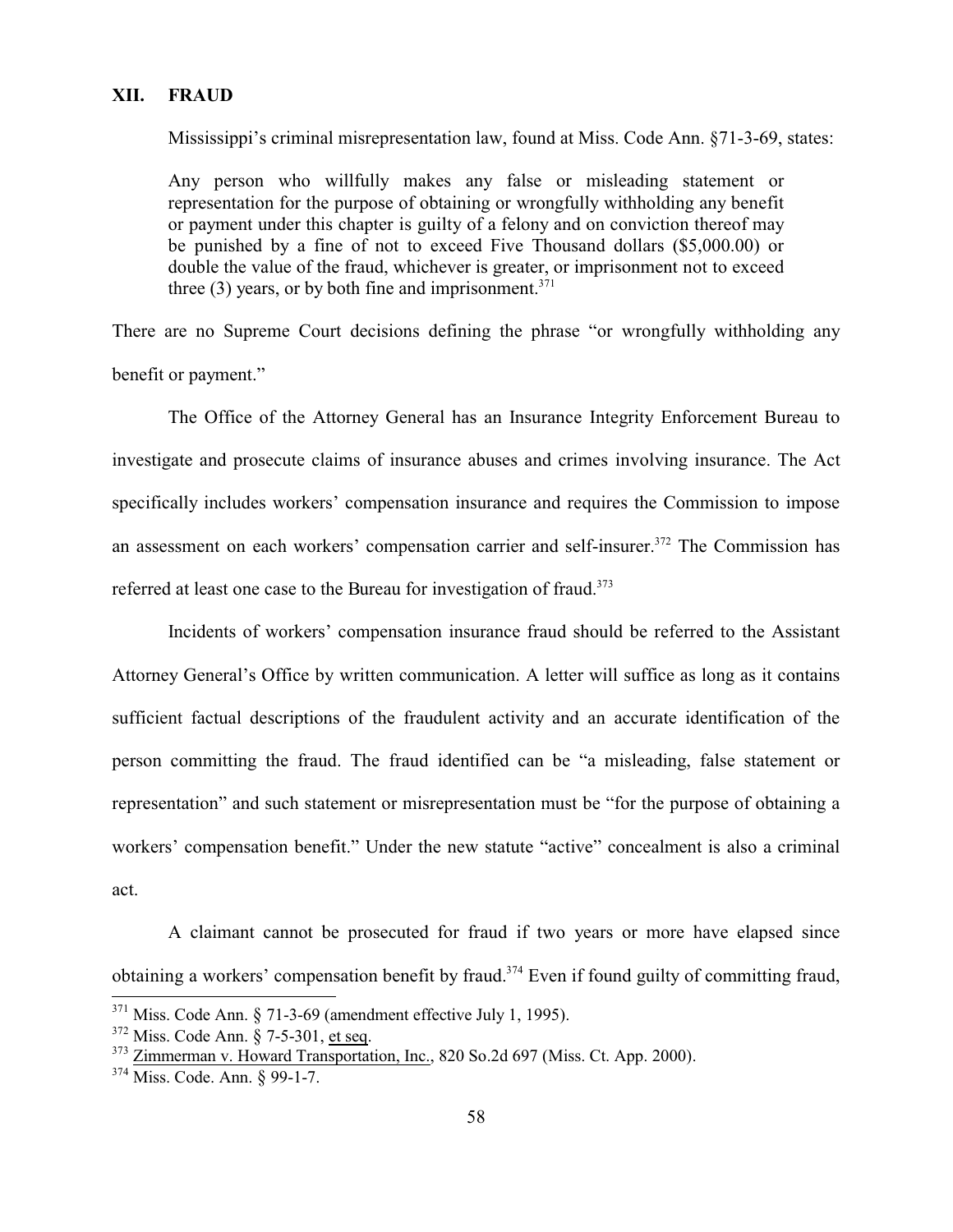## XII. FRAUD

Mississippi's criminal misrepresentation law, found at Miss. Code Ann. §71-3-69, states:

> Any person who willfully makes any false or misleading statement or representation for the purpose of obtaining or wrongfully withholding any benefit or payment under this chapter is guilty of a felony and on conviction thereof may be punished by a fine of not to exceed Five Thousand dollars ($5,000.00) or double the value of the fraud, whichever is greater, or imprisonment not to exceed three (3) years, or by both fine and imprisonment.[371]

There are no Supreme Court decisions defining the phrase "or wrongfully withholding any benefit or payment."

The Office of the Attorney General has an Insurance Integrity Enforcement Bureau to investigate and prosecute claims of insurance abuses and crimes involving insurance. The Act specifically includes workers' compensation insurance and requires the Commission to impose an assessment on each workers' compensation carrier and self-insurer.[372] The Commission has referred at least one case to the Bureau for investigation of fraud.[373]

Incidents of workers' compensation insurance fraud should be referred to the Assistant Attorney General's Office by written communication. A letter will suffice as long as it contains sufficient factual descriptions of the fraudulent activity and an accurate identification of the person committing the fraud. The fraud identified can be "a misleading, false statement or representation" and such statement or misrepresentation must be "for the purpose of obtaining a workers' compensation benefit." Under the new statute "active" concealment is also a criminal act.

A claimant cannot be prosecuted for fraud if two years or more have elapsed since obtaining a workers' compensation benefit by fraud.[374] Even if found guilty of committing fraud,

---

[371] Miss. Code Ann. § 71-3-69 (amendment effective July 1, 1995).

[372] Miss. Code Ann. § 7-5-301, et seq.

[373] Zimmerman v. Howard Transportation, Inc., 820 So.2d 697 (Miss. Ct. App. 2000).

[374] Miss. Code. Ann. § 99-1-7.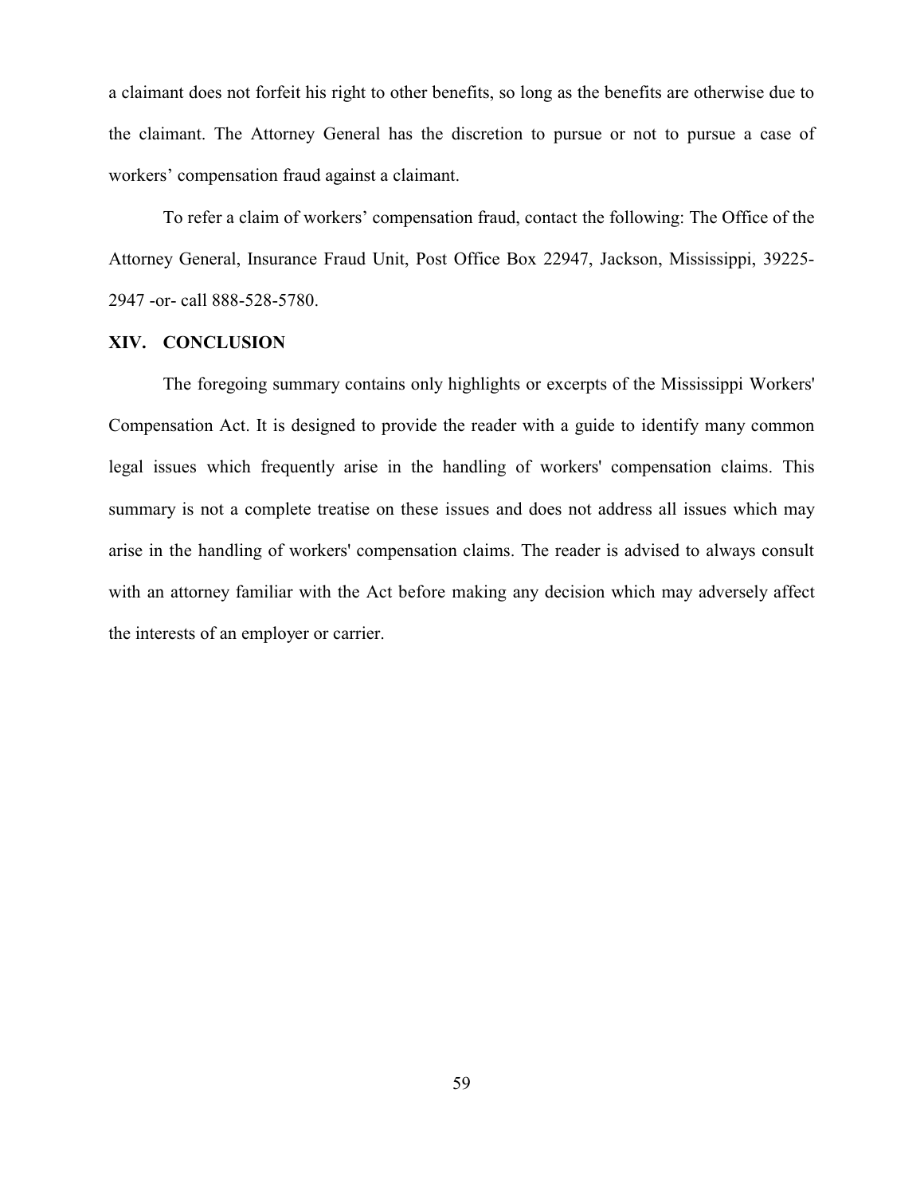a claimant does not forfeit his right to other benefits, so long as the benefits are otherwise due to the claimant. The Attorney General has the discretion to pursue or not to pursue a case of workers' compensation fraud against a claimant.

To refer a claim of workers' compensation fraud, contact the following: The Office of the Attorney General, Insurance Fraud Unit, Post Office Box 22947, Jackson, Mississippi, 39225-2947 -or- call 888-528-5780.

## XIV. CONCLUSION

The foregoing summary contains only highlights or excerpts of the Mississippi Workers' Compensation Act. It is designed to provide the reader with a guide to identify many common legal issues which frequently arise in the handling of workers' compensation claims. This summary is not a complete treatise on these issues and does not address all issues which may arise in the handling of workers' compensation claims. The reader is advised to always consult with an attorney familiar with the Act before making any decision which may adversely affect the interests of an employer or carrier.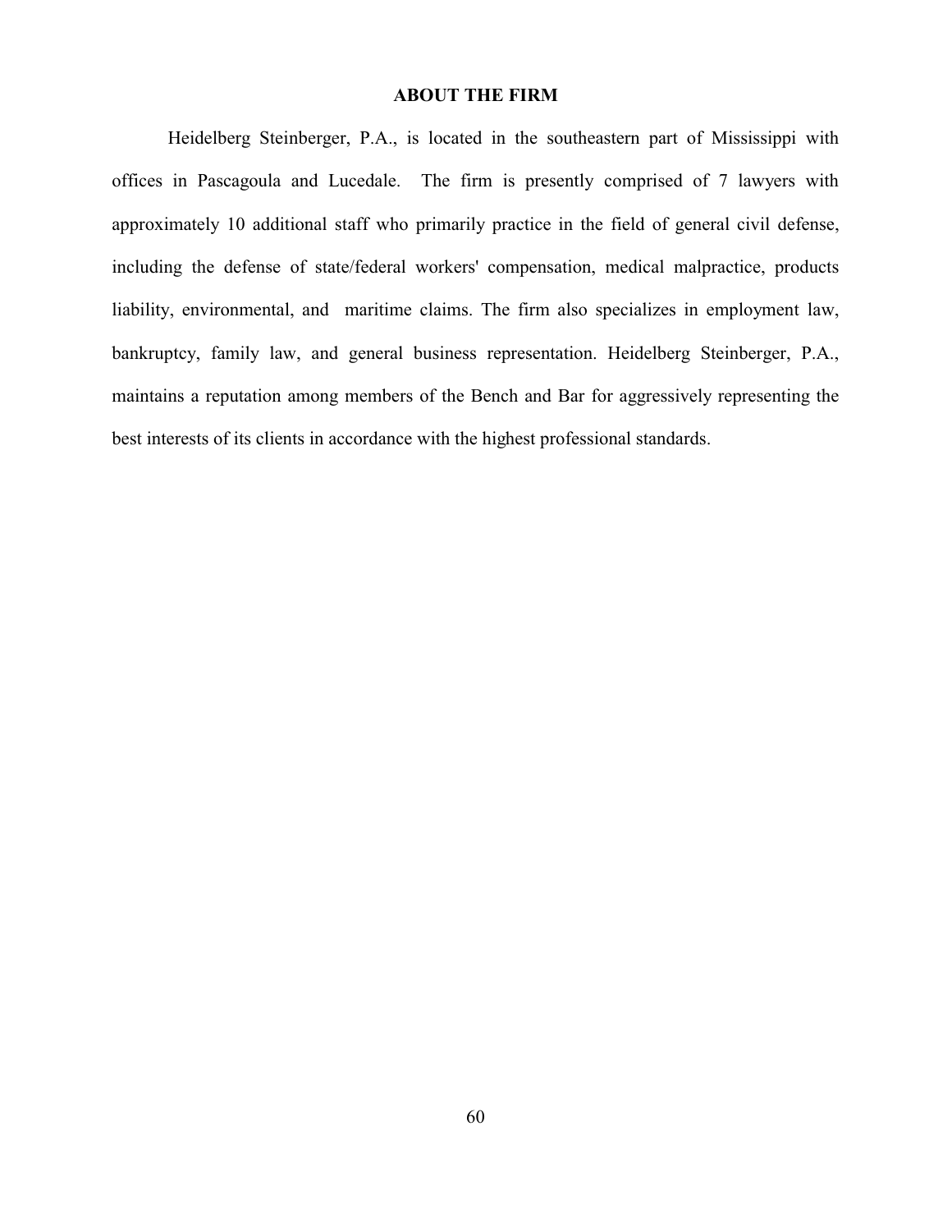## ABOUT THE FIRM

Heidelberg Steinberger, P.A., is located in the southeastern part of Mississippi with offices in Pascagoula and Lucedale. The firm is presently comprised of 7 lawyers with approximately 10 additional staff who primarily practice in the field of general civil defense, including the defense of state/federal workers' compensation, medical malpractice, products liability, environmental, and maritime claims. The firm also specializes in employment law, bankruptcy, family law, and general business representation. Heidelberg Steinberger, P.A., maintains a reputation among members of the Bench and Bar for aggressively representing the best interests of its clients in accordance with the highest professional standards.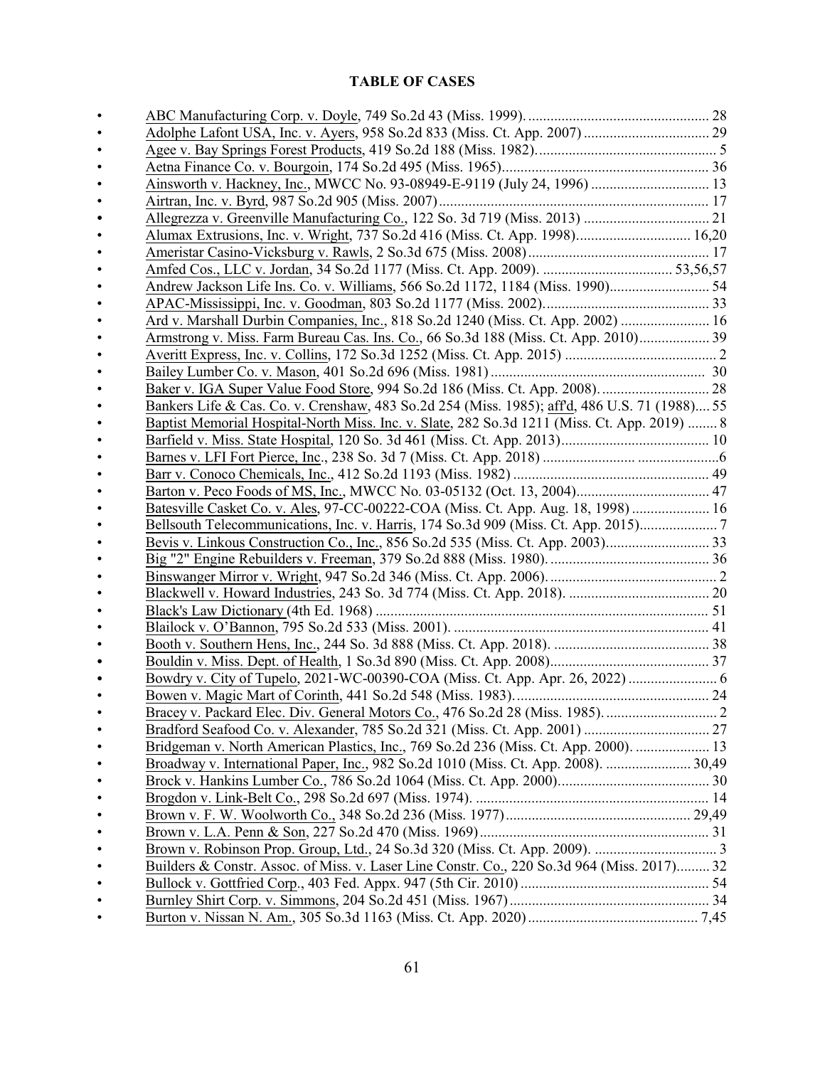**TABLE OF CASES**

- ABC Manufacturing Corp. v. Doyle, 749 So.2d 43 (Miss. 1999). ................................................ 28
- Adolphe Lafont USA, Inc. v. Ayers, 958 So.2d 833 (Miss. Ct. App. 2007) .................................. 29
- Agee v. Bay Springs Forest Products, 419 So.2d 188 (Miss. 1982)................................................ 5
- Aetna Finance Co. v. Bourgoin, 174 So.2d 495 (Miss. 1965)........................................................ 36
- Ainsworth v. Hackney, Inc., MWCC No. 93-08949-E-9119 (July 24, 1996) ................................ 13
- Airtran, Inc. v. Byrd, 987 So.2d 905 (Miss. 2007)......................................................................... 17
- Allegrezza v. Greenville Manufacturing Co., 122 So. 3d 719 (Miss. 2013) .................................. 21
- Alumax Extrusions, Inc. v. Wright, 737 So.2d 416 (Miss. Ct. App. 1998)............................... 16,20
- Ameristar Casino-Vicksburg v. Rawls, 2 So.3d 675 (Miss. 2008)................................................. 17
- Amfed Cos., LLC v. Jordan, 34 So.2d 1177 (Miss. Ct. App. 2009). ................................... 53,56,57
- Andrew Jackson Life Ins. Co. v. Williams, 566 So.2d 1172, 1184 (Miss. 1990)........................... 54
- APAC-Mississippi, Inc. v. Goodman, 803 So.2d 1177 (Miss. 2002)............................................. 33
- Ard v. Marshall Durbin Companies, Inc., 818 So.2d 1240 (Miss. Ct. App. 2002) ........................ 16
- Armstrong v. Miss. Farm Bureau Cas. Ins. Co., 66 So.3d 188 (Miss. Ct. App. 2010)................... 39
- Averitt Express, Inc. v. Collins, 172 So.3d 1252 (Miss. Ct. App. 2015) ......................................... 2
- Bailey Lumber Co. v. Mason, 401 So.2d 696 (Miss. 1981) .......................................................... 30
- Baker v. IGA Super Value Food Store, 994 So.2d 186 (Miss. Ct. App. 2008). ............................. 28
- Bankers Life & Cas. Co. v. Crenshaw, 483 So.2d 254 (Miss. 1985); aff'd, 486 U.S. 71 (1988).... 55
- Baptist Memorial Hospital-North Miss. Inc. v. Slate, 282 So.3d 1211 (Miss. Ct. App. 2019) ........ 8
- Barfield v. Miss. State Hospital, 120 So. 3d 461 (Miss. Ct. App. 2013)........................................ 10
- Barnes v. LFI Fort Pierce, Inc., 238 So. 3d 7 (Miss. Ct. App. 2018) ..............................................6
- Barr v. Conoco Chemicals, Inc., 412 So.2d 1193 (Miss. 1982) ..................................................... 49
- Barton v. Peco Foods of MS, Inc., MWCC No. 03-05132 (Oct. 13, 2004).................................... 47
- Batesville Casket Co. v. Ales, 97-CC-00222-COA (Miss. Ct. App. Aug. 18, 1998) ..................... 16
- Bellsouth Telecommunications, Inc. v. Harris, 174 So.3d 909 (Miss. Ct. App. 2015)..................... 7
- Bevis v. Linkous Construction Co., Inc., 856 So.2d 535 (Miss. Ct. App. 2003)............................ 33
- Big "2" Engine Rebuilders v. Freeman, 379 So.2d 888 (Miss. 1980). ........................................... 36
- Binswanger Mirror v. Wright, 947 So.2d 346 (Miss. Ct. App. 2006). ............................................. 2
- Blackwell v. Howard Industries, 243 So. 3d 774 (Miss. Ct. App. 2018). ...................................... 20
- Black's Law Dictionary (4th Ed. 1968) ......................................................................................... 51
- Blailock v. O'Bannon, 795 So.2d 533 (Miss. 2001). ..................................................................... 41
- Booth v. Southern Hens, Inc., 244 So. 3d 888 (Miss. Ct. App. 2018). .......................................... 38
- Bouldin v. Miss. Dept. of Health, 1 So.3d 890 (Miss. Ct. App. 2008)........................................... 37
- Bowdry v. City of Tupelo, 2021-WC-00390-COA (Miss. Ct. App. Apr. 26, 2022) ........................ 6
- Bowen v. Magic Mart of Corinth, 441 So.2d 548 (Miss. 1983).................................................... 24
- Bracey v. Packard Elec. Div. General Motors Co., 476 So.2d 28 (Miss. 1985). ............................. 2
- Bradford Seafood Co. v. Alexander, 785 So.2d 321 (Miss. Ct. App. 2001) .................................. 27
- Bridgeman v. North American Plastics, Inc., 769 So.2d 236 (Miss. Ct. App. 2000). .................... 13
- Broadway v. International Paper, Inc., 982 So.2d 1010 (Miss. Ct. App. 2008). ....................... 30,49
- Brock v. Hankins Lumber Co., 786 So.2d 1064 (Miss. Ct. App. 2000)......................................... 30
- Brogdon v. Link-Belt Co., 298 So.2d 697 (Miss. 1974). ............................................................... 14
- Brown v. F. W. Woolworth Co., 348 So.2d 236 (Miss. 1977)................................................. 29,49
- Brown v. L.A. Penn & Son, 227 So.2d 470 (Miss. 1969).............................................................. 31
- Brown v. Robinson Prop. Group, Ltd., 24 So.3d 320 (Miss. Ct. App. 2009). ................................. 3
- Builders & Constr. Assoc. of Miss. v. Laser Line Constr. Co., 220 So.3d 964 (Miss. 2017)......... 32
- Bullock v. Gottfried Corp., 403 Fed. Appx. 947 (5th Cir. 2010) ................................................... 54
- Burnley Shirt Corp. v. Simmons, 204 So.2d 451 (Miss. 1967)...................................................... 34
- Burton v. Nissan N. Am., 305 So.3d 1163 (Miss. Ct. App. 2020)............................................. 7,45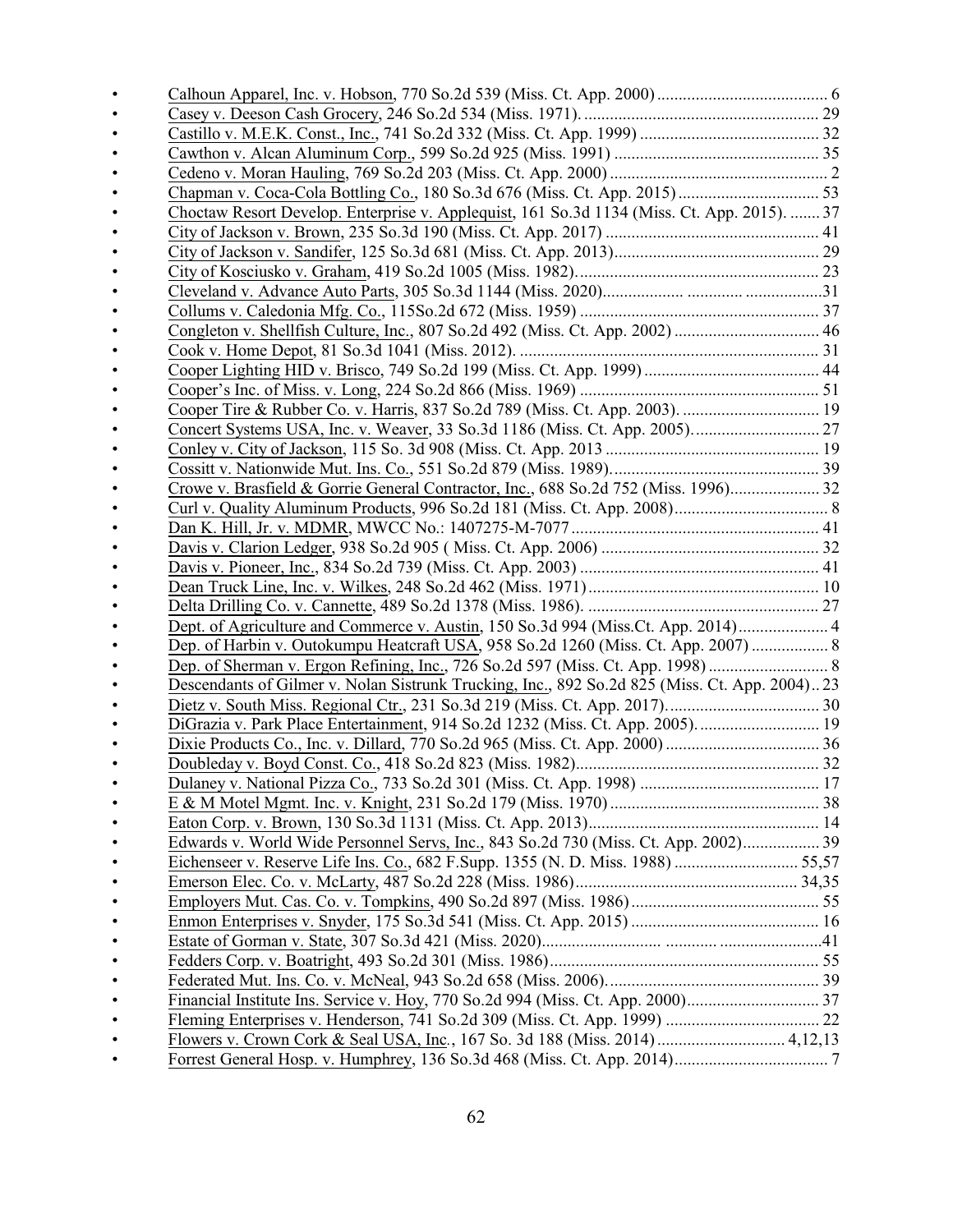- Calhoun Apparel, Inc. v. Hobson, 770 So.2d 539 (Miss. Ct. App. 2000) ........................................ 6
- Casey v. Deeson Cash Grocery, 246 So.2d 534 (Miss. 1971). ....................................................... 29
- Castillo v. M.E.K. Const., Inc., 741 So.2d 332 (Miss. Ct. App. 1999) .......................................... 32
- Cawthon v. Alcan Aluminum Corp., 599 So.2d 925 (Miss. 1991) ................................................ 35
- Cedeno v. Moran Hauling, 769 So.2d 203 (Miss. Ct. App. 2000) ................................................... 2
- Chapman v. Coca-Cola Bottling Co., 180 So.3d 676 (Miss. Ct. App. 2015) ................................. 53
- Choctaw Resort Develop. Enterprise v. Applequist, 161 So.3d 1134 (Miss. Ct. App. 2015). ....... 37
- City of Jackson v. Brown, 235 So.3d 190 (Miss. Ct. App. 2017) .................................................. 41
- City of Jackson v. Sandifer, 125 So.3d 681 (Miss. Ct. App. 2013)................................................. 29
- City of Kosciusko v. Graham, 419 So.2d 1005 (Miss. 1982). ......................................................... 23
- Cleveland v. Advance Auto Parts, 305 So.3d 1144 (Miss. 2020).................. ............. ..................31
- Collums v. Caledonia Mfg. Co., 115So.2d 672 (Miss. 1959) ........................................................ 37
- Congleton v. Shellfish Culture, Inc., 807 So.2d 492 (Miss. Ct. App. 2002) .................................. 46
- Cook v. Home Depot, 81 So.3d 1041 (Miss. 2012). ....................................................................... 31
- Cooper Lighting HID v. Brisco, 749 So.2d 199 (Miss. Ct. App. 1999) ......................................... 44
- Cooper's Inc. of Miss. v. Long, 224 So.2d 866 (Miss. 1969) ........................................................ 51
- Cooper Tire & Rubber Co. v. Harris, 837 So.2d 789 (Miss. Ct. App. 2003). ................................ 19
- Concert Systems USA, Inc. v. Weaver, 33 So.3d 1186 (Miss. Ct. App. 2005)............................. 27
- Conley v. City of Jackson, 115 So. 3d 908 (Miss. Ct. App. 2013 .................................................. 19
- Cossitt v. Nationwide Mut. Ins. Co., 551 So.2d 879 (Miss. 1989)................................................ 39
- Crowe v. Brasfield & Gorrie General Contractor, Inc., 688 So.2d 752 (Miss. 1996)..................... 32
- Curl v. Quality Aluminum Products, 996 So.2d 181 (Miss. Ct. App. 2008).................................... 8
- Dan K. Hill, Jr. v. MDMR, MWCC No.: 1407275-M-7077 .......................................................... 41
- Davis v. Clarion Ledger, 938 So.2d 905 ( Miss. Ct. App. 2006) ................................................... 32
- Davis v. Pioneer, Inc., 834 So.2d 739 (Miss. Ct. App. 2003) ........................................................ 41
- Dean Truck Line, Inc. v. Wilkes, 248 So.2d 462 (Miss. 1971)...................................................... 10
- Delta Drilling Co. v. Cannette, 489 So.2d 1378 (Miss. 1986). ...................................................... 27
- Dept. of Agriculture and Commerce v. Austin, 150 So.3d 994 (Miss.Ct. App. 2014)..................... 4
- Dep. of Harbin v. Outokumpu Heatcraft USA, 958 So.2d 1260 (Miss. Ct. App. 2007) .................. 8
- Dep. of Sherman v. Ergon Refining, Inc., 726 So.2d 597 (Miss. Ct. App. 1998) ............................ 8
- Descendants of Gilmer v. Nolan Sistrunk Trucking, Inc., 892 So.2d 825 (Miss. Ct. App. 2004).. 23
- Dietz v. South Miss. Regional Ctr., 231 So.3d 219 (Miss. Ct. App. 2017)................................... 30
- DiGrazia v. Park Place Entertainment, 914 So.2d 1232 (Miss. Ct. App. 2005). ............................ 19
- Dixie Products Co., Inc. v. Dillard, 770 So.2d 965 (Miss. Ct. App. 2000) .................................... 36
- Doubleday v. Boyd Const. Co., 418 So.2d 823 (Miss. 1982)......................................................... 32
- Dulaney v. National Pizza Co., 733 So.2d 301 (Miss. Ct. App. 1998) .......................................... 17
- E & M Motel Mgmt. Inc. v. Knight, 231 So.2d 179 (Miss. 1970) ................................................. 38
- Eaton Corp. v. Brown, 130 So.3d 1131 (Miss. Ct. App. 2013)...................................................... 14
- Edwards v. World Wide Personnel Servs, Inc., 843 So.2d 730 (Miss. Ct. App. 2002).................. 39
- Eichenseer v. Reserve Life Ins. Co., 682 F.Supp. 1355 (N. D. Miss. 1988) ............................. 55,57
- Emerson Elec. Co. v. McLarty, 487 So.2d 228 (Miss. 1986).................................................... 34,35
- Employers Mut. Cas. Co. v. Tompkins, 490 So.2d 897 (Miss. 1986) ............................................ 55
- Enmon Enterprises v. Snyder, 175 So.3d 541 (Miss. Ct. App. 2015) ............................................ 16
- Estate of Gorman v. State, 307 So.3d 421 (Miss. 2020)............................ .......... .......................41
- Fedders Corp. v. Boatright, 493 So.2d 301 (Miss. 1986)............................................................... 55
- Federated Mut. Ins. Co. v. McNeal, 943 So.2d 658 (Miss. 2006).................................................. 39
- Financial Institute Ins. Service v. Hoy, 770 So.2d 994 (Miss. Ct. App. 2000)............................... 37
- Fleming Enterprises v. Henderson, 741 So.2d 309 (Miss. Ct. App. 1999) .................................... 22
- Flowers v. Crown Cork & Seal USA, Inc., 167 So. 3d 188 (Miss. 2014) ............................. 4,12,13
- Forrest General Hosp. v. Humphrey, 136 So.3d 468 (Miss. Ct. App. 2014).................................... 7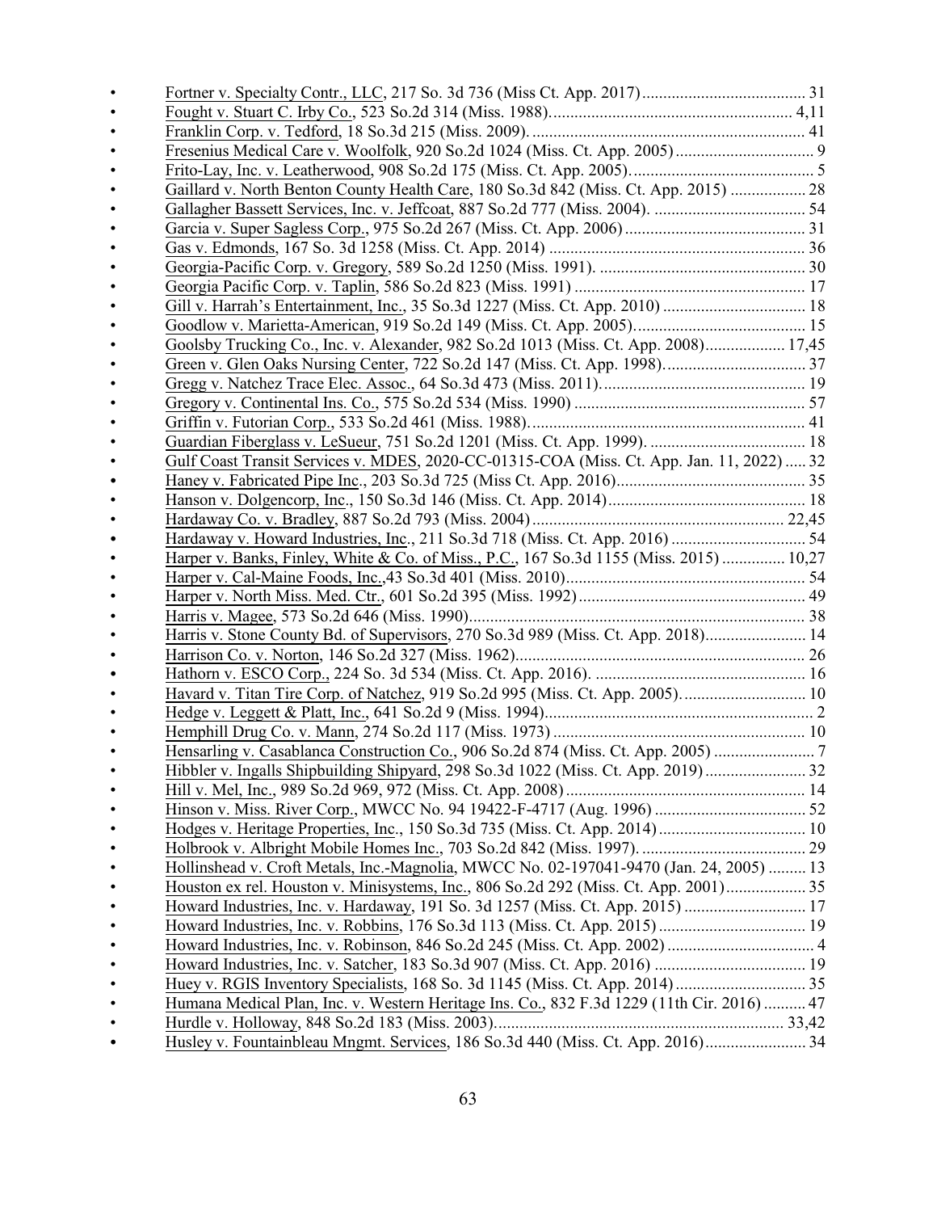- Fortner v. Specialty Contr., LLC, 217 So. 3d 736 (Miss Ct. App. 2017) ....................................... 31
- Fought v. Stuart C. Irby Co., 523 So.2d 314 (Miss. 1988).......................................................... 4,11
- Franklin Corp. v. Tedford, 18 So.3d 215 (Miss. 2009). ................................................................. 41
- Fresenius Medical Care v. Woolfolk, 920 So.2d 1024 (Miss. Ct. App. 2005) ................................. 9
- Frito-Lay, Inc. v. Leatherwood, 908 So.2d 175 (Miss. Ct. App. 2005)........................................... 5
- Gaillard v. North Benton County Health Care, 180 So.3d 842 (Miss. Ct. App. 2015) .................. 28
- Gallagher Bassett Services, Inc. v. Jeffcoat, 887 So.2d 777 (Miss. 2004). .................................... 54
- Garcia v. Super Sagless Corp., 975 So.2d 267 (Miss. Ct. App. 2006) ........................................... 31
- Gas v. Edmonds, 167 So. 3d 1258 (Miss. Ct. App. 2014) ............................................................. 36
- Georgia-Pacific Corp. v. Gregory, 589 So.2d 1250 (Miss. 1991). ................................................. 30
- Georgia Pacific Corp. v. Taplin, 586 So.2d 823 (Miss. 1991) ....................................................... 17
- Gill v. Harrah's Entertainment, Inc., 35 So.3d 1227 (Miss. Ct. App. 2010) .................................. 18
- Goodlow v. Marietta-American, 919 So.2d 149 (Miss. Ct. App. 2005)......................................... 15
- Goolsby Trucking Co., Inc. v. Alexander, 982 So.2d 1013 (Miss. Ct. App. 2008).................. 17,45
- Green v. Glen Oaks Nursing Center, 722 So.2d 147 (Miss. Ct. App. 1998).................................. 37
- Gregg v. Natchez Trace Elec. Assoc., 64 So.3d 473 (Miss. 2011)................................................. 19
- Gregory v. Continental Ins. Co., 575 So.2d 534 (Miss. 1990) ....................................................... 57
- Griffin v. Futorian Corp., 533 So.2d 461 (Miss. 1988).................................................................. 41
- Guardian Fiberglass v. LeSueur, 751 So.2d 1201 (Miss. Ct. App. 1999). ..................................... 18
- Gulf Coast Transit Services v. MDES, 2020-CC-01315-COA (Miss. Ct. App. Jan. 11, 2022) ..... 32
- Haney v. Fabricated Pipe Inc., 203 So.3d 725 (Miss Ct. App. 2016)............................................. 35
- Hanson v. Dolgencorp, Inc., 150 So.3d 146 (Miss. Ct. App. 2014)............................................... 18
- Hardaway Co. v. Bradley, 887 So.2d 793 (Miss. 2004)............................................................ 22,45
- Hardaway v. Howard Industries, Inc., 211 So.3d 718 (Miss. Ct. App. 2016) ................................ 54
- Harper v. Banks, Finley, White & Co. of Miss., P.C., 167 So.3d 1155 (Miss. 2015) ............... 10,27
- Harper v. Cal-Maine Foods, Inc.,43 So.3d 401 (Miss. 2010)......................................................... 54
- Harper v. North Miss. Med. Ctr., 601 So.2d 395 (Miss. 1992)...................................................... 49
- Harris v. Magee, 573 So.2d 646 (Miss. 1990)................................................................................ 38
- Harris v. Stone County Bd. of Supervisors, 270 So.3d 989 (Miss. Ct. App. 2018)........................ 14
- Harrison Co. v. Norton, 146 So.2d 327 (Miss. 1962).................................................................... 26
- Hathorn v. ESCO Corp., 224 So. 3d 534 (Miss. Ct. App. 2016). .................................................. 16
- Havard v. Titan Tire Corp. of Natchez, 919 So.2d 995 (Miss. Ct. App. 2005).............................. 10
- Hedge v. Leggett & Platt, Inc., 641 So.2d 9 (Miss. 1994)................................................................ 2
- Hemphill Drug Co. v. Mann, 274 So.2d 117 (Miss. 1973) ............................................................ 10
- Hensarling v. Casablanca Construction Co., 906 So.2d 874 (Miss. Ct. App. 2005) ........................ 7
- Hibbler v. Ingalls Shipbuilding Shipyard, 298 So.3d 1022 (Miss. Ct. App. 2019)........................ 32
- Hill v. Mel, Inc., 989 So.2d 969, 972 (Miss. Ct. App. 2008)......................................................... 14
- Hinson v. Miss. River Corp., MWCC No. 94 19422-F-4717 (Aug. 1996) .................................... 52
- Hodges v. Heritage Properties, Inc., 150 So.3d 735 (Miss. Ct. App. 2014)................................... 10
- Holbrook v. Albright Mobile Homes Inc., 703 So.2d 842 (Miss. 1997). ....................................... 29
- Hollinshead v. Croft Metals, Inc.-Magnolia, MWCC No. 02-197041-9470 (Jan. 24, 2005) ......... 13
- Houston ex rel. Houston v. Minisystems, Inc., 806 So.2d 292 (Miss. Ct. App. 2001)................... 35
- Howard Industries, Inc. v. Hardaway, 191 So. 3d 1257 (Miss. Ct. App. 2015) ............................ 17
- Howard Industries, Inc. v. Robbins, 176 So.3d 113 (Miss. Ct. App. 2015)................................... 19
- Howard Industries, Inc. v. Robinson, 846 So.2d 245 (Miss. Ct. App. 2002) ................................... 4
- Howard Industries, Inc. v. Satcher, 183 So.3d 907 (Miss. Ct. App. 2016) .................................... 19
- Huey v. RGIS Inventory Specialists, 168 So. 3d 1145 (Miss. Ct. App. 2014) ............................... 35
- Humana Medical Plan, Inc. v. Western Heritage Ins. Co., 832 F.3d 1229 (11th Cir. 2016) .......... 47
- Hurdle v. Holloway, 848 So.2d 183 (Miss. 2003)..................................................................... 33,42
- Husley v. Fountainbleau Mngmt. Services, 186 So.3d 440 (Miss. Ct. App. 2016)........................ 34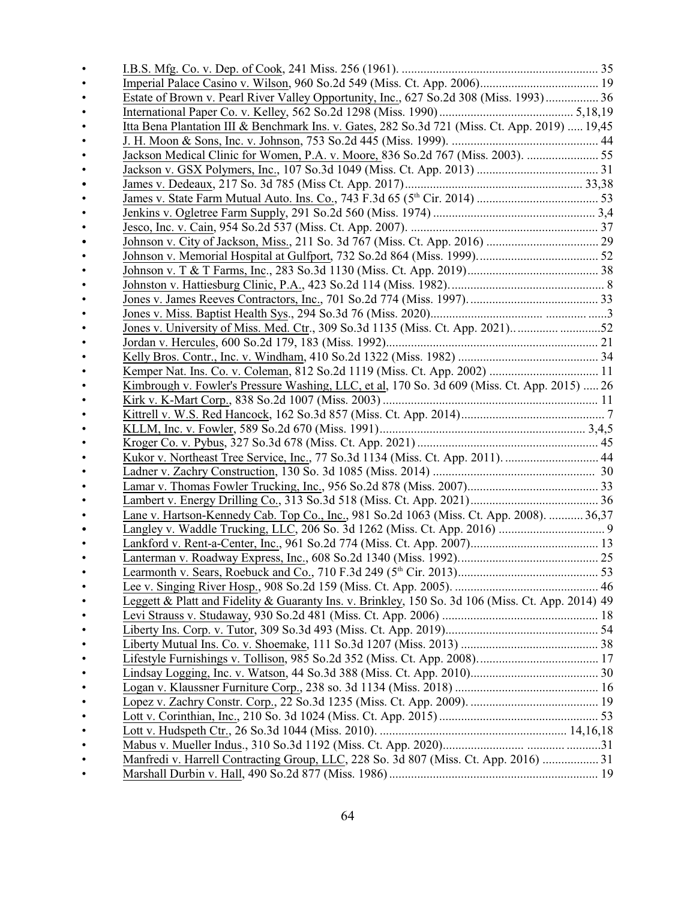- I.B.S. Mfg. Co. v. Dep. of Cook, 241 Miss. 256 (1961). ............................................................... 35
- Imperial Palace Casino v. Wilson, 960 So.2d 549 (Miss. Ct. App. 2006)...................................... 19
- Estate of Brown v. Pearl River Valley Opportunity, Inc., 627 So.2d 308 (Miss. 1993)................. 36
- International Paper Co. v. Kelley, 562 So.2d 1298 (Miss. 1990)........................................... 5,18,19
- Itta Bena Plantation III & Benchmark Ins. v. Gates, 282 So.3d 721 (Miss. Ct. App. 2019) ..... 19,45
- J. H. Moon & Sons, Inc. v. Johnson, 753 So.2d 445 (Miss. 1999). ............................................... 44
- Jackson Medical Clinic for Women, P.A. v. Moore, 836 So.2d 767 (Miss. 2003). ....................... 55
- Jackson v. GSX Polymers, Inc., 107 So.3d 1049 (Miss. Ct. App. 2013) ....................................... 31
- James v. Dedeaux, 217 So. 3d 785 (Miss Ct. App. 2017)......................................................... 33,38
- James v. State Farm Mutual Auto. Ins. Co., 743 F.3d 65 (5th Cir. 2014) ....................................... 53
- Jenkins v. Ogletree Farm Supply, 291 So.2d 560 (Miss. 1974) .................................................... 3,4
- Jesco, Inc. v. Cain, 954 So.2d 537 (Miss. Ct. App. 2007). ............................................................ 37
- Johnson v. City of Jackson, Miss., 211 So. 3d 767 (Miss. Ct. App. 2016) .................................... 29
- Johnson v. Memorial Hospital at Gulfport, 732 So.2d 864 (Miss. 1999)....................................... 52
- Johnson v. T & T Farms, Inc., 283 So.3d 1130 (Miss. Ct. App. 2019).......................................... 38
- Johnston v. Hattiesburg Clinic, P.A., 423 So.2d 114 (Miss. 1982)................................................. 8
- Jones v. James Reeves Contractors, Inc., 701 So.2d 774 (Miss. 1997).......................................... 33
- Jones v. Miss. Baptist Health Sys., 294 So.3d 76 (Miss. 2020).................................... .............3
- Jones v. University of Miss. Med. Ctr., 309 So.3d 1135 (Miss. Ct. App. 2021).. ............ .............52
- Jordan v. Hercules, 600 So.2d 179, 183 (Miss. 1992).................................................................... 21
- Kelly Bros. Contr., Inc. v. Windham, 410 So.2d 1322 (Miss. 1982) ............................................. 34
- Kemper Nat. Ins. Co. v. Coleman, 812 So.2d 1119 (Miss. Ct. App. 2002) ................................... 11
- Kimbrough v. Fowler's Pressure Washing, LLC, et al, 170 So. 3d 609 (Miss. Ct. App. 2015) ..... 26
- Kirk v. K-Mart Corp., 838 So.2d 1007 (Miss. 2003) ..................................................................... 11
- Kittrell v. W.S. Red Hancock, 162 So.3d 857 (Miss. Ct. App. 2014).............................................. 7
- KLLM, Inc. v. Fowler, 589 So.2d 670 (Miss. 1991).................................................................. 3,4,5
- Kroger Co. v. Pybus, 327 So.3d 678 (Miss. Ct. App. 2021) .......................................................... 45
- Kukor v. Northeast Tree Service, Inc., 77 So.3d 1134 (Miss. Ct. App. 2011). .............................. 44
- Ladner v. Zachry Construction, 130 So. 3d 1085 (Miss. 2014) .................................................... 30
- Lamar v. Thomas Fowler Trucking, Inc., 956 So.2d 878 (Miss. 2007).......................................... 33
- Lambert v. Energy Drilling Co., 313 So.3d 518 (Miss. Ct. App. 2021)......................................... 36
- Lane v. Hartson-Kennedy Cab. Top Co., Inc., 981 So.2d 1063 (Miss. Ct. App. 2008). ........... 36,37
- Langley v. Waddle Trucking, LLC, 206 So. 3d 1262 (Miss. Ct. App. 2016) ................................. 9
- Lankford v. Rent-a-Center, Inc., 961 So.2d 774 (Miss. Ct. App. 2007)......................................... 13
- Lanterman v. Roadway Express, Inc., 608 So.2d 1340 (Miss. 1992)............................................. 25
- Learmonth v. Sears, Roebuck and Co., 710 F.3d 249 (5th Cir. 2013)............................................. 53
- Lee v. Singing River Hosp., 908 So.2d 159 (Miss. Ct. App. 2005). .............................................. 46
- Leggett & Platt and Fidelity & Guaranty Ins. v. Brinkley, 150 So. 3d 106 (Miss. Ct. App. 2014) 49
- Levi Strauss v. Studaway, 930 So.2d 481 (Miss. Ct. App. 2006) .................................................. 18
- Liberty Ins. Corp. v. Tutor, 309 So.3d 493 (Miss. Ct. App. 2019)................................................. 54
- Liberty Mutual Ins. Co. v. Shoemake, 111 So.3d 1207 (Miss. 2013) ............................................ 38
- Lifestyle Furnishings v. Tollison, 985 So.2d 352 (Miss. Ct. App. 2008)....................................... 17
- Lindsay Logging, Inc. v. Watson, 44 So.3d 388 (Miss. Ct. App. 2010)......................................... 30
- Logan v. Klaussner Furniture Corp., 238 so. 3d 1134 (Miss. 2018) ............................................. 16
- Lopez v. Zachry Constr. Corp., 22 So.3d 1235 (Miss. Ct. App. 2009). ......................................... 19
- Lott v. Corinthian, Inc., 210 So. 3d 1024 (Miss. Ct. App. 2015)................................................... 53
- Lott v. Hudspeth Ctr., 26 So.3d 1044 (Miss. 2010). ............................................................ 14,16,18
- Mabus v. Mueller Indus., 310 So.3d 1192 (Miss. Ct. App. 2020)......................... ...........31
- Manfredi v. Harrell Contracting Group, LLC, 228 So. 3d 807 (Miss. Ct. App. 2016) .................. 31
- Marshall Durbin v. Hall, 490 So.2d 877 (Miss. 1986).................................................................. 19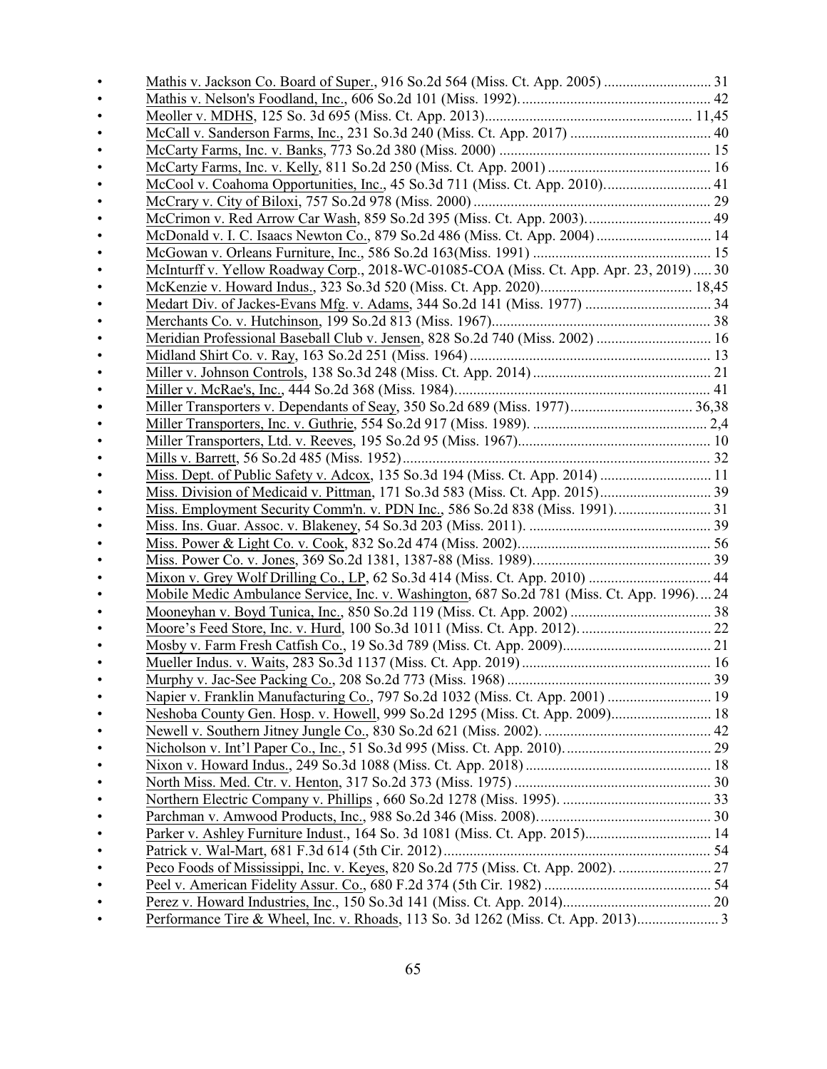- Mathis v. Jackson Co. Board of Super., 916 So.2d 564 (Miss. Ct. App. 2005) ............................ 31
- Mathis v. Nelson's Foodland, Inc., 606 So.2d 101 (Miss. 1992)................................................... 42
- Meoller v. MDHS, 125 So. 3d 695 (Miss. Ct. App. 2013)........................................................ 11,45
- McCall v. Sanderson Farms, Inc., 231 So.3d 240 (Miss. Ct. App. 2017) ...................................... 40
- McCarty Farms, Inc. v. Banks, 773 So.2d 380 (Miss. 2000) ......................................................... 15
- McCarty Farms, Inc. v. Kelly, 811 So.2d 250 (Miss. Ct. App. 2001) ........................................... 16
- McCool v. Coahoma Opportunities, Inc., 45 So.3d 711 (Miss. Ct. App. 2010)............................ 41
- McCrary v. City of Biloxi, 757 So.2d 978 (Miss. 2000) ................................................................ 29
- McCrimon v. Red Arrow Car Wash, 859 So.2d 395 (Miss. Ct. App. 2003)................................. 49
- McDonald v. I. C. Isaacs Newton Co., 879 So.2d 486 (Miss. Ct. App. 2004) .............................. 14
- McGowan v. Orleans Furniture, Inc., 586 So.2d 163(Miss. 1991) ................................................ 15
- McInturff v. Yellow Roadway Corp., 2018-WC-01085-COA (Miss. Ct. App. Apr. 23, 2019) ..... 30
- McKenzie v. Howard Indus., 323 So.3d 520 (Miss. Ct. App. 2020)......................................... 18,45
- Medart Div. of Jackes-Evans Mfg. v. Adams, 344 So.2d 141 (Miss. 1977) .................................. 34
- Merchants Co. v. Hutchinson, 199 So.2d 813 (Miss. 1967)........................................................... 38
- Meridian Professional Baseball Club v. Jensen, 828 So.2d 740 (Miss. 2002) ............................... 16
- Midland Shirt Co. v. Ray, 163 So.2d 251 (Miss. 1964) ................................................................. 13
- Miller v. Johnson Controls, 138 So.3d 248 (Miss. Ct. App. 2014) ................................................ 21
- Miller v. McRae's, Inc., 444 So.2d 368 (Miss. 1984)..................................................................... 41
- Miller Transporters v. Dependants of Seay, 350 So.2d 689 (Miss. 1977)................................. 36,38
- Miller Transporters, Inc. v. Guthrie, 554 So.2d 917 (Miss. 1989). ............................................... 2,4
- Miller Transporters, Ltd. v. Reeves, 195 So.2d 95 (Miss. 1967).................................................... 10
- Mills v. Barrett, 56 So.2d 485 (Miss. 1952)................................................................................... 32
- Miss. Dept. of Public Safety v. Adcox, 135 So.3d 194 (Miss. Ct. App. 2014) .............................. 11
- Miss. Division of Medicaid v. Pittman, 171 So.3d 583 (Miss. Ct. App. 2015).............................. 39
- Miss. Employment Security Comm'n. v. PDN Inc., 586 So.2d 838 (Miss. 1991).......................... 31
- Miss. Ins. Guar. Assoc. v. Blakeney, 54 So.3d 203 (Miss. 2011). ................................................. 39
- Miss. Power & Light Co. v. Cook, 832 So.2d 474 (Miss. 2002).................................................... 56
- Miss. Power Co. v. Jones, 369 So.2d 1381, 1387-88 (Miss. 1989)................................................ 39
- Mixon v. Grey Wolf Drilling Co., LP, 62 So.3d 414 (Miss. Ct. App. 2010) ................................. 44
- Mobile Medic Ambulance Service, Inc. v. Washington, 687 So.2d 781 (Miss. Ct. App. 1996).... 24
- Mooneyhan v. Boyd Tunica, Inc., 850 So.2d 119 (Miss. Ct. App. 2002) ...................................... 38
- Moore's Feed Store, Inc. v. Hurd, 100 So.3d 1011 (Miss. Ct. App. 2012). ................................... 22
- Mosby v. Farm Fresh Catfish Co., 19 So.3d 789 (Miss. Ct. App. 2009)........................................ 21
- Mueller Indus. v. Waits, 283 So.3d 1137 (Miss. Ct. App. 2019) ................................................... 16
- Murphy v. Jac-See Packing Co., 208 So.2d 773 (Miss. 1968) ....................................................... 39
- Napier v. Franklin Manufacturing Co., 797 So.2d 1032 (Miss. Ct. App. 2001) ........................... 19
- Neshoba County Gen. Hosp. v. Howell, 999 So.2d 1295 (Miss. Ct. App. 2009)........................... 18
- Newell v. Southern Jitney Jungle Co., 830 So.2d 621 (Miss. 2002). ............................................. 42
- Nicholson v. Int'l Paper Co., Inc., 51 So.3d 995 (Miss. Ct. App. 2010). ....................................... 29
- Nixon v. Howard Indus., 249 So.3d 1088 (Miss. Ct. App. 2018) .................................................. 18
- North Miss. Med. Ctr. v. Henton, 317 So.2d 373 (Miss. 1975) ..................................................... 30
- Northern Electric Company v. Phillips , 660 So.2d 1278 (Miss. 1995). ........................................ 33
- Parchman v. Amwood Products, Inc., 988 So.2d 346 (Miss. 2008).............................................. 30
- Parker v. Ashley Furniture Indust., 164 So. 3d 1081 (Miss. Ct. App. 2015).................................. 14
- Patrick v. Wal-Mart, 681 F.3d 614 (5th Cir. 2012)........................................................................ 54
- Peco Foods of Mississippi, Inc. v. Keyes, 820 So.2d 775 (Miss. Ct. App. 2002). ......................... 27
- Peel v. American Fidelity Assur. Co., 680 F.2d 374 (5th Cir. 1982) ............................................. 54
- Perez v. Howard Industries, Inc., 150 So.3d 141 (Miss. Ct. App. 2014)........................................ 20
- Performance Tire & Wheel, Inc. v. Rhoads, 113 So. 3d 1262 (Miss. Ct. App. 2013)...................... 3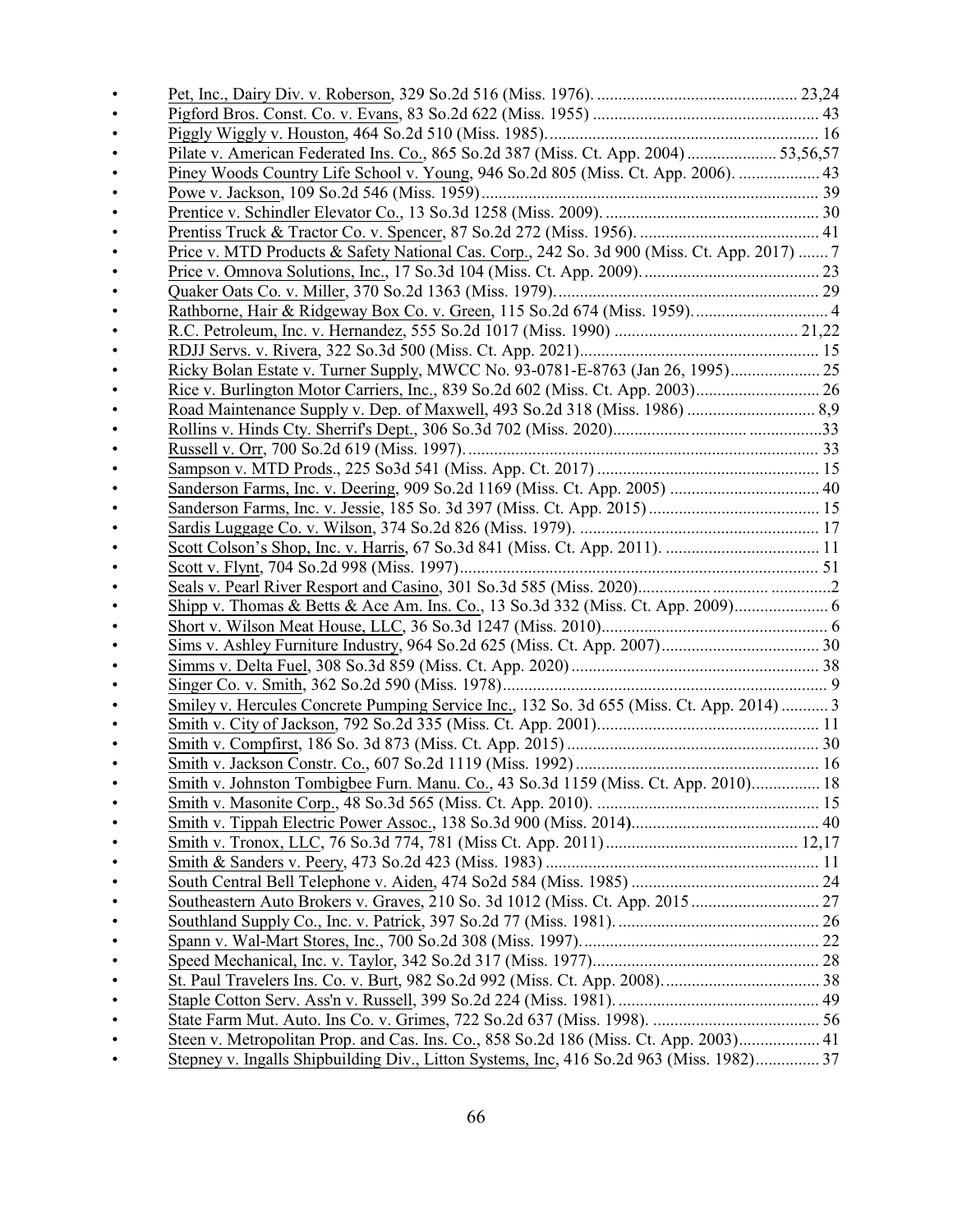- Pet, Inc., Dairy Div. v. Roberson, 329 So.2d 516 (Miss. 1976). ............................................. 23,24
- Pigford Bros. Const. Co. v. Evans, 83 So.2d 622 (Miss. 1955) ................................................... 43
- Piggly Wiggly v. Houston, 464 So.2d 510 (Miss. 1985)............................................................... 16
- Pilate v. American Federated Ins. Co., 865 So.2d 387 (Miss. Ct. App. 2004) .................... 53,56,57
- Piney Woods Country Life School v. Young, 946 So.2d 805 (Miss. Ct. App. 2006). ................... 43
- Powe v. Jackson, 109 So.2d 546 (Miss. 1959).............................................................................. 39
- Prentice v. Schindler Elevator Co., 13 So.3d 1258 (Miss. 2009). .................................................. 30
- Prentiss Truck & Tractor Co. v. Spencer, 87 So.2d 272 (Miss. 1956). .......................................... 41
- Price v. MTD Products & Safety National Cas. Corp., 242 So. 3d 900 (Miss. Ct. App. 2017) ....... 7
- Price v. Omnova Solutions, Inc., 17 So.3d 104 (Miss. Ct. App. 2009). ......................................... 23
- Quaker Oats Co. v. Miller, 370 So.2d 1363 (Miss. 1979). ............................................................. 29
- Rathborne, Hair & Ridgeway Box Co. v. Green, 115 So.2d 674 (Miss. 1959). .............................. 4
- R.C. Petroleum, Inc. v. Hernandez, 555 So.2d 1017 (Miss. 1990) .......................................... 21,22
- RDJJ Servs. v. Rivera, 322 So.3d 500 (Miss. Ct. App. 2021)........................................................ 15
- Ricky Bolan Estate v. Turner Supply, MWCC No. 93-0781-E-8763 (Jan 26, 1995).................... 25
- Rice v. Burlington Motor Carriers, Inc., 839 So.2d 602 (Miss. Ct. App. 2003)............................ 26
- Road Maintenance Supply v. Dep. of Maxwell, 493 So.2d 318 (Miss. 1986) ............................. 8,9
- Rollins v. Hinds Cty. Sherrif's Dept., 306 So.3d 702 (Miss. 2020)................................................33
- Russell v. Orr, 700 So.2d 619 (Miss. 1997). .................................................................................. 33
- Sampson v. MTD Prods., 225 So3d 541 (Miss. App. Ct. 2017) ................................................... 15
- Sanderson Farms, Inc. v. Deering, 909 So.2d 1169 (Miss. Ct. App. 2005) .................................. 40
- Sanderson Farms, Inc. v. Jessie, 185 So. 3d 397 (Miss. Ct. App. 2015)........................................ 15
- Sardis Luggage Co. v. Wilson, 374 So.2d 826 (Miss. 1979). ........................................................ 17
- Scott Colson's Shop, Inc. v. Harris, 67 So.3d 841 (Miss. Ct. App. 2011). .................................... 11
- Scott v. Flynt, 704 So.2d 998 (Miss. 1997).................................................................................... 51
- Seals v. Pearl River Resport and Casino, 301 So.3d 585 (Miss. 2020)..........................................2
- Shipp v. Thomas & Betts & Ace Am. Ins. Co., 13 So.3d 332 (Miss. Ct. App. 2009)...................... 6
- Short v. Wilson Meat House, LLC, 36 So.3d 1247 (Miss. 2010)..................................................... 6
- Sims v. Ashley Furniture Industry, 964 So.2d 625 (Miss. Ct. App. 2007)..................................... 30
- Simms v. Delta Fuel, 308 So.3d 859 (Miss. Ct. App. 2020) .......................................................... 38
- Singer Co. v. Smith, 362 So.2d 590 (Miss. 1978)............................................................................ 9
- Smiley v. Hercules Concrete Pumping Service Inc., 132 So. 3d 655 (Miss. Ct. App. 2014) ........... 3
- Smith v. City of Jackson, 792 So.2d 335 (Miss. Ct. App. 2001).................................................... 11
- Smith v. Compfirst, 186 So. 3d 873 (Miss. Ct. App. 2015) ........................................................... 30
- Smith v. Jackson Constr. Co., 607 So.2d 1119 (Miss. 1992) ......................................................... 16
- Smith v. Johnston Tombigbee Furn. Manu. Co., 43 So.3d 1159 (Miss. Ct. App. 2010)................ 18
- Smith v. Masonite Corp., 48 So.3d 565 (Miss. Ct. App. 2010). .................................................... 15
- Smith v. Tippah Electric Power Assoc., 138 So.3d 900 (Miss. 2014)............................................ 40
- Smith v. Tronox, LLC, 76 So.3d 774, 781 (Miss Ct. App. 2011) ............................................. 12,17
- Smith & Sanders v. Peery, 473 So.2d 423 (Miss. 1983) ................................................................ 11
- South Central Bell Telephone v. Aiden, 474 So2d 584 (Miss. 1985) ............................................ 24
- Southeastern Auto Brokers v. Graves, 210 So. 3d 1012 (Miss. Ct. App. 2015 .............................. 27
- Southland Supply Co., Inc. v. Patrick, 397 So.2d 77 (Miss. 1981). ............................................... 26
- Spann v. Wal-Mart Stores, Inc., 700 So.2d 308 (Miss. 1997). ....................................................... 22
- Speed Mechanical, Inc. v. Taylor, 342 So.2d 317 (Miss. 1977)..................................................... 28
- St. Paul Travelers Ins. Co. v. Burt, 982 So.2d 992 (Miss. Ct. App. 2008)..................................... 38
- Staple Cotton Serv. Ass'n v. Russell, 399 So.2d 224 (Miss. 1981). ............................................... 49
- State Farm Mut. Auto. Ins Co. v. Grimes, 722 So.2d 637 (Miss. 1998). ....................................... 56
- Steen v. Metropolitan Prop. and Cas. Ins. Co., 858 So.2d 186 (Miss. Ct. App. 2003)................... 41
- Stepney v. Ingalls Shipbuilding Div., Litton Systems, Inc, 416 So.2d 963 (Miss. 1982)............... 37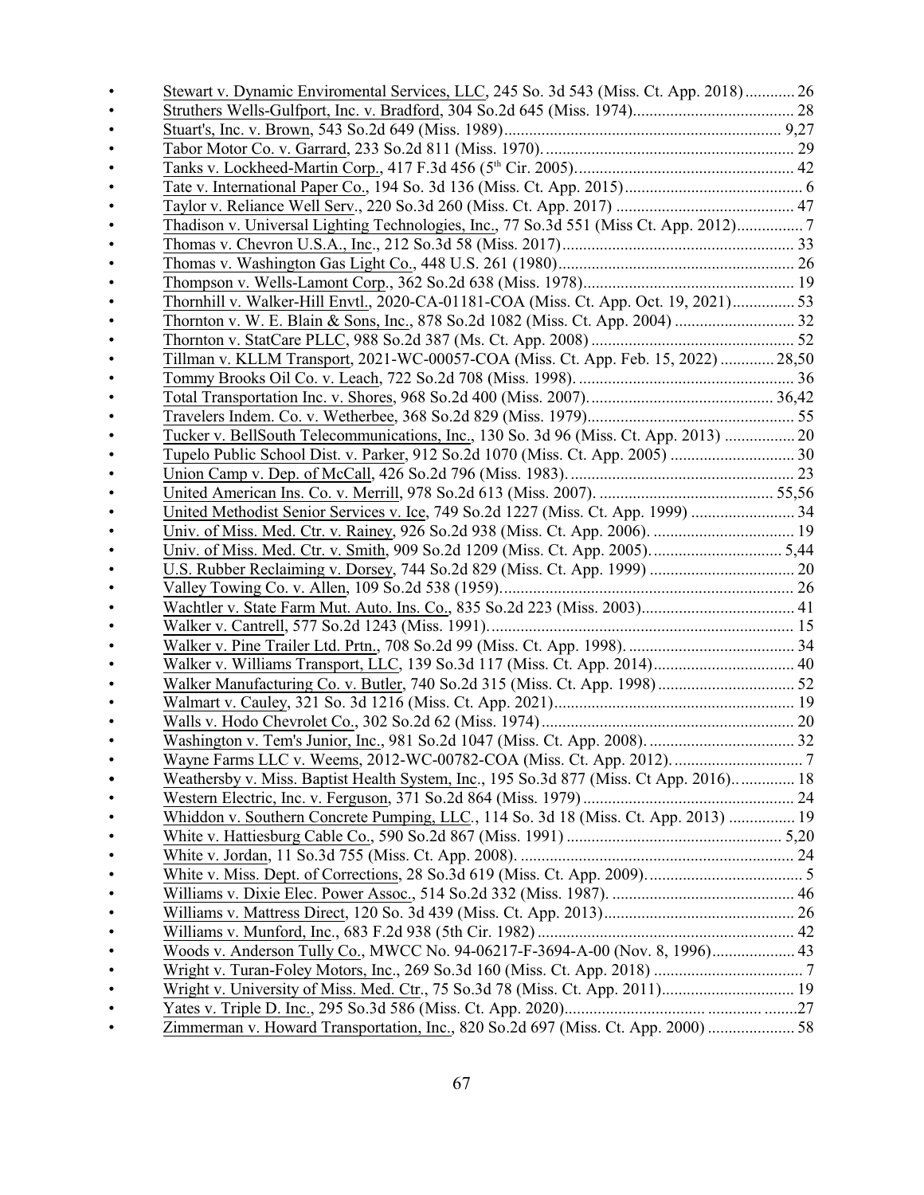- Stewart v. Dynamic Enviromental Services, LLC, 245 So. 3d 543 (Miss. Ct. App. 2018) ............ 26
- Struthers Wells-Gulfport, Inc. v. Bradford, 304 So.2d 645 (Miss. 1974) ....................................... 28
- Stuart's, Inc. v. Brown, 543 So.2d 649 (Miss. 1989) .................................................................. 9,27
- Tabor Motor Co. v. Garrard, 233 So.2d 811 (Miss. 1970) ............................................................ 29
- Tanks v. Lockheed-Martin Corp., 417 F.3d 456 (5th Cir. 2005) ..................................................... 42
- Tate v. International Paper Co., 194 So. 3d 136 (Miss. Ct. App. 2015) ........................................... 6
- Taylor v. Reliance Well Serv., 220 So.3d 260 (Miss. Ct. App. 2017) ........................................... 47
- Thadison v. Universal Lighting Technologies, Inc., 77 So.3d 551 (Miss Ct. App. 2012) ................ 7
- Thomas v. Chevron U.S.A., Inc., 212 So.3d 58 (Miss. 2017) ........................................................ 33
- Thomas v. Washington Gas Light Co., 448 U.S. 261 (1980) ......................................................... 26
- Thompson v. Wells-Lamont Corp., 362 So.2d 638 (Miss. 1978) ................................................... 19
- Thornhill v. Walker-Hill Envtl., 2020-CA-01181-COA (Miss. Ct. App. Oct. 19, 2021) ............... 53
- Thornton v. W. E. Blain & Sons, Inc., 878 So.2d 1082 (Miss. Ct. App. 2004) ............................ 32
- Thornton v. StatCare PLLC, 988 So.2d 387 (Ms. Ct. App. 2008) ................................................. 52
- Tillman v. KLLM Transport, 2021-WC-00057-COA (Miss. Ct. App. Feb. 15, 2022) ............. 28,50
- Tommy Brooks Oil Co. v. Leach, 722 So.2d 708 (Miss. 1998) .................................................... 36
- Total Transportation Inc. v. Shores, 968 So.2d 400 (Miss. 2007) ............................................ 36,42
- Travelers Indem. Co. v. Wetherbee, 368 So.2d 829 (Miss. 1979) .................................................. 55
- Tucker v. BellSouth Telecommunications, Inc., 130 So. 3d 96 (Miss. Ct. App. 2013) ................. 20
- Tupelo Public School Dist. v. Parker, 912 So.2d 1070 (Miss. Ct. App. 2005) .............................. 30
- Union Camp v. Dep. of McCall, 426 So.2d 796 (Miss. 1983) ....................................................... 23
- United American Ins. Co. v. Merrill, 978 So.2d 613 (Miss. 2007) .......................................... 55,56
- United Methodist Senior Services v. Ice, 749 So.2d 1227 (Miss. Ct. App. 1999) ......................... 34
- Univ. of Miss. Med. Ctr. v. Rainey, 926 So.2d 938 (Miss. Ct. App. 2006) .................................. 19
- Univ. of Miss. Med. Ctr. v. Smith, 909 So.2d 1209 (Miss. Ct. App. 2005) ............................... 5,44
- U.S. Rubber Reclaiming v. Dorsey, 744 So.2d 829 (Miss. Ct. App. 1999) ................................... 20
- Valley Towing Co. v. Allen, 109 So.2d 538 (1959) ....................................................................... 26
- Wachtler v. State Farm Mut. Auto. Ins. Co., 835 So.2d 223 (Miss. 2003) ..................................... 41
- Walker v. Cantrell, 577 So.2d 1243 (Miss. 1991) ......................................................................... 15
- Walker v. Pine Trailer Ltd. Prtn., 708 So.2d 99 (Miss. Ct. App. 1998) ........................................ 34
- Walker v. Williams Transport, LLC, 139 So.3d 117 (Miss. Ct. App. 2014) .................................. 40
- Walker Manufacturing Co. v. Butler, 740 So.2d 315 (Miss. Ct. App. 1998) ................................. 52
- Walmart v. Cauley, 321 So. 3d 1216 (Miss. Ct. App. 2021) .......................................................... 19
- Walls v. Hodo Chevrolet Co., 302 So.2d 62 (Miss. 1974) ............................................................. 20
- Washington v. Tem's Junior, Inc., 981 So.2d 1047 (Miss. Ct. App. 2008) ................................... 32
- Wayne Farms LLC v. Weems, 2012-WC-00782-COA (Miss. Ct. App. 2012) ............................... 7
- Weathersby v. Miss. Baptist Health System, Inc., 195 So.3d 877 (Miss. Ct App. 2016) .............. 18
- Western Electric, Inc. v. Ferguson, 371 So.2d 864 (Miss. 1979) ................................................... 24
- Whiddon v. Southern Concrete Pumping, LLC., 114 So. 3d 18 (Miss. Ct. App. 2013) ................ 19
- White v. Hattiesburg Cable Co., 590 So.2d 867 (Miss. 1991) .................................................... 5,20
- White v. Jordan, 11 So.3d 755 (Miss. Ct. App. 2008) .................................................................. 24
- White v. Miss. Dept. of Corrections, 28 So.3d 619 (Miss. Ct. App. 2009) ..................................... 5
- Williams v. Dixie Elec. Power Assoc., 514 So.2d 332 (Miss. 1987) ............................................ 46
- Williams v. Mattress Direct, 120 So. 3d 439 (Miss. Ct. App. 2013) ............................................. 26
- Williams v. Munford, Inc., 683 F.2d 938 (5th Cir. 1982) .............................................................. 42
- Woods v. Anderson Tully Co., MWCC No. 94-06217-F-3694-A-00 (Nov. 8, 1996) .................... 43
- Wright v. Turan-Foley Motors, Inc., 269 So.3d 160 (Miss. Ct. App. 2018) .................................... 7
- Wright v. University of Miss. Med. Ctr., 75 So.3d 78 (Miss. Ct. App. 2011) ................................ 19
- Yates v. Triple D. Inc., 295 So.3d 586 (Miss. Ct. App. 2020) ........................................................ 27
- Zimmerman v. Howard Transportation, Inc., 820 So.2d 697 (Miss. Ct. App. 2000) ..................... 58